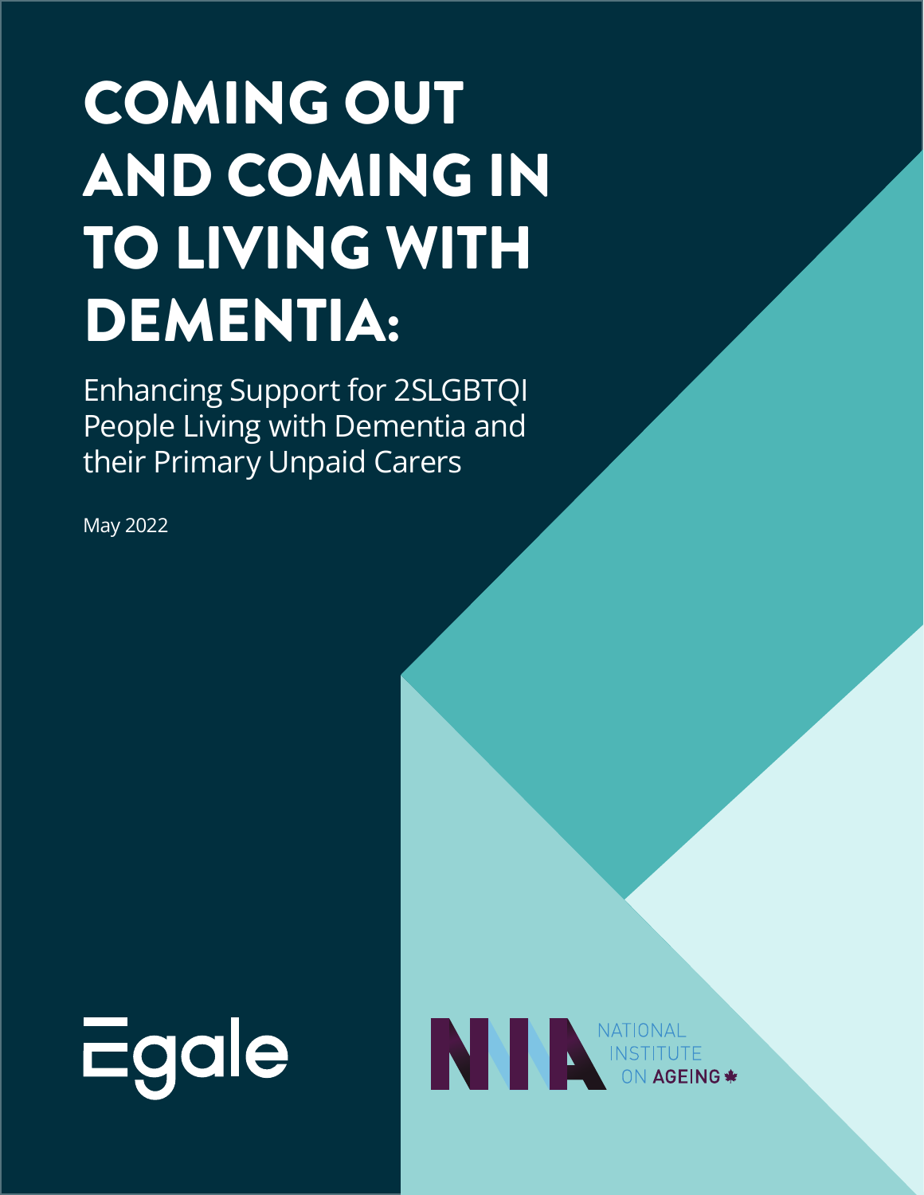# COMING OUT AND COMING IN TO LIVING WITH DEMENTIA:

Enhancing Support for 2SLGBTQI People Living with Dementia and their Primary Unpaid Carers

May 2022

Egale

NATIONAL INSTITUTE ON AGEING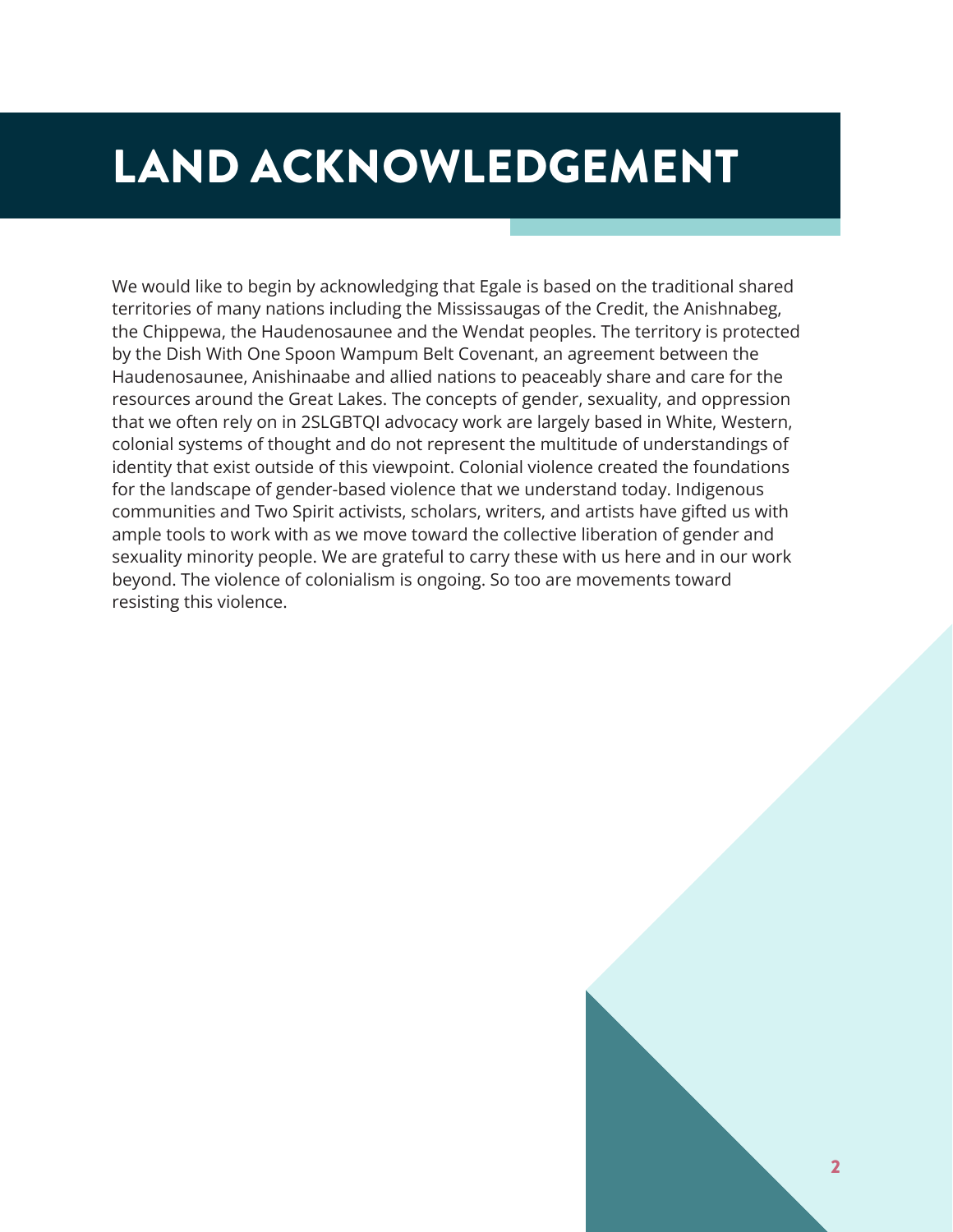# LAND ACKNOWLEDGEMENT

We would like to begin by acknowledging that Egale is based on the traditional shared territories of many nations including the Mississaugas of the Credit, the Anishnabeg, the Chippewa, the Haudenosaunee and the Wendat peoples. The territory is protected by the Dish With One Spoon Wampum Belt Covenant, an agreement between the Haudenosaunee, Anishinaabe and allied nations to peaceably share and care for the resources around the Great Lakes. The concepts of gender, sexuality, and oppression that we often rely on in 2SLGBTQI advocacy work are largely based in White, Western, colonial systems of thought and do not represent the multitude of understandings of identity that exist outside of this viewpoint. Colonial violence created the foundations for the landscape of gender-based violence that we understand today. Indigenous communities and Two Spirit activists, scholars, writers, and artists have gifted us with ample tools to work with as we move toward the collective liberation of gender and sexuality minority people. We are grateful to carry these with us here and in our work beyond. The violence of colonialism is ongoing. So too are movements toward resisting this violence.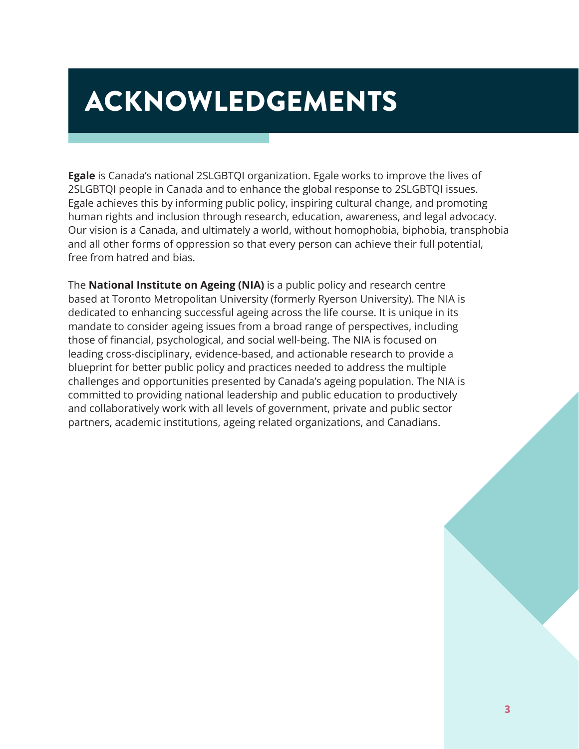# ACKNOWLEDGEMENTS

**Egale** is Canada's national 2SLGBTQI organization. Egale works to improve the lives of 2SLGBTQI people in Canada and to enhance the global response to 2SLGBTQI issues. Egale achieves this by informing public policy, inspiring cultural change, and promoting human rights and inclusion through research, education, awareness, and legal advocacy. Our vision is a Canada, and ultimately a world, without homophobia, biphobia, transphobia and all other forms of oppression so that every person can achieve their full potential, free from hatred and bias.

The **National Institute on Ageing (NIA)** is a public policy and research centre based at Toronto Metropolitan University (formerly Ryerson University). The NIA is dedicated to enhancing successful ageing across the life course. It is unique in its mandate to consider ageing issues from a broad range of perspectives, including those of financial, psychological, and social well-being. The NIA is focused on leading cross-disciplinary, evidence-based, and actionable research to provide a blueprint for better public policy and practices needed to address the multiple challenges and opportunities presented by Canada's ageing population. The NIA is committed to providing national leadership and public education to productively and collaboratively work with all levels of government, private and public sector partners, academic institutions, ageing related organizations, and Canadians.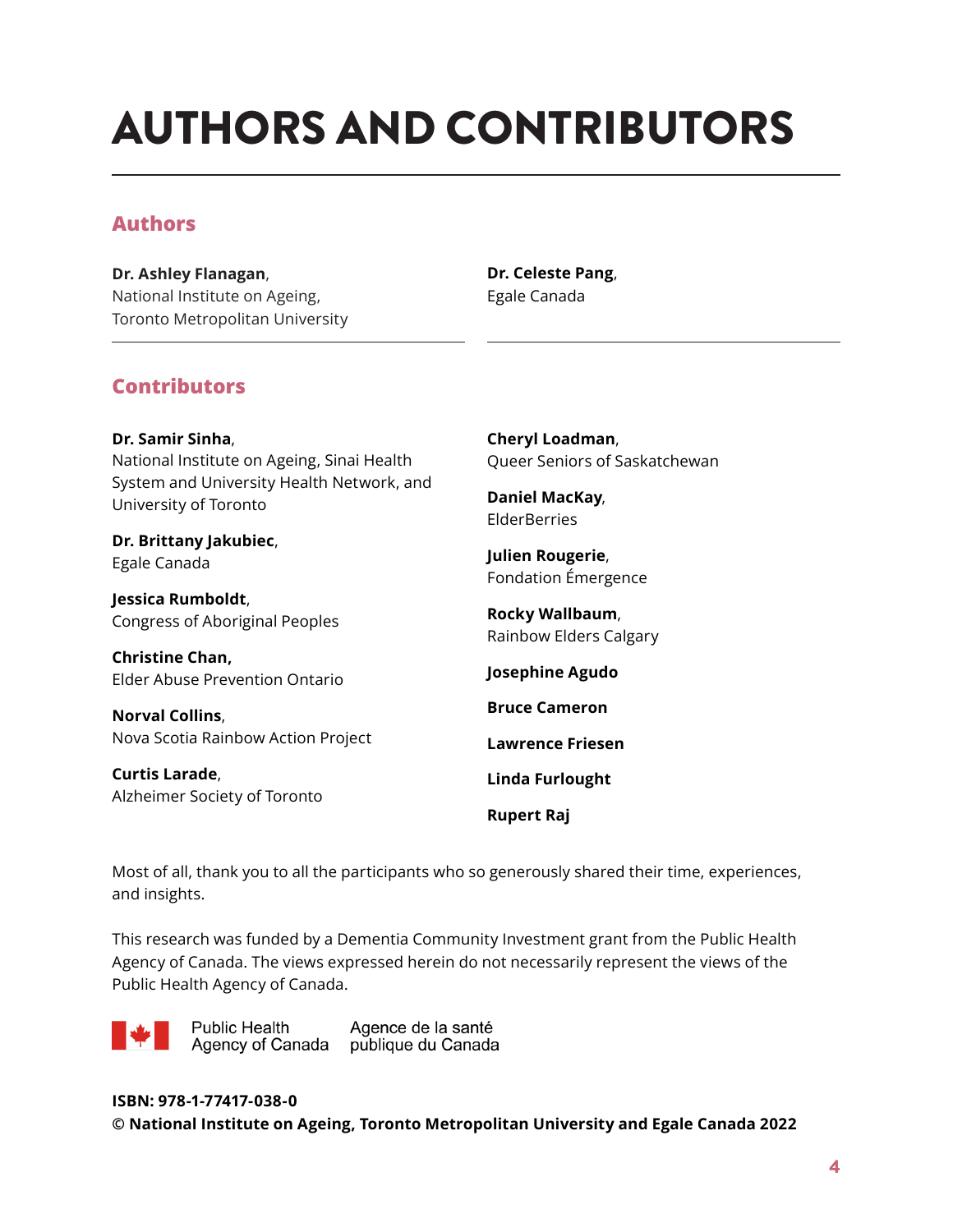# AUTHORS AND CONTRIBUTORS

## Authors

**Dr. Ashley Flanagan**,
National Institute on Ageing,
Toronto Metropolitan University

**Dr. Celeste Pang**,
Egale Canada

## Contributors

**Dr. Samir Sinha**,
National Institute on Ageing, Sinai Health System and University Health Network, and University of Toronto

**Dr. Brittany Jakubiec**,
Egale Canada

**Jessica Rumboldt**,
Congress of Aboriginal Peoples

**Christine Chan,**
Elder Abuse Prevention Ontario

**Norval Collins**,
Nova Scotia Rainbow Action Project

**Curtis Larade**,
Alzheimer Society of Toronto

**Cheryl Loadman**,
Queer Seniors of Saskatchewan

**Daniel MacKay**,
ElderBerries

**Julien Rougerie**,
Fondation Émergence

**Rocky Wallbaum**,
Rainbow Elders Calgary

**Josephine Agudo**

**Bruce Cameron**

**Lawrence Friesen**

**Linda Furlought**

**Rupert Raj**

Most of all, thank you to all the participants who so generously shared their time, experiences, and insights.

This research was funded by a Dementia Community Investment grant from the Public Health Agency of Canada. The views expressed herein do not necessarily represent the views of the Public Health Agency of Canada.

Public Health Agency of Canada | Agence de la santé publique du Canada

**ISBN: 978-1-77417-038-0**
**© National Institute on Ageing, Toronto Metropolitan University and Egale Canada 2022**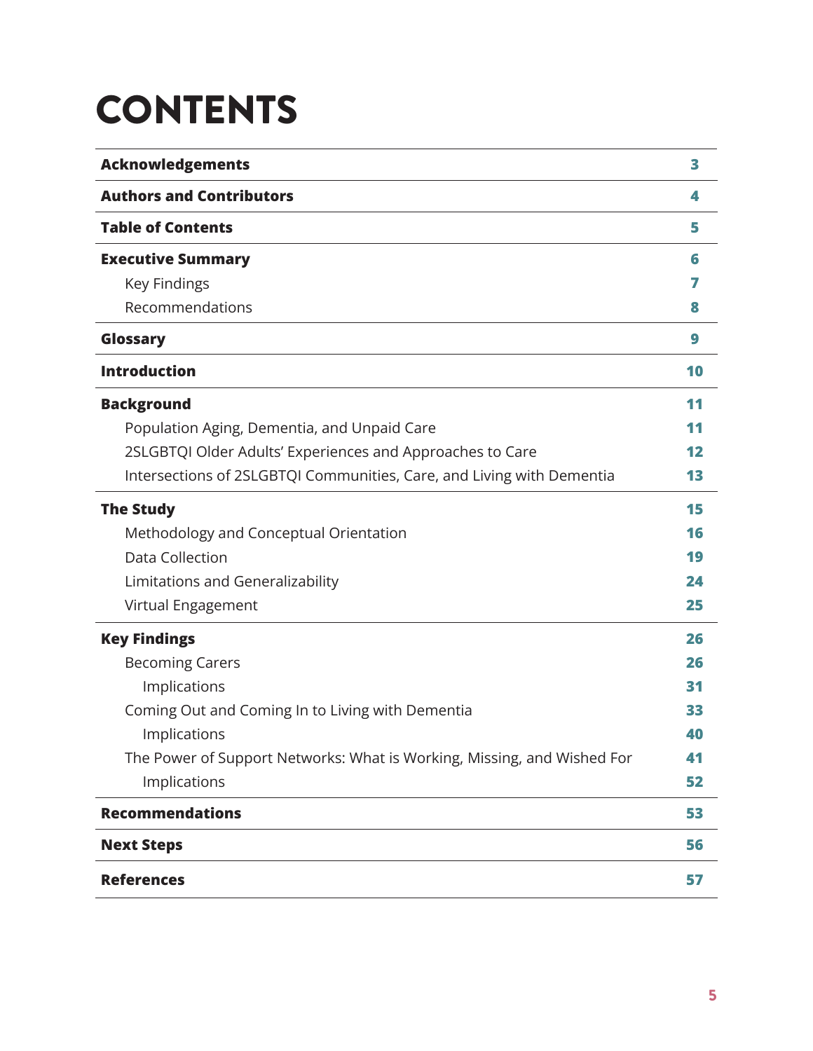# CONTENTS

| | |
|---|---|
| **Acknowledgements** | **3** |
| **Authors and Contributors** | **4** |
| **Table of Contents** | **5** |
| **Executive Summary** | **6** |
| Key Findings | **7** |
| Recommendations | **8** |
| **Glossary** | **9** |
| **Introduction** | **10** |
| **Background** | **11** |
| Population Aging, Dementia, and Unpaid Care | **11** |
| 2SLGBTQI Older Adults' Experiences and Approaches to Care | **12** |
| Intersections of 2SLGBTQI Communities, Care, and Living with Dementia | **13** |
| **The Study** | **15** |
| Methodology and Conceptual Orientation | **16** |
| Data Collection | **19** |
| Limitations and Generalizability | **24** |
| Virtual Engagement | **25** |
| **Key Findings** | **26** |
| Becoming Carers | **26** |
| Implications | **31** |
| Coming Out and Coming In to Living with Dementia | **33** |
| Implications | **40** |
| The Power of Support Networks: What is Working, Missing, and Wished For | **41** |
| Implications | **52** |
| **Recommendations** | **53** |
| **Next Steps** | **56** |
| **References** | **57** |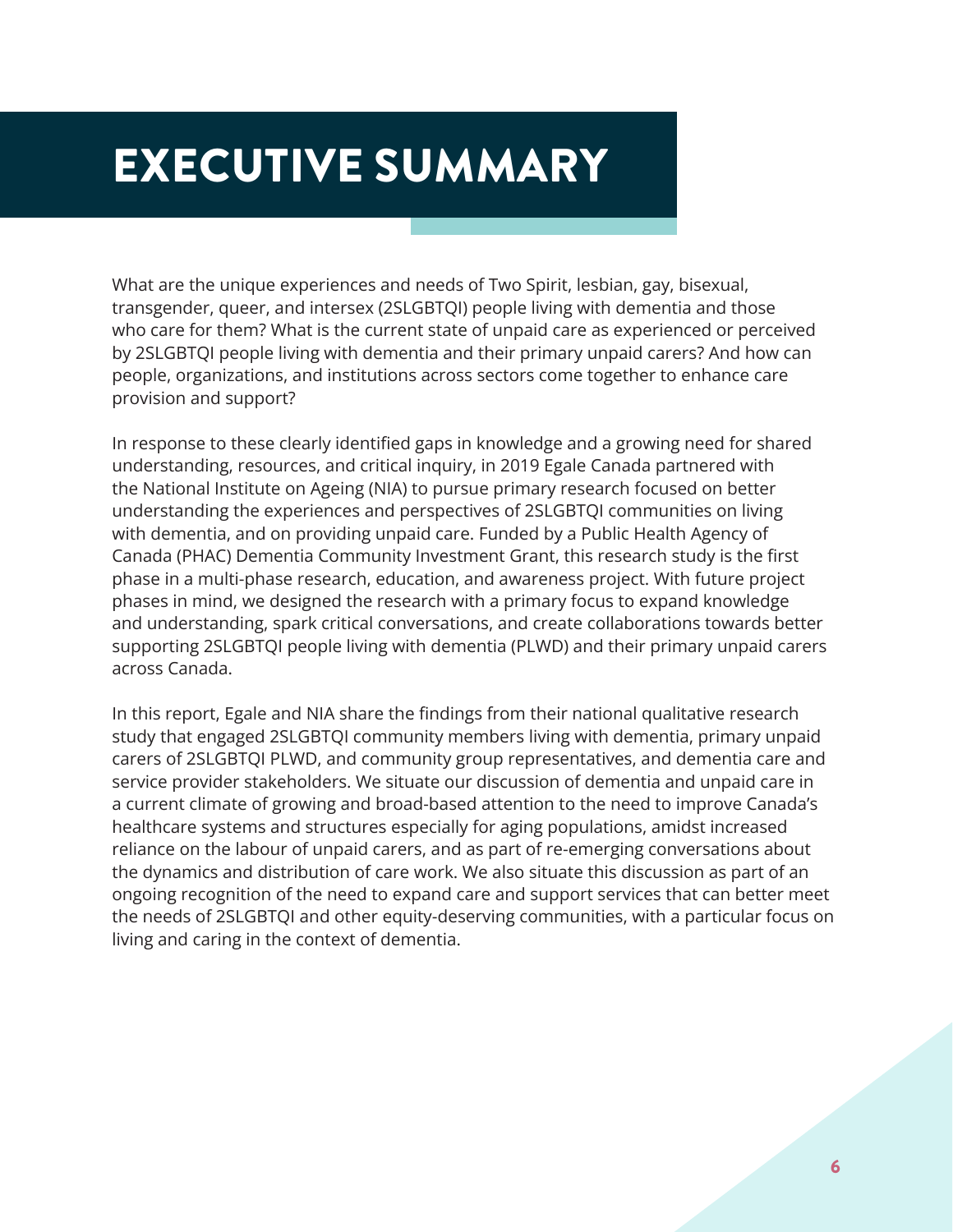# EXECUTIVE SUMMARY

What are the unique experiences and needs of Two Spirit, lesbian, gay, bisexual, transgender, queer, and intersex (2SLGBTQI) people living with dementia and those who care for them? What is the current state of unpaid care as experienced or perceived by 2SLGBTQI people living with dementia and their primary unpaid carers? And how can people, organizations, and institutions across sectors come together to enhance care provision and support?

In response to these clearly identified gaps in knowledge and a growing need for shared understanding, resources, and critical inquiry, in 2019 Egale Canada partnered with the National Institute on Ageing (NIA) to pursue primary research focused on better understanding the experiences and perspectives of 2SLGBTQI communities on living with dementia, and on providing unpaid care. Funded by a Public Health Agency of Canada (PHAC) Dementia Community Investment Grant, this research study is the first phase in a multi-phase research, education, and awareness project. With future project phases in mind, we designed the research with a primary focus to expand knowledge and understanding, spark critical conversations, and create collaborations towards better supporting 2SLGBTQI people living with dementia (PLWD) and their primary unpaid carers across Canada.

In this report, Egale and NIA share the findings from their national qualitative research study that engaged 2SLGBTQI community members living with dementia, primary unpaid carers of 2SLGBTQI PLWD, and community group representatives, and dementia care and service provider stakeholders. We situate our discussion of dementia and unpaid care in a current climate of growing and broad-based attention to the need to improve Canada's healthcare systems and structures especially for aging populations, amidst increased reliance on the labour of unpaid carers, and as part of re-emerging conversations about the dynamics and distribution of care work. We also situate this discussion as part of an ongoing recognition of the need to expand care and support services that can better meet the needs of 2SLGBTQI and other equity-deserving communities, with a particular focus on living and caring in the context of dementia.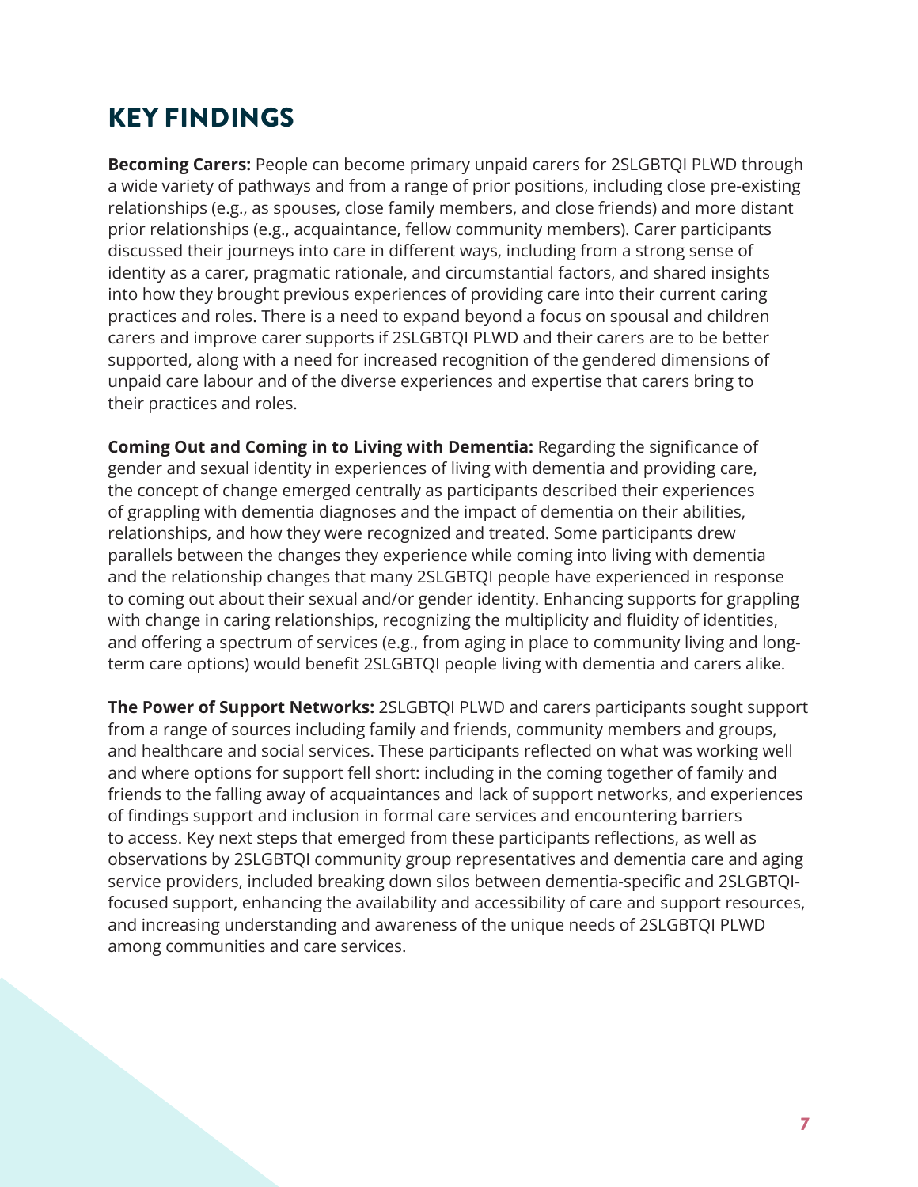# KEY FINDINGS

**Becoming Carers:** People can become primary unpaid carers for 2SLGBTQI PLWD through a wide variety of pathways and from a range of prior positions, including close pre-existing relationships (e.g., as spouses, close family members, and close friends) and more distant prior relationships (e.g., acquaintance, fellow community members). Carer participants discussed their journeys into care in different ways, including from a strong sense of identity as a carer, pragmatic rationale, and circumstantial factors, and shared insights into how they brought previous experiences of providing care into their current caring practices and roles. There is a need to expand beyond a focus on spousal and children carers and improve carer supports if 2SLGBTQI PLWD and their carers are to be better supported, along with a need for increased recognition of the gendered dimensions of unpaid care labour and of the diverse experiences and expertise that carers bring to their practices and roles.

**Coming Out and Coming in to Living with Dementia:** Regarding the significance of gender and sexual identity in experiences of living with dementia and providing care, the concept of change emerged centrally as participants described their experiences of grappling with dementia diagnoses and the impact of dementia on their abilities, relationships, and how they were recognized and treated. Some participants drew parallels between the changes they experience while coming into living with dementia and the relationship changes that many 2SLGBTQI people have experienced in response to coming out about their sexual and/or gender identity. Enhancing supports for grappling with change in caring relationships, recognizing the multiplicity and fluidity of identities, and offering a spectrum of services (e.g., from aging in place to community living and long-term care options) would benefit 2SLGBTQI people living with dementia and carers alike.

**The Power of Support Networks:** 2SLGBTQI PLWD and carers participants sought support from a range of sources including family and friends, community members and groups, and healthcare and social services. These participants reflected on what was working well and where options for support fell short: including in the coming together of family and friends to the falling away of acquaintances and lack of support networks, and experiences of findings support and inclusion in formal care services and encountering barriers to access. Key next steps that emerged from these participants reflections, as well as observations by 2SLGBTQI community group representatives and dementia care and aging service providers, included breaking down silos between dementia-specific and 2SLGBTQI-focused support, enhancing the availability and accessibility of care and support resources, and increasing understanding and awareness of the unique needs of 2SLGBTQI PLWD among communities and care services.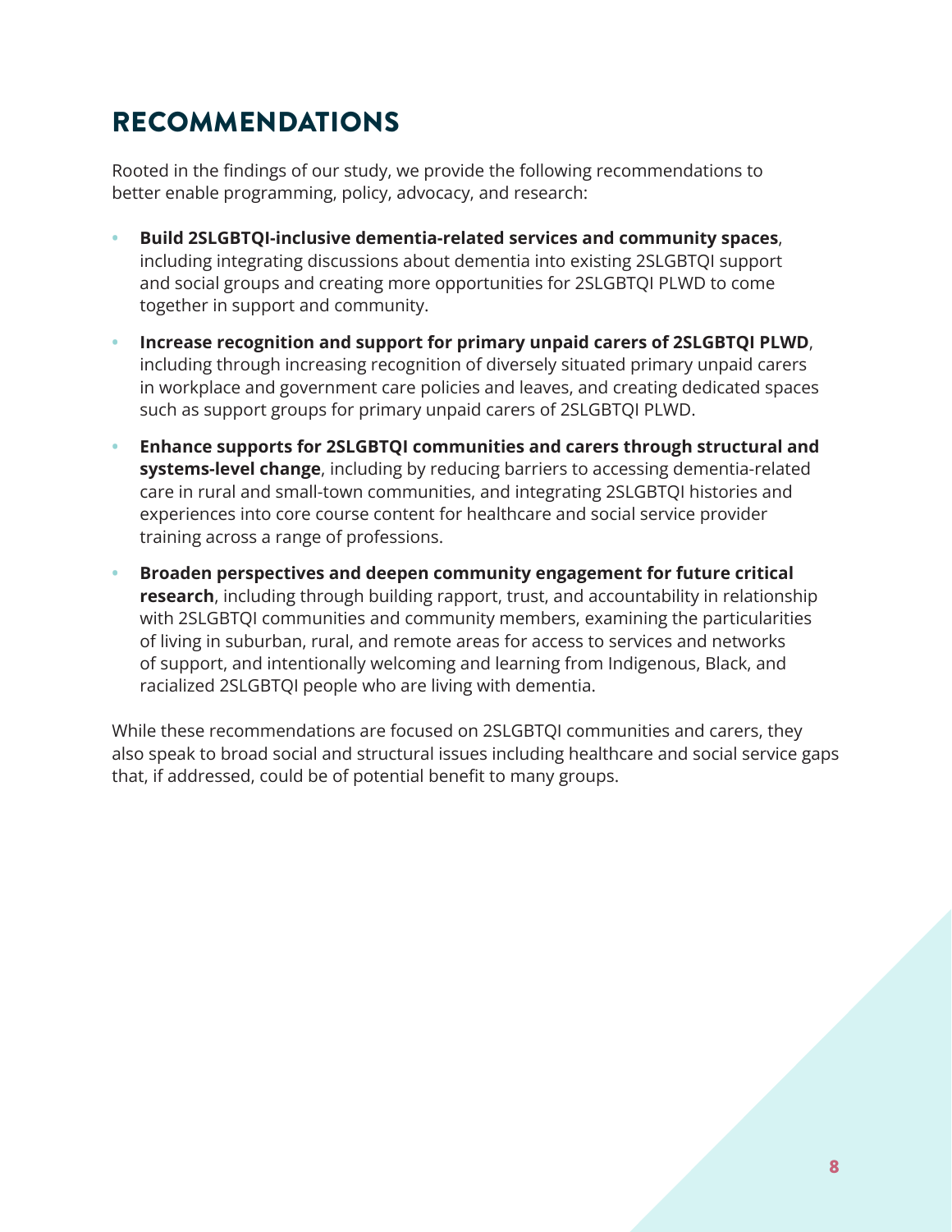# RECOMMENDATIONS

Rooted in the findings of our study, we provide the following recommendations to better enable programming, policy, advocacy, and research:

- **Build 2SLGBTQI-inclusive dementia-related services and community spaces**, including integrating discussions about dementia into existing 2SLGBTQI support and social groups and creating more opportunities for 2SLGBTQI PLWD to come together in support and community.
- **Increase recognition and support for primary unpaid carers of 2SLGBTQI PLWD**, including through increasing recognition of diversely situated primary unpaid carers in workplace and government care policies and leaves, and creating dedicated spaces such as support groups for primary unpaid carers of 2SLGBTQI PLWD.
- **Enhance supports for 2SLGBTQI communities and carers through structural and systems-level change**, including by reducing barriers to accessing dementia-related care in rural and small-town communities, and integrating 2SLGBTQI histories and experiences into core course content for healthcare and social service provider training across a range of professions.
- **Broaden perspectives and deepen community engagement for future critical research**, including through building rapport, trust, and accountability in relationship with 2SLGBTQI communities and community members, examining the particularities of living in suburban, rural, and remote areas for access to services and networks of support, and intentionally welcoming and learning from Indigenous, Black, and racialized 2SLGBTQI people who are living with dementia.

While these recommendations are focused on 2SLGBTQI communities and carers, they also speak to broad social and structural issues including healthcare and social service gaps that, if addressed, could be of potential benefit to many groups.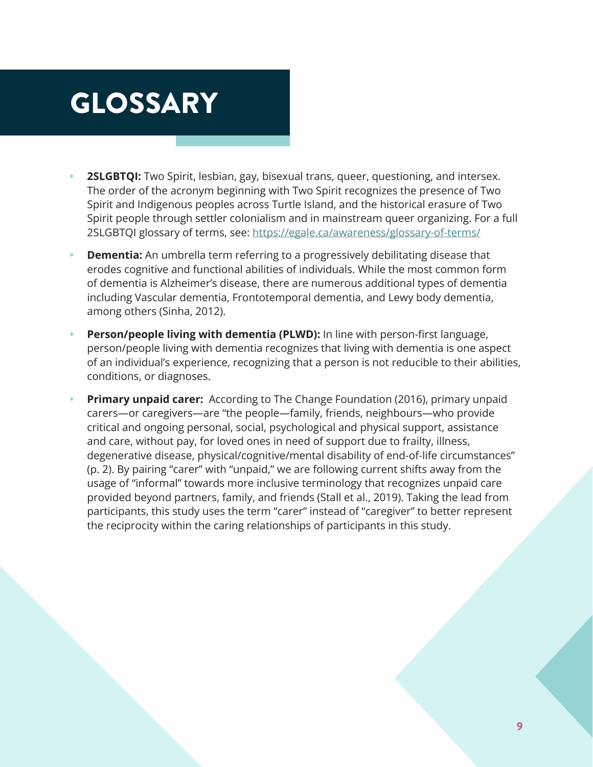# GLOSSARY

- **2SLGBTQI:** Two Spirit, lesbian, gay, bisexual trans, queer, questioning, and intersex. The order of the acronym beginning with Two Spirit recognizes the presence of Two Spirit and Indigenous peoples across Turtle Island, and the historical erasure of Two Spirit people through settler colonialism and in mainstream queer organizing. For a full 2SLGBTQI glossary of terms, see: [https://egale.ca/awareness/glossary-of-terms/](https://egale.ca/awareness/glossary-of-terms/)
- **Dementia:** An umbrella term referring to a progressively debilitating disease that erodes cognitive and functional abilities of individuals. While the most common form of dementia is Alzheimer's disease, there are numerous additional types of dementia including Vascular dementia, Frontotemporal dementia, and Lewy body dementia, among others (Sinha, 2012).
- **Person/people living with dementia (PLWD):** In line with person-first language, person/people living with dementia recognizes that living with dementia is one aspect of an individual's experience, recognizing that a person is not reducible to their abilities, conditions, or diagnoses.
- **Primary unpaid carer:** According to The Change Foundation (2016), primary unpaid carers—or caregivers—are "the people—family, friends, neighbours—who provide critical and ongoing personal, social, psychological and physical support, assistance and care, without pay, for loved ones in need of support due to frailty, illness, degenerative disease, physical/cognitive/mental disability of end-of-life circumstances" (p. 2). By pairing "carer" with "unpaid," we are following current shifts away from the usage of "informal" towards more inclusive terminology that recognizes unpaid care provided beyond partners, family, and friends (Stall et al., 2019). Taking the lead from participants, this study uses the term "carer" instead of "caregiver" to better represent the reciprocity within the caring relationships of participants in this study.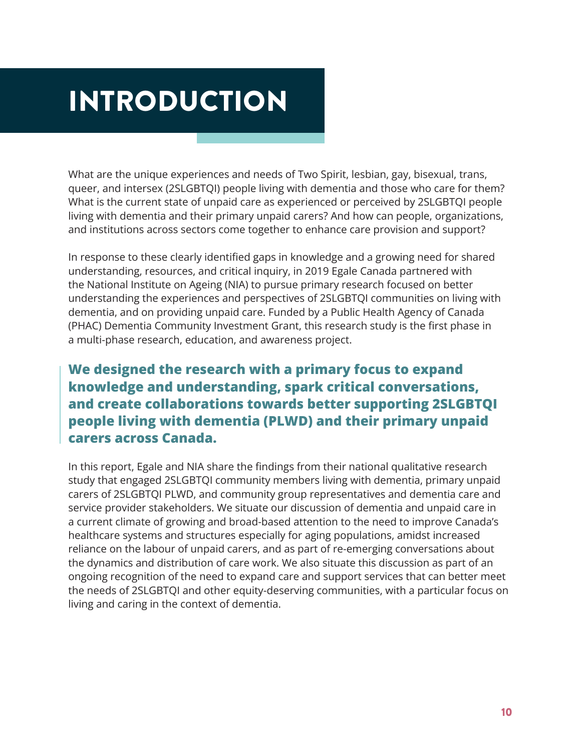# INTRODUCTION

What are the unique experiences and needs of Two Spirit, lesbian, gay, bisexual, trans, queer, and intersex (2SLGBTQI) people living with dementia and those who care for them? What is the current state of unpaid care as experienced or perceived by 2SLGBTQI people living with dementia and their primary unpaid carers? And how can people, organizations, and institutions across sectors come together to enhance care provision and support?

In response to these clearly identified gaps in knowledge and a growing need for shared understanding, resources, and critical inquiry, in 2019 Egale Canada partnered with the National Institute on Ageing (NIA) to pursue primary research focused on better understanding the experiences and perspectives of 2SLGBTQI communities on living with dementia, and on providing unpaid care. Funded by a Public Health Agency of Canada (PHAC) Dementia Community Investment Grant, this research study is the first phase in a multi-phase research, education, and awareness project.

> **We designed the research with a primary focus to expand knowledge and understanding, spark critical conversations, and create collaborations towards better supporting 2SLGBTQI people living with dementia (PLWD) and their primary unpaid carers across Canada.**

In this report, Egale and NIA share the findings from their national qualitative research study that engaged 2SLGBTQI community members living with dementia, primary unpaid carers of 2SLGBTQI PLWD, and community group representatives and dementia care and service provider stakeholders. We situate our discussion of dementia and unpaid care in a current climate of growing and broad-based attention to the need to improve Canada's healthcare systems and structures especially for aging populations, amidst increased reliance on the labour of unpaid carers, and as part of re-emerging conversations about the dynamics and distribution of care work. We also situate this discussion as part of an ongoing recognition of the need to expand care and support services that can better meet the needs of 2SLGBTQI and other equity-deserving communities, with a particular focus on living and caring in the context of dementia.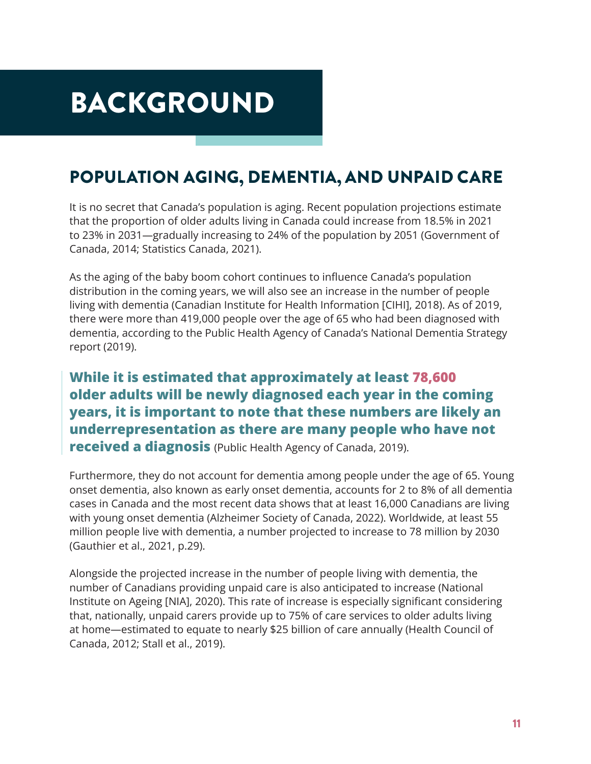# BACKGROUND

## POPULATION AGING, DEMENTIA, AND UNPAID CARE

It is no secret that Canada's population is aging. Recent population projections estimate that the proportion of older adults living in Canada could increase from 18.5% in 2021 to 23% in 2031—gradually increasing to 24% of the population by 2051 (Government of Canada, 2014; Statistics Canada, 2021).

As the aging of the baby boom cohort continues to influence Canada's population distribution in the coming years, we will also see an increase in the number of people living with dementia (Canadian Institute for Health Information [CIHI], 2018). As of 2019, there were more than 419,000 people over the age of 65 who had been diagnosed with dementia, according to the Public Health Agency of Canada's National Dementia Strategy report (2019).

**While it is estimated that approximately at least 78,600 older adults will be newly diagnosed each year in the coming years, it is important to note that these numbers are likely an underrepresentation as there are many people who have not received a diagnosis** (Public Health Agency of Canada, 2019).

Furthermore, they do not account for dementia among people under the age of 65. Young onset dementia, also known as early onset dementia, accounts for 2 to 8% of all dementia cases in Canada and the most recent data shows that at least 16,000 Canadians are living with young onset dementia (Alzheimer Society of Canada, 2022). Worldwide, at least 55 million people live with dementia, a number projected to increase to 78 million by 2030 (Gauthier et al., 2021, p.29).

Alongside the projected increase in the number of people living with dementia, the number of Canadians providing unpaid care is also anticipated to increase (National Institute on Ageing [NIA], 2020). This rate of increase is especially significant considering that, nationally, unpaid carers provide up to 75% of care services to older adults living at home—estimated to equate to nearly $25 billion of care annually (Health Council of Canada, 2012; Stall et al., 2019).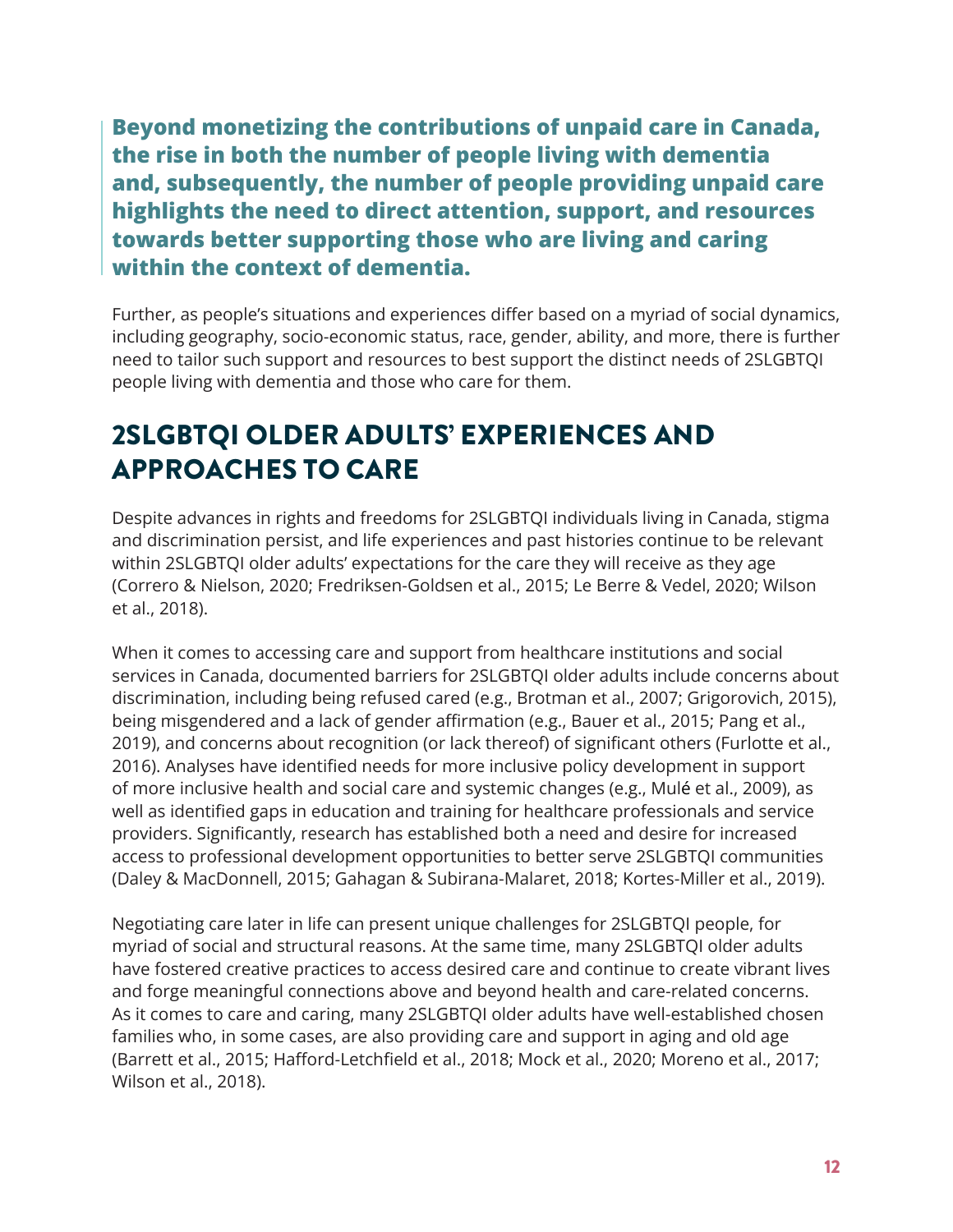**Beyond monetizing the contributions of unpaid care in Canada, the rise in both the number of people living with dementia and, subsequently, the number of people providing unpaid care highlights the need to direct attention, support, and resources towards better supporting those who are living and caring within the context of dementia.**

Further, as people's situations and experiences differ based on a myriad of social dynamics, including geography, socio-economic status, race, gender, ability, and more, there is further need to tailor such support and resources to best support the distinct needs of 2SLGBTQI people living with dementia and those who care for them.

## 2SLGBTQI OLDER ADULTS' EXPERIENCES AND APPROACHES TO CARE

Despite advances in rights and freedoms for 2SLGBTQI individuals living in Canada, stigma and discrimination persist, and life experiences and past histories continue to be relevant within 2SLGBTQI older adults' expectations for the care they will receive as they age (Correro & Nielson, 2020; Fredriksen-Goldsen et al., 2015; Le Berre & Vedel, 2020; Wilson et al., 2018).

When it comes to accessing care and support from healthcare institutions and social services in Canada, documented barriers for 2SLGBTQI older adults include concerns about discrimination, including being refused cared (e.g., Brotman et al., 2007; Grigorovich, 2015), being misgendered and a lack of gender affirmation (e.g., Bauer et al., 2015; Pang et al., 2019), and concerns about recognition (or lack thereof) of significant others (Furlotte et al., 2016). Analyses have identified needs for more inclusive policy development in support of more inclusive health and social care and systemic changes (e.g., Mulé et al., 2009), as well as identified gaps in education and training for healthcare professionals and service providers. Significantly, research has established both a need and desire for increased access to professional development opportunities to better serve 2SLGBTQI communities (Daley & MacDonnell, 2015; Gahagan & Subirana-Malaret, 2018; Kortes-Miller et al., 2019).

Negotiating care later in life can present unique challenges for 2SLGBTQI people, for myriad of social and structural reasons. At the same time, many 2SLGBTQI older adults have fostered creative practices to access desired care and continue to create vibrant lives and forge meaningful connections above and beyond health and care-related concerns. As it comes to care and caring, many 2SLGBTQI older adults have well-established chosen families who, in some cases, are also providing care and support in aging and old age (Barrett et al., 2015; Hafford-Letchfield et al., 2018; Mock et al., 2020; Moreno et al., 2017; Wilson et al., 2018).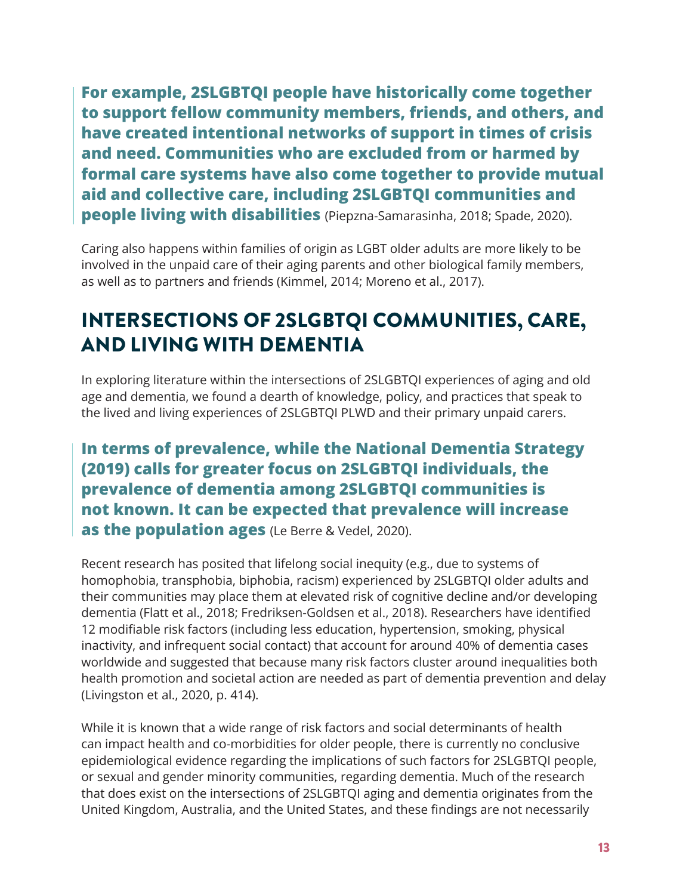**For example, 2SLGBTQI people have historically come together to support fellow community members, friends, and others, and have created intentional networks of support in times of crisis and need. Communities who are excluded from or harmed by formal care systems have also come together to provide mutual aid and collective care, including 2SLGBTQI communities and people living with disabilities** (Piepzna-Samarasinha, 2018; Spade, 2020).

Caring also happens within families of origin as LGBT older adults are more likely to be involved in the unpaid care of their aging parents and other biological family members, as well as to partners and friends (Kimmel, 2014; Moreno et al., 2017).

## INTERSECTIONS OF 2SLGBTQI COMMUNITIES, CARE, AND LIVING WITH DEMENTIA

In exploring literature within the intersections of 2SLGBTQI experiences of aging and old age and dementia, we found a dearth of knowledge, policy, and practices that speak to the lived and living experiences of 2SLGBTQI PLWD and their primary unpaid carers.

**In terms of prevalence, while the National Dementia Strategy (2019) calls for greater focus on 2SLGBTQI individuals, the prevalence of dementia among 2SLGBTQI communities is not known. It can be expected that prevalence will increase as the population ages** (Le Berre & Vedel, 2020).

Recent research has posited that lifelong social inequity (e.g., due to systems of homophobia, transphobia, biphobia, racism) experienced by 2SLGBTQI older adults and their communities may place them at elevated risk of cognitive decline and/or developing dementia (Flatt et al., 2018; Fredriksen-Goldsen et al., 2018). Researchers have identified 12 modifiable risk factors (including less education, hypertension, smoking, physical inactivity, and infrequent social contact) that account for around 40% of dementia cases worldwide and suggested that because many risk factors cluster around inequalities both health promotion and societal action are needed as part of dementia prevention and delay (Livingston et al., 2020, p. 414).

While it is known that a wide range of risk factors and social determinants of health can impact health and co-morbidities for older people, there is currently no conclusive epidemiological evidence regarding the implications of such factors for 2SLGBTQI people, or sexual and gender minority communities, regarding dementia. Much of the research that does exist on the intersections of 2SLGBTQI aging and dementia originates from the United Kingdom, Australia, and the United States, and these findings are not necessarily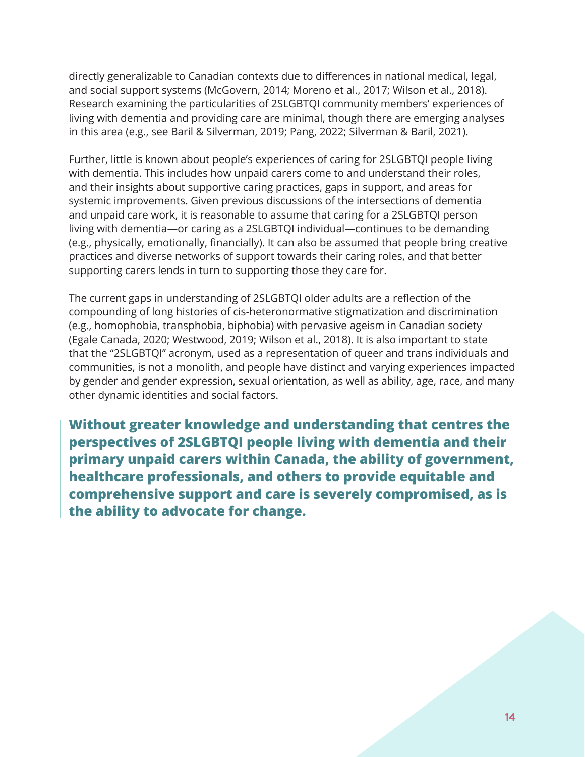directly generalizable to Canadian contexts due to differences in national medical, legal, and social support systems (McGovern, 2014; Moreno et al., 2017; Wilson et al., 2018). Research examining the particularities of 2SLGBTQI community members' experiences of living with dementia and providing care are minimal, though there are emerging analyses in this area (e.g., see Baril & Silverman, 2019; Pang, 2022; Silverman & Baril, 2021).

Further, little is known about people's experiences of caring for 2SLGBTQI people living with dementia. This includes how unpaid carers come to and understand their roles, and their insights about supportive caring practices, gaps in support, and areas for systemic improvements. Given previous discussions of the intersections of dementia and unpaid care work, it is reasonable to assume that caring for a 2SLGBTQI person living with dementia—or caring as a 2SLGBTQI individual—continues to be demanding (e.g., physically, emotionally, financially). It can also be assumed that people bring creative practices and diverse networks of support towards their caring roles, and that better supporting carers lends in turn to supporting those they care for.

The current gaps in understanding of 2SLGBTQI older adults are a reflection of the compounding of long histories of cis-heteronormative stigmatization and discrimination (e.g., homophobia, transphobia, biphobia) with pervasive ageism in Canadian society (Egale Canada, 2020; Westwood, 2019; Wilson et al., 2018). It is also important to state that the "2SLGBTQI" acronym, used as a representation of queer and trans individuals and communities, is not a monolith, and people have distinct and varying experiences impacted by gender and gender expression, sexual orientation, as well as ability, age, race, and many other dynamic identities and social factors.

> **Without greater knowledge and understanding that centres the perspectives of 2SLGBTQI people living with dementia and their primary unpaid carers within Canada, the ability of government, healthcare professionals, and others to provide equitable and comprehensive support and care is severely compromised, as is the ability to advocate for change.**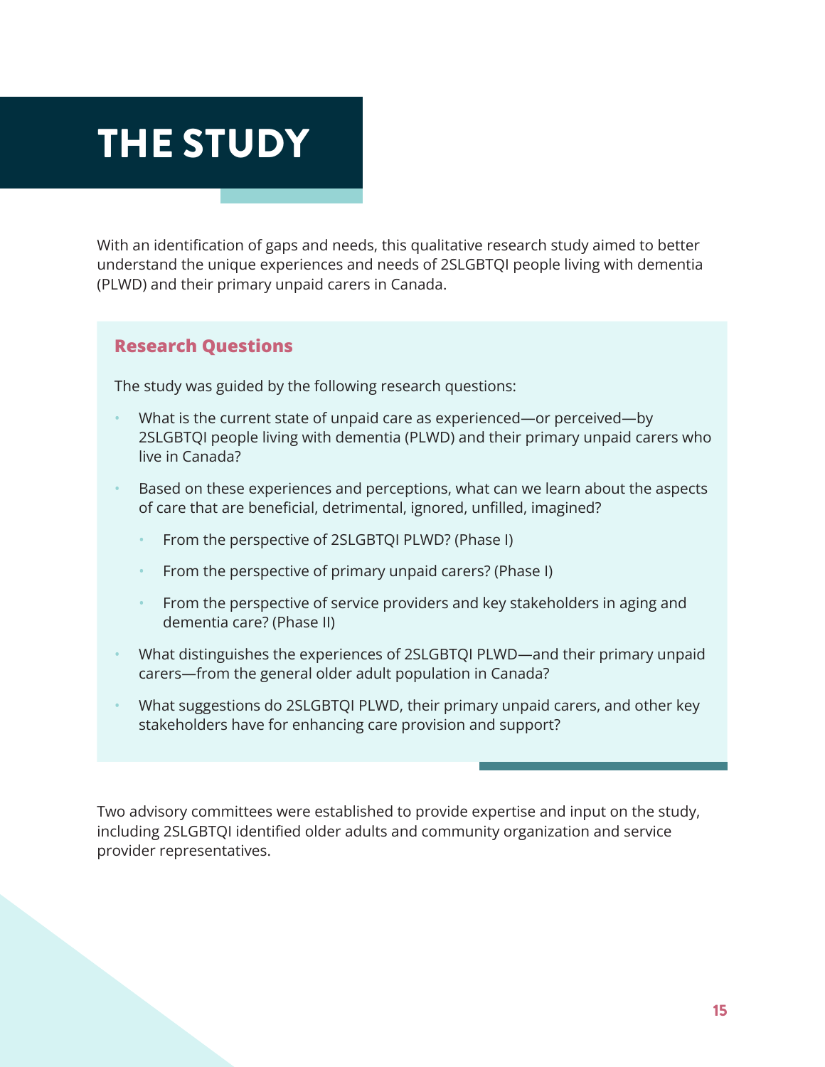# THE STUDY

With an identification of gaps and needs, this qualitative research study aimed to better understand the unique experiences and needs of 2SLGBTQI people living with dementia (PLWD) and their primary unpaid carers in Canada.

### Research Questions

The study was guided by the following research questions:

- What is the current state of unpaid care as experienced—or perceived—by 2SLGBTQI people living with dementia (PLWD) and their primary unpaid carers who live in Canada?
- Based on these experiences and perceptions, what can we learn about the aspects of care that are beneficial, detrimental, ignored, unfilled, imagined?
  - From the perspective of 2SLGBTQI PLWD? (Phase I)
  - From the perspective of primary unpaid carers? (Phase I)
  - From the perspective of service providers and key stakeholders in aging and dementia care? (Phase II)
- What distinguishes the experiences of 2SLGBTQI PLWD—and their primary unpaid carers—from the general older adult population in Canada?
- What suggestions do 2SLGBTQI PLWD, their primary unpaid carers, and other key stakeholders have for enhancing care provision and support?

Two advisory committees were established to provide expertise and input on the study, including 2SLGBTQI identified older adults and community organization and service provider representatives.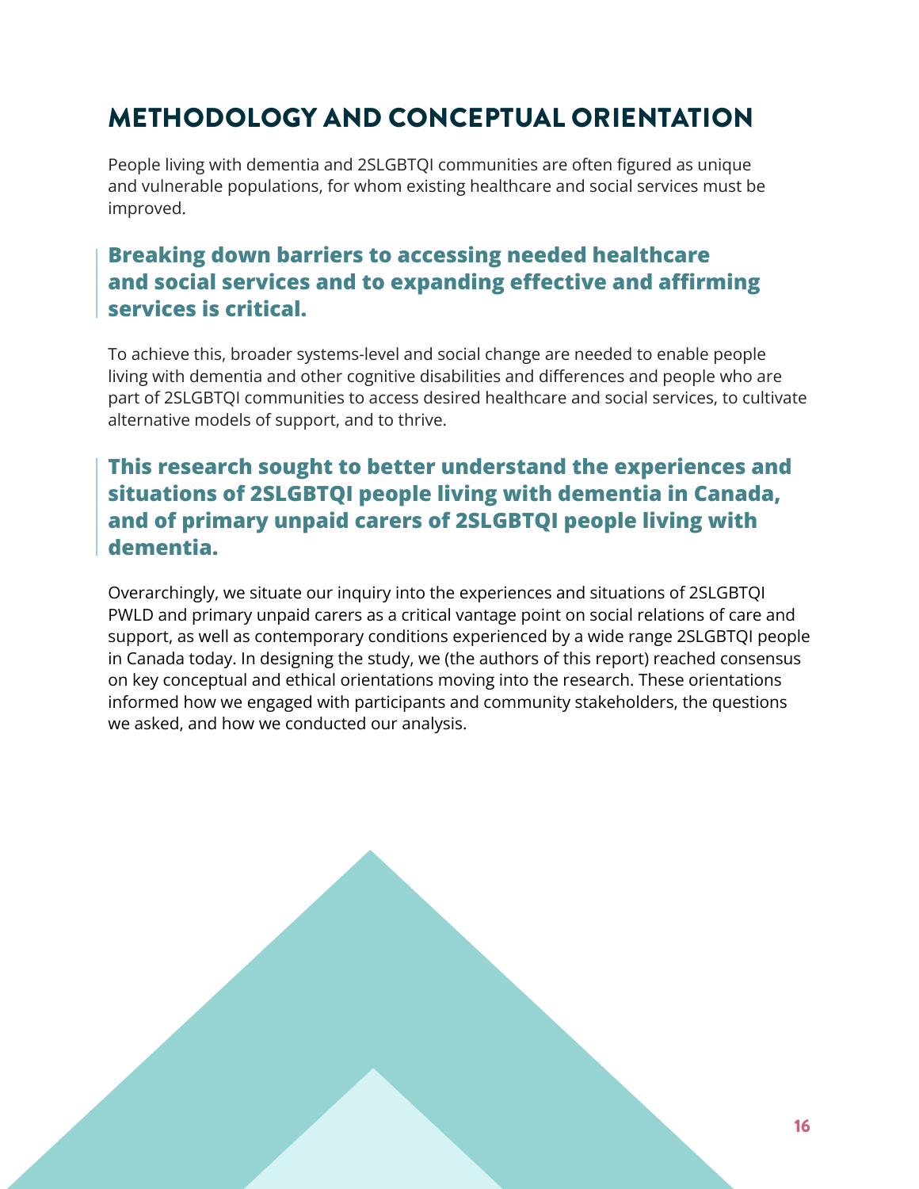# METHODOLOGY AND CONCEPTUAL ORIENTATION

People living with dementia and 2SLGBTQI communities are often figured as unique and vulnerable populations, for whom existing healthcare and social services must be improved.

> **Breaking down barriers to accessing needed healthcare and social services and to expanding effective and affirming services is critical.**

To achieve this, broader systems-level and social change are needed to enable people living with dementia and other cognitive disabilities and differences and people who are part of 2SLGBTQI communities to access desired healthcare and social services, to cultivate alternative models of support, and to thrive.

> **This research sought to better understand the experiences and situations of 2SLGBTQI people living with dementia in Canada, and of primary unpaid carers of 2SLGBTQI people living with dementia.**

Overarchingly, we situate our inquiry into the experiences and situations of 2SLGBTQI PWLD and primary unpaid carers as a critical vantage point on social relations of care and support, as well as contemporary conditions experienced by a wide range 2SLGBTQI people in Canada today. In designing the study, we (the authors of this report) reached consensus on key conceptual and ethical orientations moving into the research. These orientations informed how we engaged with participants and community stakeholders, the questions we asked, and how we conducted our analysis.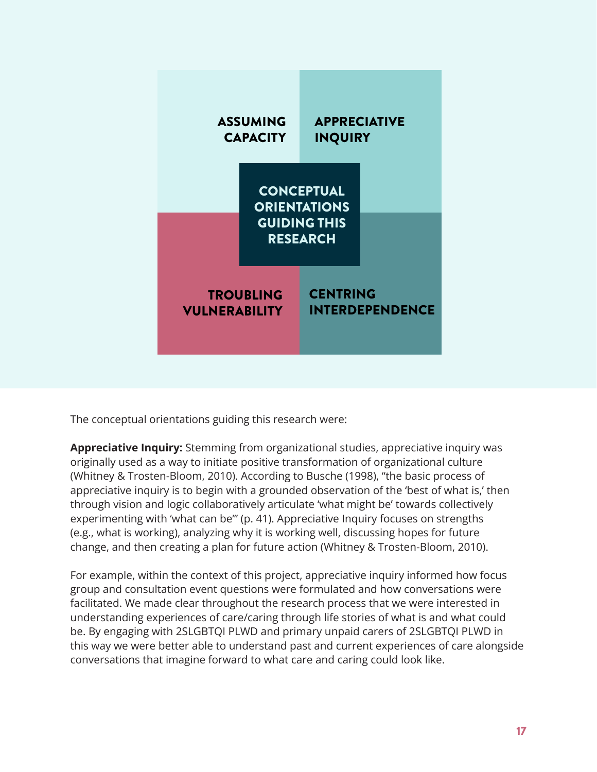ASSUMING CAPACITY

APPRECIATIVE INQUIRY

CONCEPTUAL ORIENTATIONS GUIDING THIS RESEARCH

TROUBLING VULNERABILITY

CENTRING INTERDEPENDENCE

The conceptual orientations guiding this research were:

**Appreciative Inquiry:** Stemming from organizational studies, appreciative inquiry was originally used as a way to initiate positive transformation of organizational culture (Whitney & Trosten-Bloom, 2010). According to Busche (1998), "the basic process of appreciative inquiry is to begin with a grounded observation of the 'best of what is,' then through vision and logic collaboratively articulate 'what might be' towards collectively experimenting with 'what can be'" (p. 41). Appreciative Inquiry focuses on strengths (e.g., what is working), analyzing why it is working well, discussing hopes for future change, and then creating a plan for future action (Whitney & Trosten-Bloom, 2010).

For example, within the context of this project, appreciative inquiry informed how focus group and consultation event questions were formulated and how conversations were facilitated. We made clear throughout the research process that we were interested in understanding experiences of care/caring through life stories of what is and what could be. By engaging with 2SLGBTQI PLWD and primary unpaid carers of 2SLGBTQI PLWD in this way we were better able to understand past and current experiences of care alongside conversations that imagine forward to what care and caring could look like.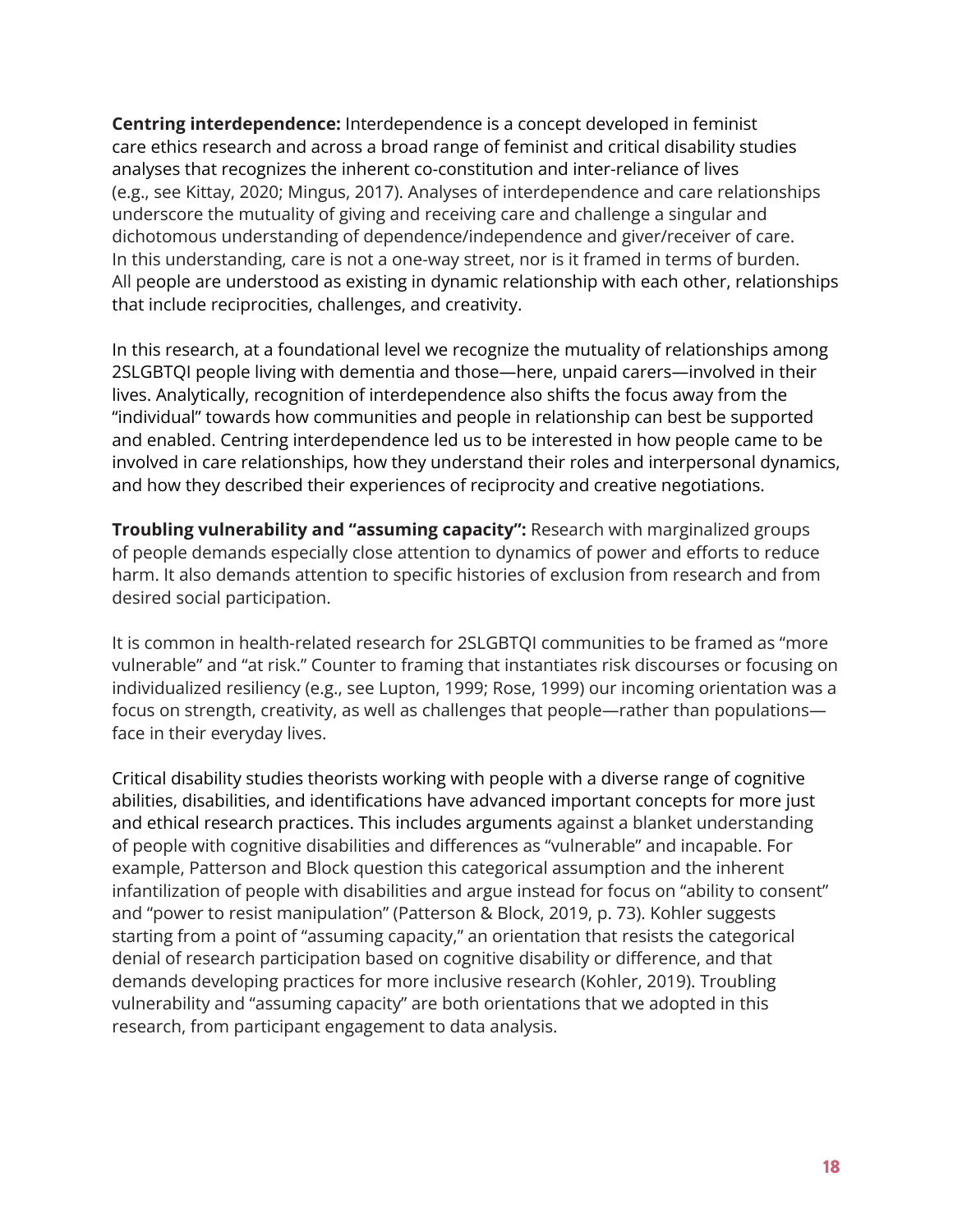**Centring interdependence:** Interdependence is a concept developed in feminist care ethics research and across a broad range of feminist and critical disability studies analyses that recognizes the inherent co-constitution and inter-reliance of lives (e.g., see Kittay, 2020; Mingus, 2017). Analyses of interdependence and care relationships underscore the mutuality of giving and receiving care and challenge a singular and dichotomous understanding of dependence/independence and giver/receiver of care. In this understanding, care is not a one-way street, nor is it framed in terms of burden. All people are understood as existing in dynamic relationship with each other, relationships that include reciprocities, challenges, and creativity.

In this research, at a foundational level we recognize the mutuality of relationships among 2SLGBTQI people living with dementia and those—here, unpaid carers—involved in their lives. Analytically, recognition of interdependence also shifts the focus away from the "individual" towards how communities and people in relationship can best be supported and enabled. Centring interdependence led us to be interested in how people came to be involved in care relationships, how they understand their roles and interpersonal dynamics, and how they described their experiences of reciprocity and creative negotiations.

**Troubling vulnerability and "assuming capacity":** Research with marginalized groups of people demands especially close attention to dynamics of power and efforts to reduce harm. It also demands attention to specific histories of exclusion from research and from desired social participation.

It is common in health-related research for 2SLGBTQI communities to be framed as "more vulnerable" and "at risk." Counter to framing that instantiates risk discourses or focusing on individualized resiliency (e.g., see Lupton, 1999; Rose, 1999) our incoming orientation was a focus on strength, creativity, as well as challenges that people—rather than populations—face in their everyday lives.

Critical disability studies theorists working with people with a diverse range of cognitive abilities, disabilities, and identifications have advanced important concepts for more just and ethical research practices. This includes arguments against a blanket understanding of people with cognitive disabilities and differences as "vulnerable" and incapable. For example, Patterson and Block question this categorical assumption and the inherent infantilization of people with disabilities and argue instead for focus on "ability to consent" and "power to resist manipulation" (Patterson & Block, 2019, p. 73). Kohler suggests starting from a point of "assuming capacity," an orientation that resists the categorical denial of research participation based on cognitive disability or difference, and that demands developing practices for more inclusive research (Kohler, 2019). Troubling vulnerability and "assuming capacity" are both orientations that we adopted in this research, from participant engagement to data analysis.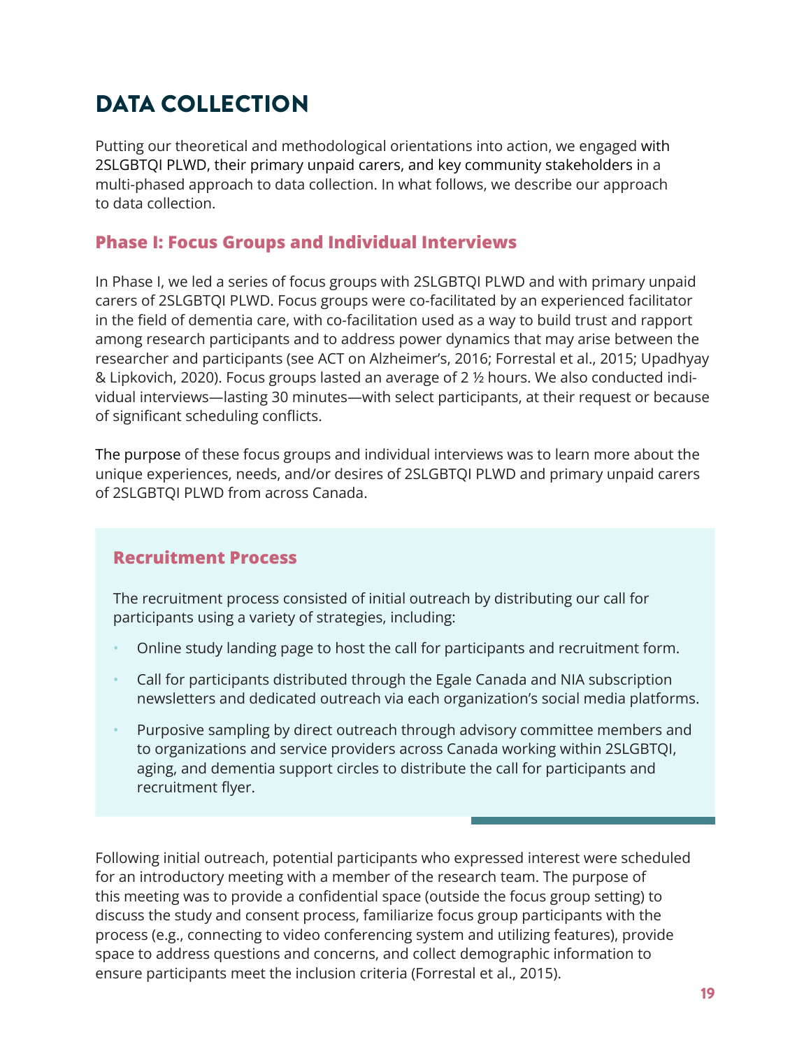# DATA COLLECTION

Putting our theoretical and methodological orientations into action, we engaged with 2SLGBTQI PLWD, their primary unpaid carers, and key community stakeholders in a multi-phased approach to data collection. In what follows, we describe our approach to data collection.

## Phase I: Focus Groups and Individual Interviews

In Phase I, we led a series of focus groups with 2SLGBTQI PLWD and with primary unpaid carers of 2SLGBTQI PLWD. Focus groups were co-facilitated by an experienced facilitator in the field of dementia care, with co-facilitation used as a way to build trust and rapport among research participants and to address power dynamics that may arise between the researcher and participants (see ACT on Alzheimer's, 2016; Forrestal et al., 2015; Upadhyay & Lipkovich, 2020). Focus groups lasted an average of 2 ½ hours. We also conducted individual interviews—lasting 30 minutes—with select participants, at their request or because of significant scheduling conflicts.

The purpose of these focus groups and individual interviews was to learn more about the unique experiences, needs, and/or desires of 2SLGBTQI PLWD and primary unpaid carers of 2SLGBTQI PLWD from across Canada.

### Recruitment Process

The recruitment process consisted of initial outreach by distributing our call for participants using a variety of strategies, including:

- Online study landing page to host the call for participants and recruitment form.
- Call for participants distributed through the Egale Canada and NIA subscription newsletters and dedicated outreach via each organization's social media platforms.
- Purposive sampling by direct outreach through advisory committee members and to organizations and service providers across Canada working within 2SLGBTQI, aging, and dementia support circles to distribute the call for participants and recruitment flyer.

Following initial outreach, potential participants who expressed interest were scheduled for an introductory meeting with a member of the research team. The purpose of this meeting was to provide a confidential space (outside the focus group setting) to discuss the study and consent process, familiarize focus group participants with the process (e.g., connecting to video conferencing system and utilizing features), provide space to address questions and concerns, and collect demographic information to ensure participants meet the inclusion criteria (Forrestal et al., 2015).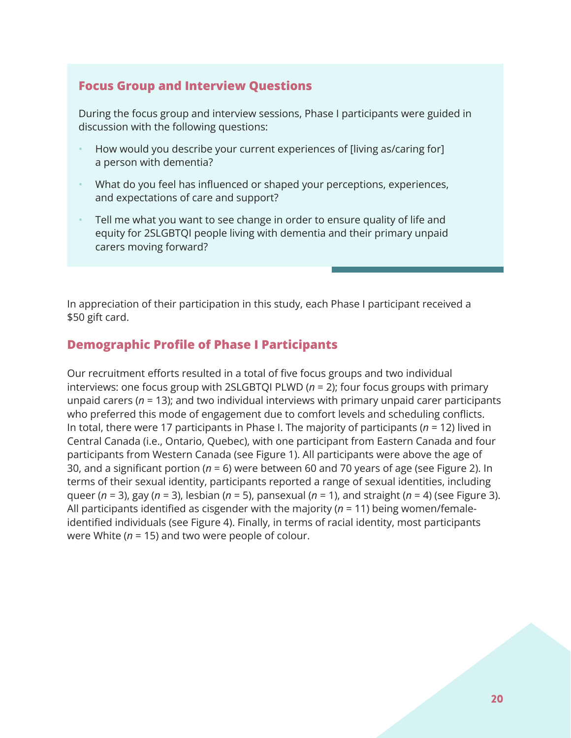### Focus Group and Interview Questions

During the focus group and interview sessions, Phase I participants were guided in discussion with the following questions:

- How would you describe your current experiences of [living as/caring for] a person with dementia?
- What do you feel has influenced or shaped your perceptions, experiences, and expectations of care and support?
- Tell me what you want to see change in order to ensure quality of life and equity for 2SLGBTQI people living with dementia and their primary unpaid carers moving forward?

In appreciation of their participation in this study, each Phase I participant received a $50 gift card.

### Demographic Profile of Phase I Participants

Our recruitment efforts resulted in a total of five focus groups and two individual interviews: one focus group with 2SLGBTQI PLWD ($n$ = 2); four focus groups with primary unpaid carers ($n$ = 13); and two individual interviews with primary unpaid carer participants who preferred this mode of engagement due to comfort levels and scheduling conflicts. In total, there were 17 participants in Phase I. The majority of participants ($n$ = 12) lived in Central Canada (i.e., Ontario, Quebec), with one participant from Eastern Canada and four participants from Western Canada (see Figure 1). All participants were above the age of 30, and a significant portion ($n$ = 6) were between 60 and 70 years of age (see Figure 2). In terms of their sexual identity, participants reported a range of sexual identities, including queer ($n$ = 3), gay ($n$ = 3), lesbian ($n$ = 5), pansexual ($n$ = 1), and straight ($n$ = 4) (see Figure 3). All participants identified as cisgender with the majority ($n$ = 11) being women/female-identified individuals (see Figure 4). Finally, in terms of racial identity, most participants were White ($n$ = 15) and two were people of colour.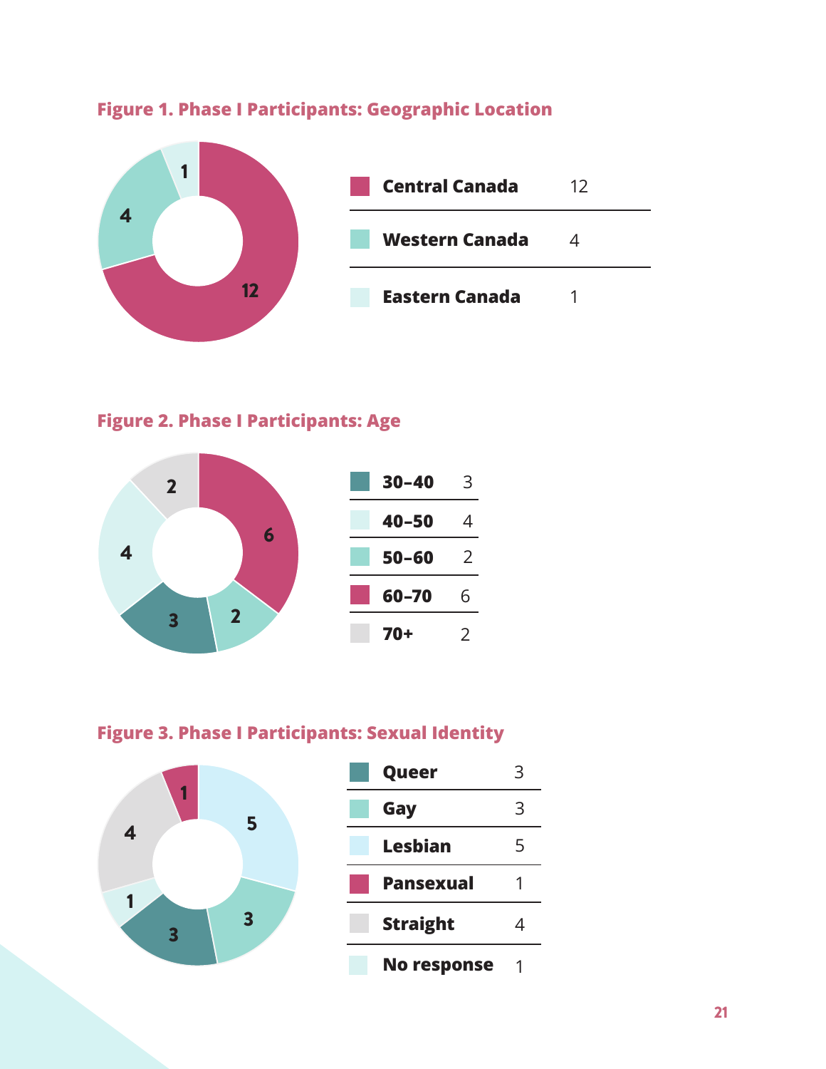**Figure 1. Phase I Participants: Geographic Location**

| | |
|---|---|
| Central Canada | 12 |
| Western Canada | 4 |
| Eastern Canada | 1 |

**Figure 2. Phase I Participants: Age**

| | |
|---|---|
| 30–40 | 3 |
| 40–50 | 4 |
| 50–60 | 2 |
| 60–70 | 6 |
| 70+ | 2 |

**Figure 3. Phase I Participants: Sexual Identity**

| | |
|---|---|
| Queer | 3 |
| Gay | 3 |
| Lesbian | 5 |
| Pansexual | 1 |
| Straight | 4 |
| No response | 1 |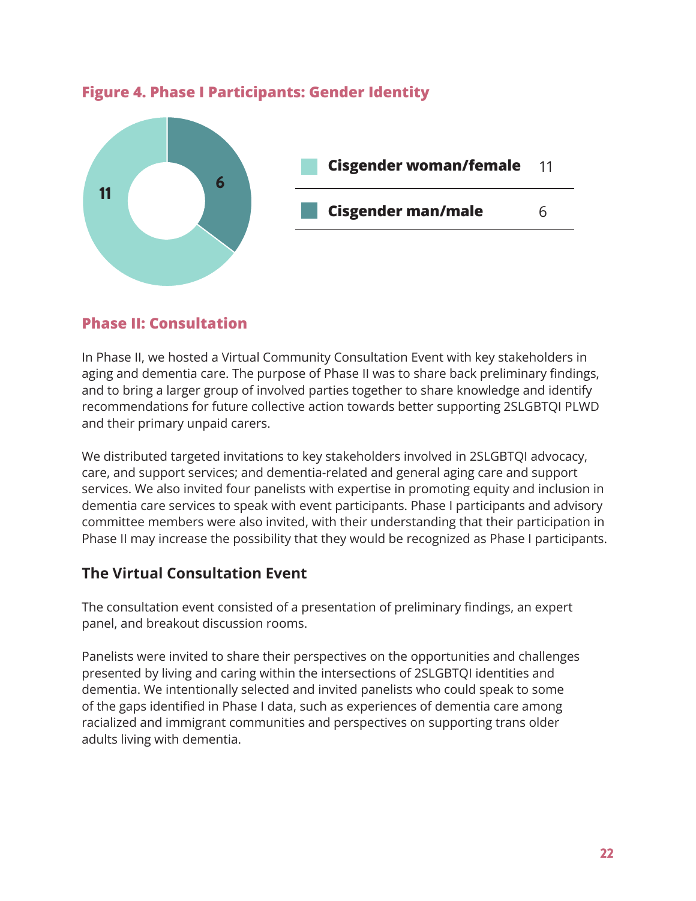**Figure 4. Phase I Participants: Gender Identity**

| Gender Identity | Count |
| --- | --- |
| Cisgender woman/female | 11 |
| Cisgender man/male | 6 |

## Phase II: Consultation

In Phase II, we hosted a Virtual Community Consultation Event with key stakeholders in aging and dementia care. The purpose of Phase II was to share back preliminary findings, and to bring a larger group of involved parties together to share knowledge and identify recommendations for future collective action towards better supporting 2SLGBTQI PLWD and their primary unpaid carers.

We distributed targeted invitations to key stakeholders involved in 2SLGBTQI advocacy, care, and support services; and dementia-related and general aging care and support services. We also invited four panelists with expertise in promoting equity and inclusion in dementia care services to speak with event participants. Phase I participants and advisory committee members were also invited, with their understanding that their participation in Phase II may increase the possibility that they would be recognized as Phase I participants.

### The Virtual Consultation Event

The consultation event consisted of a presentation of preliminary findings, an expert panel, and breakout discussion rooms.

Panelists were invited to share their perspectives on the opportunities and challenges presented by living and caring within the intersections of 2SLGBTQI identities and dementia. We intentionally selected and invited panelists who could speak to some of the gaps identified in Phase I data, such as experiences of dementia care among racialized and immigrant communities and perspectives on supporting trans older adults living with dementia.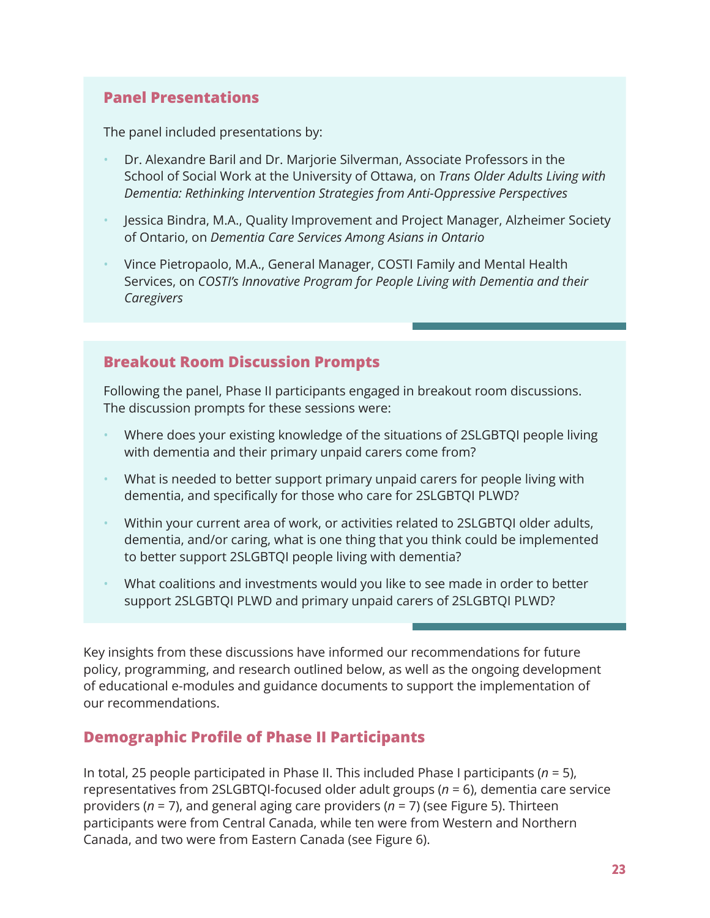### Panel Presentations

The panel included presentations by:

- Dr. Alexandre Baril and Dr. Marjorie Silverman, Associate Professors in the School of Social Work at the University of Ottawa, on *Trans Older Adults Living with Dementia: Rethinking Intervention Strategies from Anti-Oppressive Perspectives*
- Jessica Bindra, M.A., Quality Improvement and Project Manager, Alzheimer Society of Ontario, on *Dementia Care Services Among Asians in Ontario*
- Vince Pietropaolo, M.A., General Manager, COSTI Family and Mental Health Services, on *COSTI's Innovative Program for People Living with Dementia and their Caregivers*

### Breakout Room Discussion Prompts

Following the panel, Phase II participants engaged in breakout room discussions. The discussion prompts for these sessions were:

- Where does your existing knowledge of the situations of 2SLGBTQI people living with dementia and their primary unpaid carers come from?
- What is needed to better support primary unpaid carers for people living with dementia, and specifically for those who care for 2SLGBTQI PLWD?
- Within your current area of work, or activities related to 2SLGBTQI older adults, dementia, and/or caring, what is one thing that you think could be implemented to better support 2SLGBTQI people living with dementia?
- What coalitions and investments would you like to see made in order to better support 2SLGBTQI PLWD and primary unpaid carers of 2SLGBTQI PLWD?

Key insights from these discussions have informed our recommendations for future policy, programming, and research outlined below, as well as the ongoing development of educational e-modules and guidance documents to support the implementation of our recommendations.

## Demographic Profile of Phase II Participants

In total, 25 people participated in Phase II. This included Phase I participants ($n$ = 5), representatives from 2SLGBTQI-focused older adult groups ($n$ = 6), dementia care service providers ($n$ = 7), and general aging care providers ($n$ = 7) (see Figure 5). Thirteen participants were from Central Canada, while ten were from Western and Northern Canada, and two were from Eastern Canada (see Figure 6).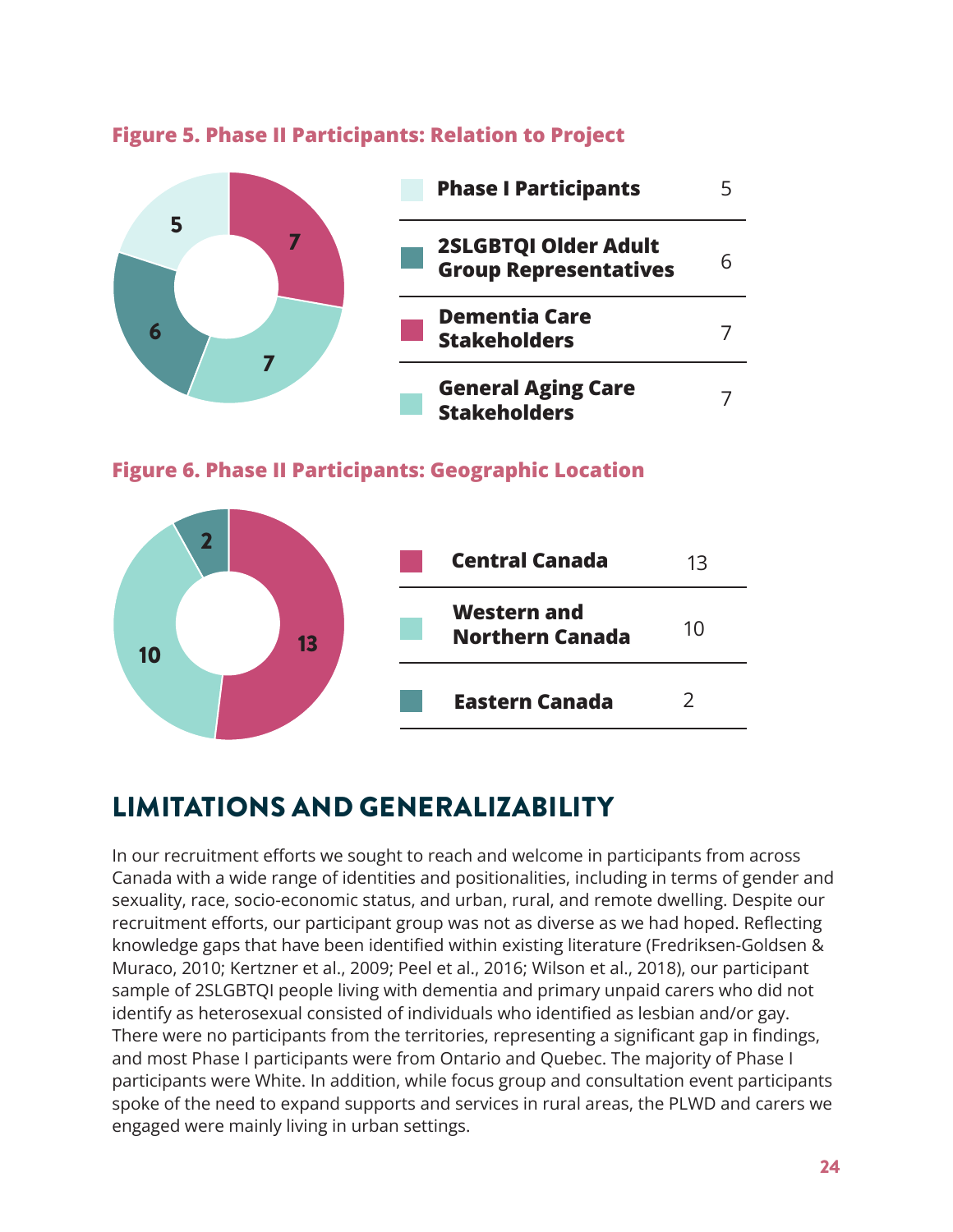**Figure 5. Phase II Participants: Relation to Project**

| Category | Count |
|---|---|
| Phase I Participants | 5 |
| 2SLGBTQI Older Adult Group Representatives | 6 |
| Dementia Care Stakeholders | 7 |
| General Aging Care Stakeholders | 7 |

**Figure 6. Phase II Participants: Geographic Location**

| Location | Count |
|---|---|
| Central Canada | 13 |
| Western and Northern Canada | 10 |
| Eastern Canada | 2 |

## LIMITATIONS AND GENERALIZABILITY

In our recruitment efforts we sought to reach and welcome in participants from across Canada with a wide range of identities and positionalities, including in terms of gender and sexuality, race, socio-economic status, and urban, rural, and remote dwelling. Despite our recruitment efforts, our participant group was not as diverse as we had hoped. Reflecting knowledge gaps that have been identified within existing literature (Fredriksen-Goldsen & Muraco, 2010; Kertzner et al., 2009; Peel et al., 2016; Wilson et al., 2018), our participant sample of 2SLGBTQI people living with dementia and primary unpaid carers who did not identify as heterosexual consisted of individuals who identified as lesbian and/or gay. There were no participants from the territories, representing a significant gap in findings, and most Phase I participants were from Ontario and Quebec. The majority of Phase I participants were White. In addition, while focus group and consultation event participants spoke of the need to expand supports and services in rural areas, the PLWD and carers we engaged were mainly living in urban settings.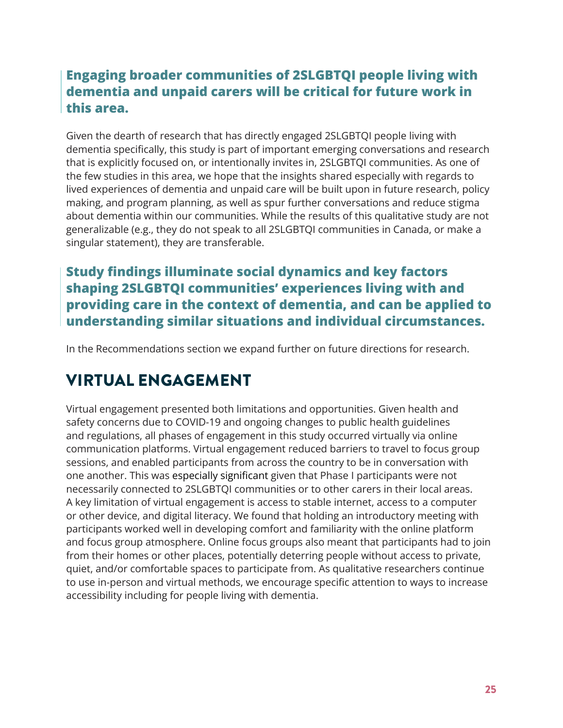**Engaging broader communities of 2SLGBTQI people living with dementia and unpaid carers will be critical for future work in this area.**

Given the dearth of research that has directly engaged 2SLGBTQI people living with dementia specifically, this study is part of important emerging conversations and research that is explicitly focused on, or intentionally invites in, 2SLGBTQI communities. As one of the few studies in this area, we hope that the insights shared especially with regards to lived experiences of dementia and unpaid care will be built upon in future research, policy making, and program planning, as well as spur further conversations and reduce stigma about dementia within our communities. While the results of this qualitative study are not generalizable (e.g., they do not speak to all 2SLGBTQI communities in Canada, or make a singular statement), they are transferable.

**Study findings illuminate social dynamics and key factors shaping 2SLGBTQI communities' experiences living with and providing care in the context of dementia, and can be applied to understanding similar situations and individual circumstances.**

In the Recommendations section we expand further on future directions for research.

## VIRTUAL ENGAGEMENT

Virtual engagement presented both limitations and opportunities. Given health and safety concerns due to COVID-19 and ongoing changes to public health guidelines and regulations, all phases of engagement in this study occurred virtually via online communication platforms. Virtual engagement reduced barriers to travel to focus group sessions, and enabled participants from across the country to be in conversation with one another. This was especially significant given that Phase I participants were not necessarily connected to 2SLGBTQI communities or to other carers in their local areas. A key limitation of virtual engagement is access to stable internet, access to a computer or other device, and digital literacy. We found that holding an introductory meeting with participants worked well in developing comfort and familiarity with the online platform and focus group atmosphere. Online focus groups also meant that participants had to join from their homes or other places, potentially deterring people without access to private, quiet, and/or comfortable spaces to participate from. As qualitative researchers continue to use in-person and virtual methods, we encourage specific attention to ways to increase accessibility including for people living with dementia.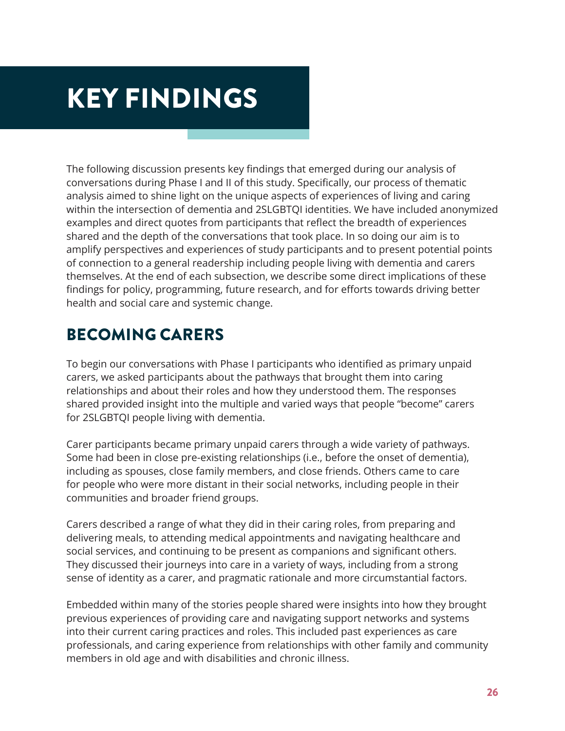# KEY FINDINGS

The following discussion presents key findings that emerged during our analysis of conversations during Phase I and II of this study. Specifically, our process of thematic analysis aimed to shine light on the unique aspects of experiences of living and caring within the intersection of dementia and 2SLGBTQI identities. We have included anonymized examples and direct quotes from participants that reflect the breadth of experiences shared and the depth of the conversations that took place. In so doing our aim is to amplify perspectives and experiences of study participants and to present potential points of connection to a general readership including people living with dementia and carers themselves. At the end of each subsection, we describe some direct implications of these findings for policy, programming, future research, and for efforts towards driving better health and social care and systemic change.

## BECOMING CARERS

To begin our conversations with Phase I participants who identified as primary unpaid carers, we asked participants about the pathways that brought them into caring relationships and about their roles and how they understood them. The responses shared provided insight into the multiple and varied ways that people "become" carers for 2SLGBTQI people living with dementia.

Carer participants became primary unpaid carers through a wide variety of pathways. Some had been in close pre-existing relationships (i.e., before the onset of dementia), including as spouses, close family members, and close friends. Others came to care for people who were more distant in their social networks, including people in their communities and broader friend groups.

Carers described a range of what they did in their caring roles, from preparing and delivering meals, to attending medical appointments and navigating healthcare and social services, and continuing to be present as companions and significant others. They discussed their journeys into care in a variety of ways, including from a strong sense of identity as a carer, and pragmatic rationale and more circumstantial factors.

Embedded within many of the stories people shared were insights into how they brought previous experiences of providing care and navigating support networks and systems into their current caring practices and roles. This included past experiences as care professionals, and caring experience from relationships with other family and community members in old age and with disabilities and chronic illness.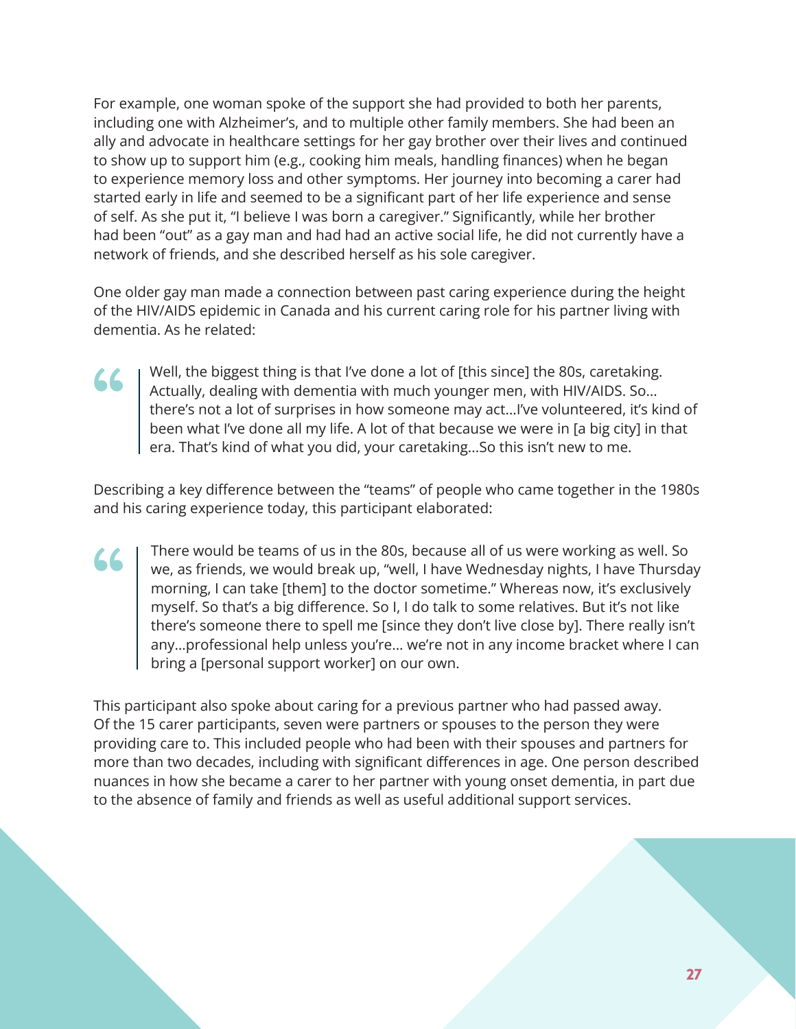For example, one woman spoke of the support she had provided to both her parents, including one with Alzheimer's, and to multiple other family members. She had been an ally and advocate in healthcare settings for her gay brother over their lives and continued to show up to support him (e.g., cooking him meals, handling finances) when he began to experience memory loss and other symptoms. Her journey into becoming a carer had started early in life and seemed to be a significant part of her life experience and sense of self. As she put it, "I believe I was born a caregiver." Significantly, while her brother had been "out" as a gay man and had had an active social life, he did not currently have a network of friends, and she described herself as his sole caregiver.

One older gay man made a connection between past caring experience during the height of the HIV/AIDS epidemic in Canada and his current caring role for his partner living with dementia. As he related:

> Well, the biggest thing is that I've done a lot of [this since] the 80s, caretaking. Actually, dealing with dementia with much younger men, with HIV/AIDS. So… there's not a lot of surprises in how someone may act…I've volunteered, it's kind of been what I've done all my life. A lot of that because we were in [a big city] in that era. That's kind of what you did, your caretaking…So this isn't new to me.

Describing a key difference between the "teams" of people who came together in the 1980s and his caring experience today, this participant elaborated:

> There would be teams of us in the 80s, because all of us were working as well. So we, as friends, we would break up, "well, I have Wednesday nights, I have Thursday morning, I can take [them] to the doctor sometime." Whereas now, it's exclusively myself. So that's a big difference. So I, I do talk to some relatives. But it's not like there's someone there to spell me [since they don't live close by]. There really isn't any…professional help unless you're… we're not in any income bracket where I can bring a [personal support worker] on our own.

This participant also spoke about caring for a previous partner who had passed away. Of the 15 carer participants, seven were partners or spouses to the person they were providing care to. This included people who had been with their spouses and partners for more than two decades, including with significant differences in age. One person described nuances in how she became a carer to her partner with young onset dementia, in part due to the absence of family and friends as well as useful additional support services.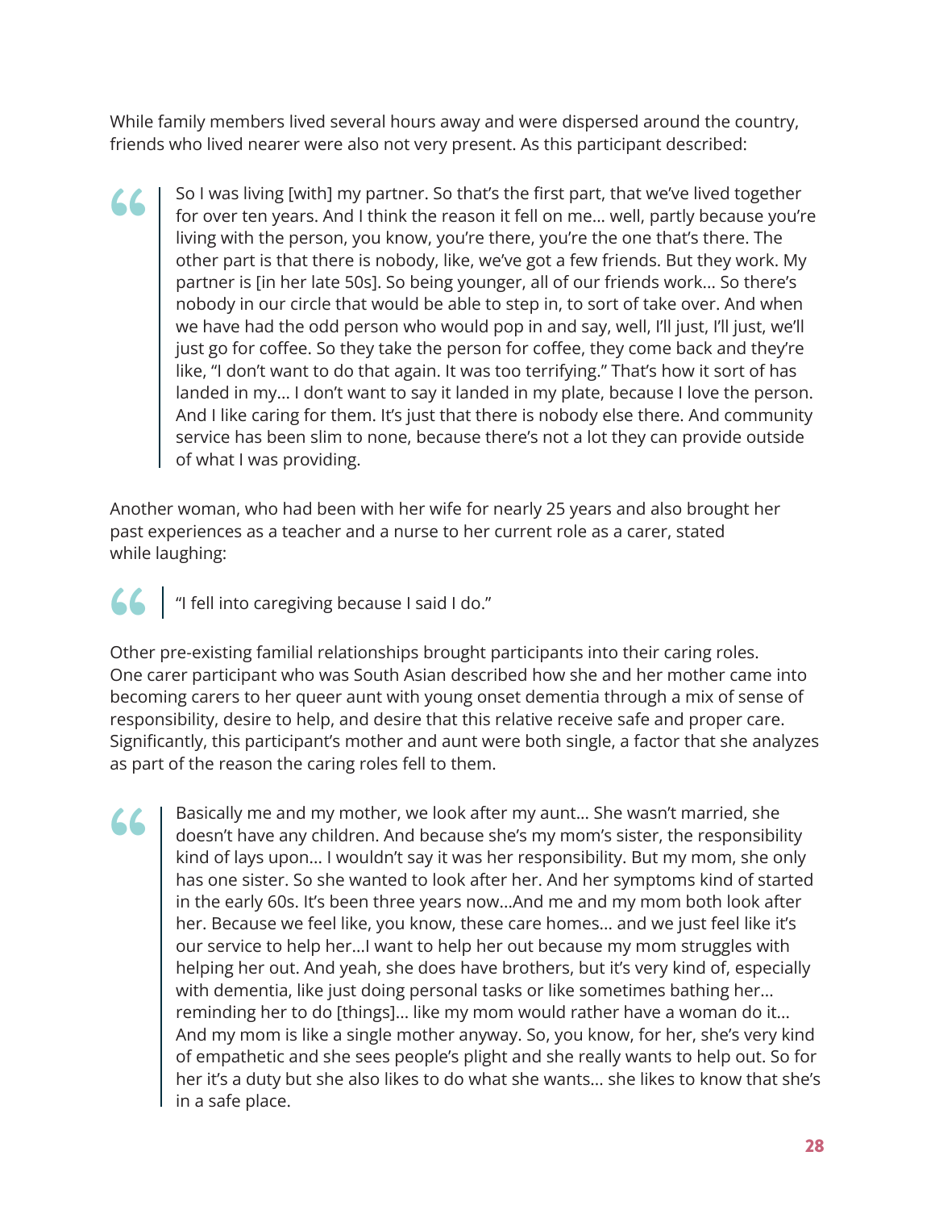While family members lived several hours away and were dispersed around the country, friends who lived nearer were also not very present. As this participant described:

> So I was living [with] my partner. So that's the first part, that we've lived together for over ten years. And I think the reason it fell on me... well, partly because you're living with the person, you know, you're there, you're the one that's there. The other part is that there is nobody, like, we've got a few friends. But they work. My partner is [in her late 50s]. So being younger, all of our friends work... So there's nobody in our circle that would be able to step in, to sort of take over. And when we have had the odd person who would pop in and say, well, I'll just, I'll just, we'll just go for coffee. So they take the person for coffee, they come back and they're like, "I don't want to do that again. It was too terrifying." That's how it sort of has landed in my... I don't want to say it landed in my plate, because I love the person. And I like caring for them. It's just that there is nobody else there. And community service has been slim to none, because there's not a lot they can provide outside of what I was providing.

Another woman, who had been with her wife for nearly 25 years and also brought her past experiences as a teacher and a nurse to her current role as a carer, stated while laughing:

> "I fell into caregiving because I said I do."

Other pre-existing familial relationships brought participants into their caring roles. One carer participant who was South Asian described how she and her mother came into becoming carers to her queer aunt with young onset dementia through a mix of sense of responsibility, desire to help, and desire that this relative receive safe and proper care. Significantly, this participant's mother and aunt were both single, a factor that she analyzes as part of the reason the caring roles fell to them.

> Basically me and my mother, we look after my aunt... She wasn't married, she doesn't have any children. And because she's my mom's sister, the responsibility kind of lays upon... I wouldn't say it was her responsibility. But my mom, she only has one sister. So she wanted to look after her. And her symptoms kind of started in the early 60s. It's been three years now...And me and my mom both look after her. Because we feel like, you know, these care homes... and we just feel like it's our service to help her...I want to help her out because my mom struggles with helping her out. And yeah, she does have brothers, but it's very kind of, especially with dementia, like just doing personal tasks or like sometimes bathing her... reminding her to do [things]... like my mom would rather have a woman do it... And my mom is like a single mother anyway. So, you know, for her, she's very kind of empathetic and she sees people's plight and she really wants to help out. So for her it's a duty but she also likes to do what she wants... she likes to know that she's in a safe place.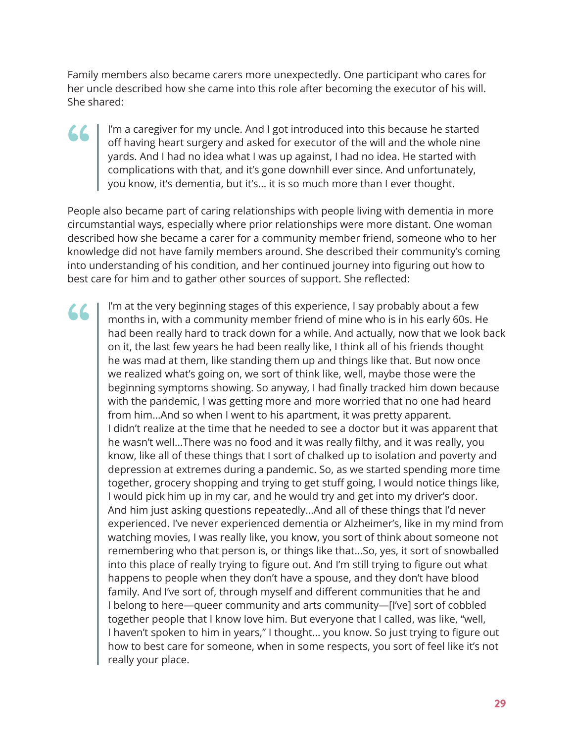Family members also became carers more unexpectedly. One participant who cares for her uncle described how she came into this role after becoming the executor of his will. She shared:

> I'm a caregiver for my uncle. And I got introduced into this because he started off having heart surgery and asked for executor of the will and the whole nine yards. And I had no idea what I was up against, I had no idea. He started with complications with that, and it's gone downhill ever since. And unfortunately, you know, it's dementia, but it's... it is so much more than I ever thought.

People also became part of caring relationships with people living with dementia in more circumstantial ways, especially where prior relationships were more distant. One woman described how she became a carer for a community member friend, someone who to her knowledge did not have family members around. She described their community's coming into understanding of his condition, and her continued journey into figuring out how to best care for him and to gather other sources of support. She reflected:

> I'm at the very beginning stages of this experience, I say probably about a few months in, with a community member friend of mine who is in his early 60s. He had been really hard to track down for a while. And actually, now that we look back on it, the last few years he had been really like, I think all of his friends thought he was mad at them, like standing them up and things like that. But now once we realized what's going on, we sort of think like, well, maybe those were the beginning symptoms showing. So anyway, I had finally tracked him down because with the pandemic, I was getting more and more worried that no one had heard from him...And so when I went to his apartment, it was pretty apparent. I didn't realize at the time that he needed to see a doctor but it was apparent that he wasn't well...There was no food and it was really filthy, and it was really, you know, like all of these things that I sort of chalked up to isolation and poverty and depression at extremes during a pandemic. So, as we started spending more time together, grocery shopping and trying to get stuff going, I would notice things like, I would pick him up in my car, and he would try and get into my driver's door. And him just asking questions repeatedly...And all of these things that I'd never experienced. I've never experienced dementia or Alzheimer's, like in my mind from watching movies, I was really like, you know, you sort of think about someone not remembering who that person is, or things like that...So, yes, it sort of snowballed into this place of really trying to figure out. And I'm still trying to figure out what happens to people when they don't have a spouse, and they don't have blood family. And I've sort of, through myself and different communities that he and I belong to here—queer community and arts community—[I've] sort of cobbled together people that I know love him. But everyone that I called, was like, "well, I haven't spoken to him in years," I thought... you know. So just trying to figure out how to best care for someone, when in some respects, you sort of feel like it's not really your place.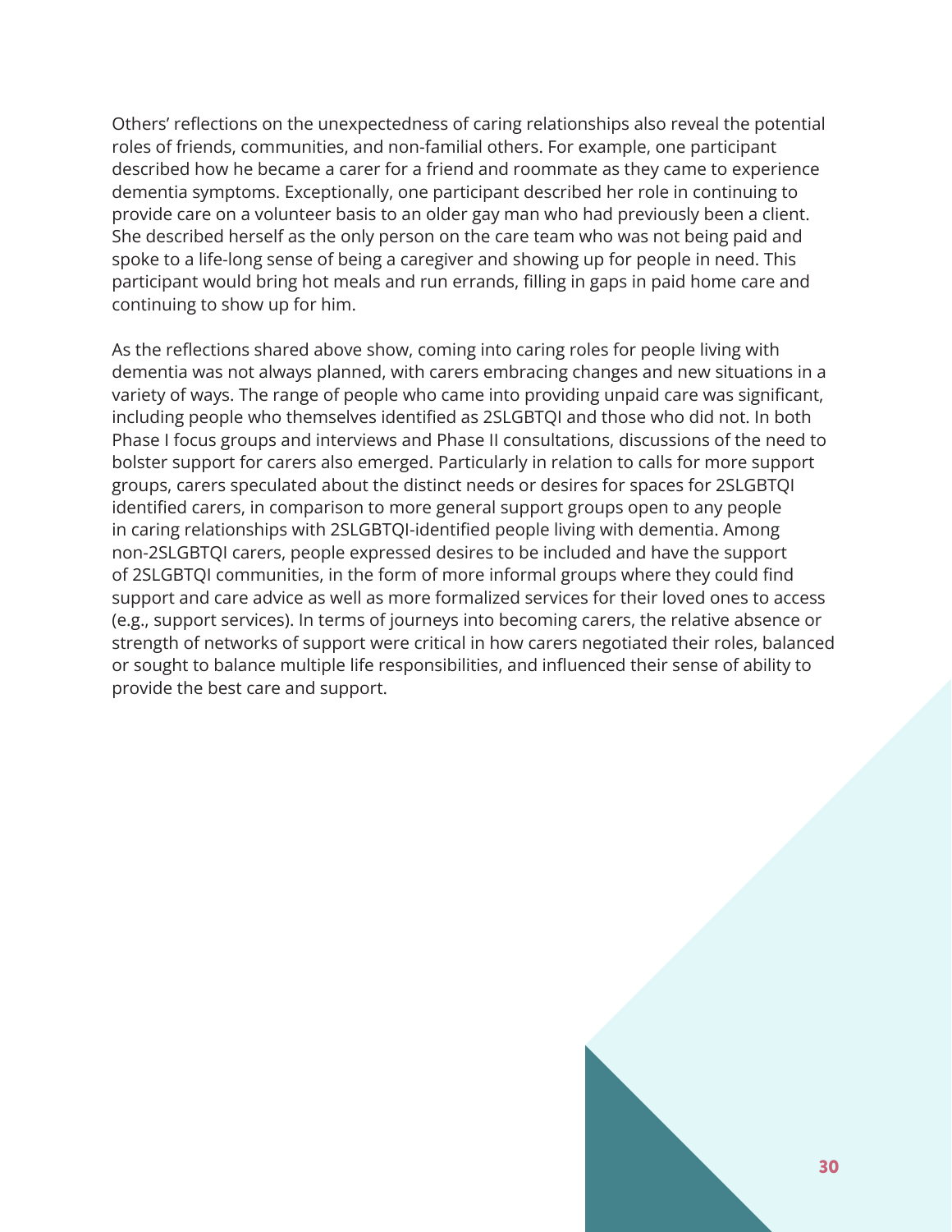Others' reflections on the unexpectedness of caring relationships also reveal the potential roles of friends, communities, and non-familial others. For example, one participant described how he became a carer for a friend and roommate as they came to experience dementia symptoms. Exceptionally, one participant described her role in continuing to provide care on a volunteer basis to an older gay man who had previously been a client. She described herself as the only person on the care team who was not being paid and spoke to a life-long sense of being a caregiver and showing up for people in need. This participant would bring hot meals and run errands, filling in gaps in paid home care and continuing to show up for him.

As the reflections shared above show, coming into caring roles for people living with dementia was not always planned, with carers embracing changes and new situations in a variety of ways. The range of people who came into providing unpaid care was significant, including people who themselves identified as 2SLGBTQI and those who did not. In both Phase I focus groups and interviews and Phase II consultations, discussions of the need to bolster support for carers also emerged. Particularly in relation to calls for more support groups, carers speculated about the distinct needs or desires for spaces for 2SLGBTQI identified carers, in comparison to more general support groups open to any people in caring relationships with 2SLGBTQI-identified people living with dementia. Among non-2SLGBTQI carers, people expressed desires to be included and have the support of 2SLGBTQI communities, in the form of more informal groups where they could find support and care advice as well as more formalized services for their loved ones to access (e.g., support services). In terms of journeys into becoming carers, the relative absence or strength of networks of support were critical in how carers negotiated their roles, balanced or sought to balance multiple life responsibilities, and influenced their sense of ability to provide the best care and support.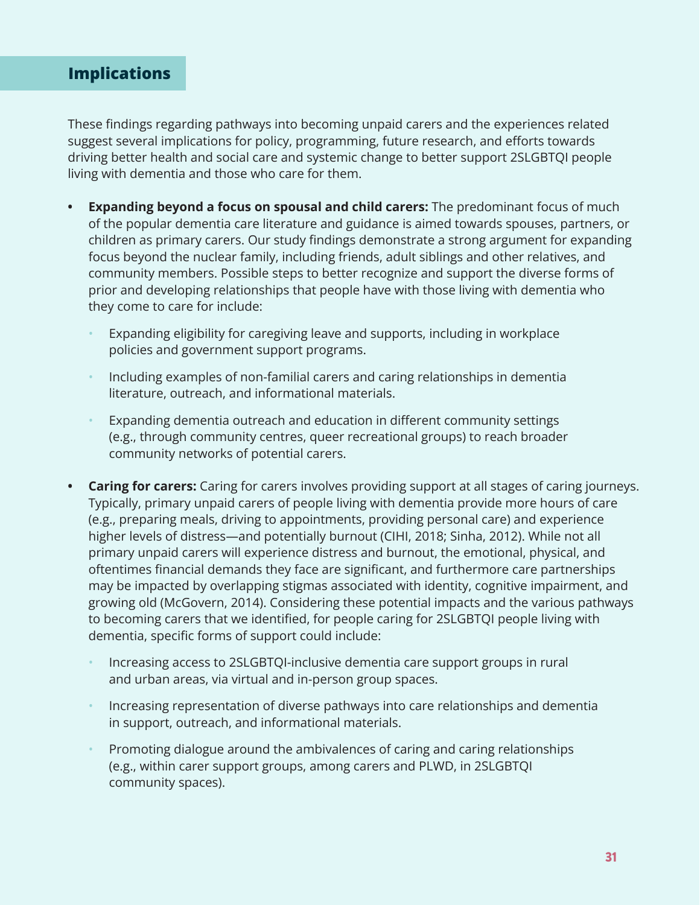## Implications

These findings regarding pathways into becoming unpaid carers and the experiences related suggest several implications for policy, programming, future research, and efforts towards driving better health and social care and systemic change to better support 2SLGBTQI people living with dementia and those who care for them.

- **Expanding beyond a focus on spousal and child carers:** The predominant focus of much of the popular dementia care literature and guidance is aimed towards spouses, partners, or children as primary carers. Our study findings demonstrate a strong argument for expanding focus beyond the nuclear family, including friends, adult siblings and other relatives, and community members. Possible steps to better recognize and support the diverse forms of prior and developing relationships that people have with those living with dementia who they come to care for include:
  - Expanding eligibility for caregiving leave and supports, including in workplace policies and government support programs.
  - Including examples of non-familial carers and caring relationships in dementia literature, outreach, and informational materials.
  - Expanding dementia outreach and education in different community settings (e.g., through community centres, queer recreational groups) to reach broader community networks of potential carers.
- **Caring for carers:** Caring for carers involves providing support at all stages of caring journeys. Typically, primary unpaid carers of people living with dementia provide more hours of care (e.g., preparing meals, driving to appointments, providing personal care) and experience higher levels of distress—and potentially burnout (CIHI, 2018; Sinha, 2012). While not all primary unpaid carers will experience distress and burnout, the emotional, physical, and oftentimes financial demands they face are significant, and furthermore care partnerships may be impacted by overlapping stigmas associated with identity, cognitive impairment, and growing old (McGovern, 2014). Considering these potential impacts and the various pathways to becoming carers that we identified, for people caring for 2SLGBTQI people living with dementia, specific forms of support could include:
  - Increasing access to 2SLGBTQI-inclusive dementia care support groups in rural and urban areas, via virtual and in-person group spaces.
  - Increasing representation of diverse pathways into care relationships and dementia in support, outreach, and informational materials.
  - Promoting dialogue around the ambivalences of caring and caring relationships (e.g., within carer support groups, among carers and PLWD, in 2SLGBTQI community spaces).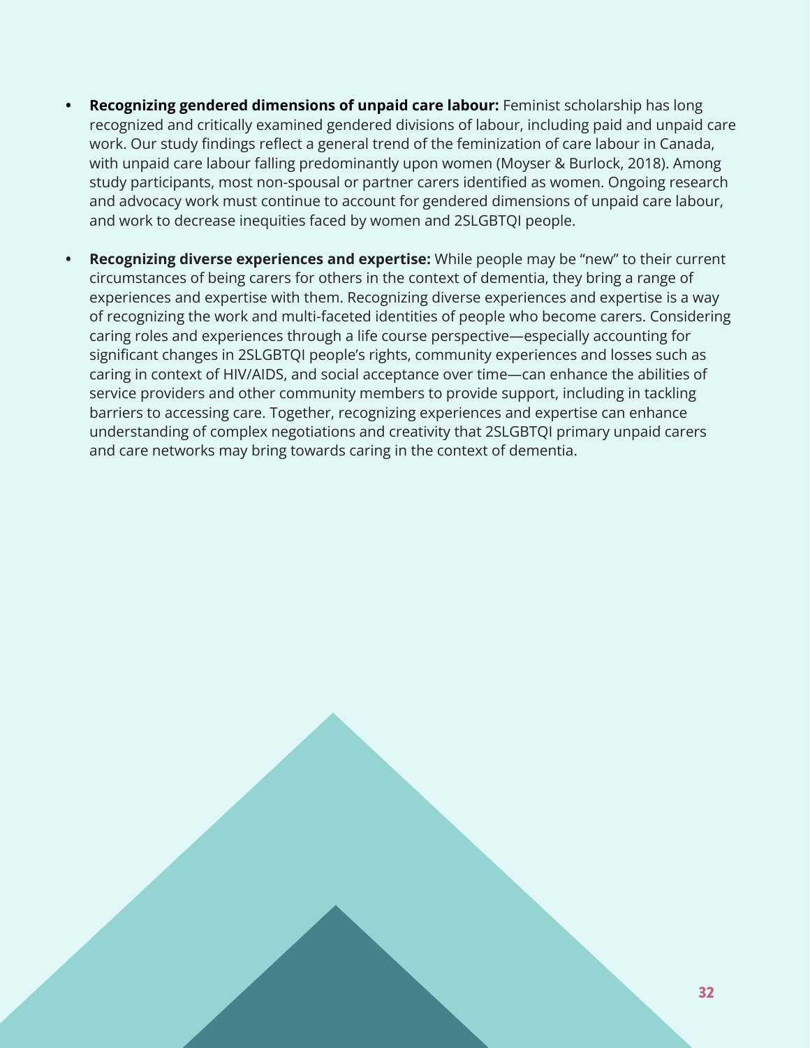- **Recognizing gendered dimensions of unpaid care labour:** Feminist scholarship has long recognized and critically examined gendered divisions of labour, including paid and unpaid care work. Our study findings reflect a general trend of the feminization of care labour in Canada, with unpaid care labour falling predominantly upon women (Moyser & Burlock, 2018). Among study participants, most non-spousal or partner carers identified as women. Ongoing research and advocacy work must continue to account for gendered dimensions of unpaid care labour, and work to decrease inequities faced by women and 2SLGBTQI people.

- **Recognizing diverse experiences and expertise:** While people may be "new" to their current circumstances of being carers for others in the context of dementia, they bring a range of experiences and expertise with them. Recognizing diverse experiences and expertise is a way of recognizing the work and multi-faceted identities of people who become carers. Considering caring roles and experiences through a life course perspective—especially accounting for significant changes in 2SLGBTQI people's rights, community experiences and losses such as caring in context of HIV/AIDS, and social acceptance over time—can enhance the abilities of service providers and other community members to provide support, including in tackling barriers to accessing care. Together, recognizing experiences and expertise can enhance understanding of complex negotiations and creativity that 2SLGBTQI primary unpaid carers and care networks may bring towards caring in the context of dementia.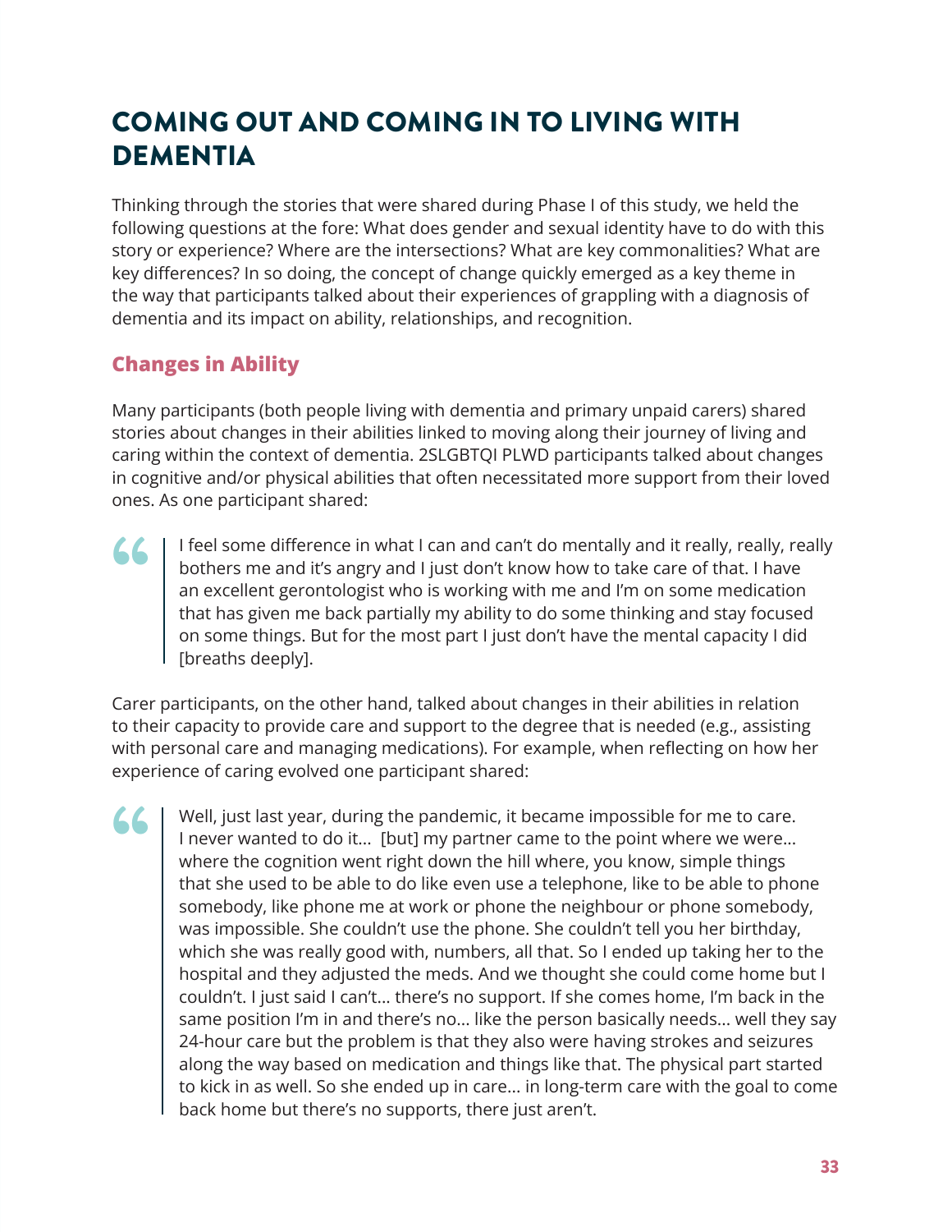# COMING OUT AND COMING IN TO LIVING WITH DEMENTIA

Thinking through the stories that were shared during Phase I of this study, we held the following questions at the fore: What does gender and sexual identity have to do with this story or experience? Where are the intersections? What are key commonalities? What are key differences? In so doing, the concept of change quickly emerged as a key theme in the way that participants talked about their experiences of grappling with a diagnosis of dementia and its impact on ability, relationships, and recognition.

## Changes in Ability

Many participants (both people living with dementia and primary unpaid carers) shared stories about changes in their abilities linked to moving along their journey of living and caring within the context of dementia. 2SLGBTQI PLWD participants talked about changes in cognitive and/or physical abilities that often necessitated more support from their loved ones. As one participant shared:

> I feel some difference in what I can and can't do mentally and it really, really, really bothers me and it's angry and I just don't know how to take care of that. I have an excellent gerontologist who is working with me and I'm on some medication that has given me back partially my ability to do some thinking and stay focused on some things. But for the most part I just don't have the mental capacity I did [breaths deeply].

Carer participants, on the other hand, talked about changes in their abilities in relation to their capacity to provide care and support to the degree that is needed (e.g., assisting with personal care and managing medications). For example, when reflecting on how her experience of caring evolved one participant shared:

> Well, just last year, during the pandemic, it became impossible for me to care. I never wanted to do it... [but] my partner came to the point where we were... where the cognition went right down the hill where, you know, simple things that she used to be able to do like even use a telephone, like to be able to phone somebody, like phone me at work or phone the neighbour or phone somebody, was impossible. She couldn't use the phone. She couldn't tell you her birthday, which she was really good with, numbers, all that. So I ended up taking her to the hospital and they adjusted the meds. And we thought she could come home but I couldn't. I just said I can't... there's no support. If she comes home, I'm back in the same position I'm in and there's no... like the person basically needs... well they say 24-hour care but the problem is that they also were having strokes and seizures along the way based on medication and things like that. The physical part started to kick in as well. So she ended up in care... in long-term care with the goal to come back home but there's no supports, there just aren't.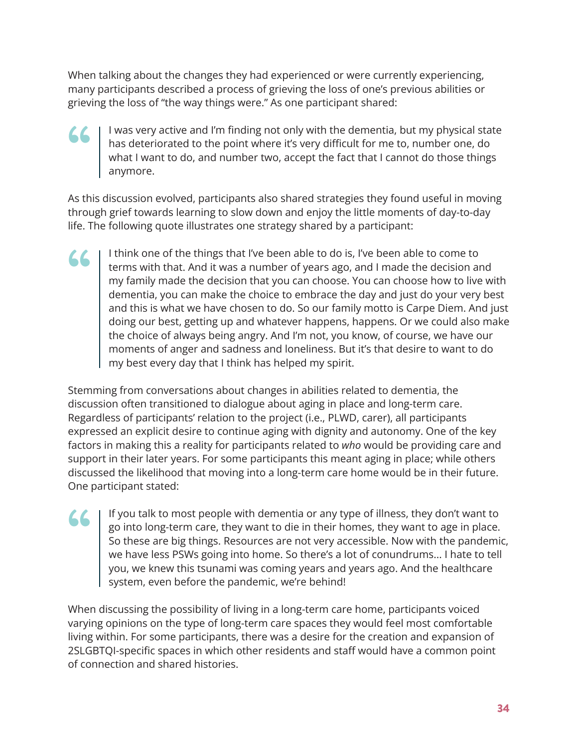When talking about the changes they had experienced or were currently experiencing, many participants described a process of grieving the loss of one's previous abilities or grieving the loss of "the way things were." As one participant shared:

> I was very active and I'm finding not only with the dementia, but my physical state has deteriorated to the point where it's very difficult for me to, number one, do what I want to do, and number two, accept the fact that I cannot do those things anymore.

As this discussion evolved, participants also shared strategies they found useful in moving through grief towards learning to slow down and enjoy the little moments of day-to-day life. The following quote illustrates one strategy shared by a participant:

> I think one of the things that I've been able to do is, I've been able to come to terms with that. And it was a number of years ago, and I made the decision and my family made the decision that you can choose. You can choose how to live with dementia, you can make the choice to embrace the day and just do your very best and this is what we have chosen to do. So our family motto is Carpe Diem. And just doing our best, getting up and whatever happens, happens. Or we could also make the choice of always being angry. And I'm not, you know, of course, we have our moments of anger and sadness and loneliness. But it's that desire to want to do my best every day that I think has helped my spirit.

Stemming from conversations about changes in abilities related to dementia, the discussion often transitioned to dialogue about aging in place and long-term care. Regardless of participants' relation to the project (i.e., PLWD, carer), all participants expressed an explicit desire to continue aging with dignity and autonomy. One of the key factors in making this a reality for participants related to *who* would be providing care and support in their later years. For some participants this meant aging in place; while others discussed the likelihood that moving into a long-term care home would be in their future. One participant stated:

> If you talk to most people with dementia or any type of illness, they don't want to go into long-term care, they want to die in their homes, they want to age in place. So these are big things. Resources are not very accessible. Now with the pandemic, we have less PSWs going into home. So there's a lot of conundrums... I hate to tell you, we knew this tsunami was coming years and years ago. And the healthcare system, even before the pandemic, we're behind!

When discussing the possibility of living in a long-term care home, participants voiced varying opinions on the type of long-term care spaces they would feel most comfortable living within. For some participants, there was a desire for the creation and expansion of 2SLGBTQI-specific spaces in which other residents and staff would have a common point of connection and shared histories.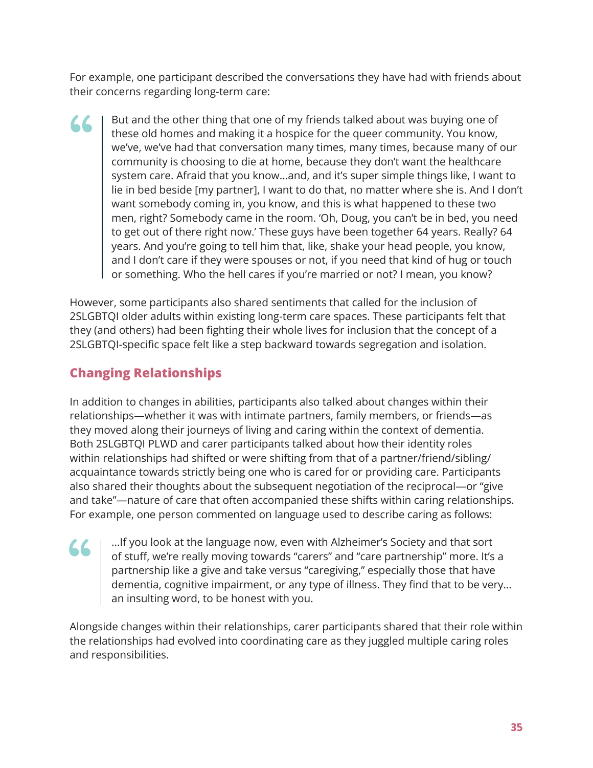For example, one participant described the conversations they have had with friends about their concerns regarding long-term care:

> But and the other thing that one of my friends talked about was buying one of these old homes and making it a hospice for the queer community. You know, we've, we've had that conversation many times, many times, because many of our community is choosing to die at home, because they don't want the healthcare system care. Afraid that you know...and, and it's super simple things like, I want to lie in bed beside [my partner], I want to do that, no matter where she is. And I don't want somebody coming in, you know, and this is what happened to these two men, right? Somebody came in the room. 'Oh, Doug, you can't be in bed, you need to get out of there right now.' These guys have been together 64 years. Really? 64 years. And you're going to tell him that, like, shake your head people, you know, and I don't care if they were spouses or not, if you need that kind of hug or touch or something. Who the hell cares if you're married or not? I mean, you know?

However, some participants also shared sentiments that called for the inclusion of 2SLGBTQI older adults within existing long-term care spaces. These participants felt that they (and others) had been fighting their whole lives for inclusion that the concept of a 2SLGBTQI-specific space felt like a step backward towards segregation and isolation.

## Changing Relationships

In addition to changes in abilities, participants also talked about changes within their relationships—whether it was with intimate partners, family members, or friends—as they moved along their journeys of living and caring within the context of dementia. Both 2SLGBTQI PLWD and carer participants talked about how their identity roles within relationships had shifted or were shifting from that of a partner/friend/sibling/acquaintance towards strictly being one who is cared for or providing care. Participants also shared their thoughts about the subsequent negotiation of the reciprocal—or "give and take"—nature of care that often accompanied these shifts within caring relationships. For example, one person commented on language used to describe caring as follows:

> ...If you look at the language now, even with Alzheimer's Society and that sort of stuff, we're really moving towards "carers" and "care partnership" more. It's a partnership like a give and take versus "caregiving," especially those that have dementia, cognitive impairment, or any type of illness. They find that to be very... an insulting word, to be honest with you.

Alongside changes within their relationships, carer participants shared that their role within the relationships had evolved into coordinating care as they juggled multiple caring roles and responsibilities.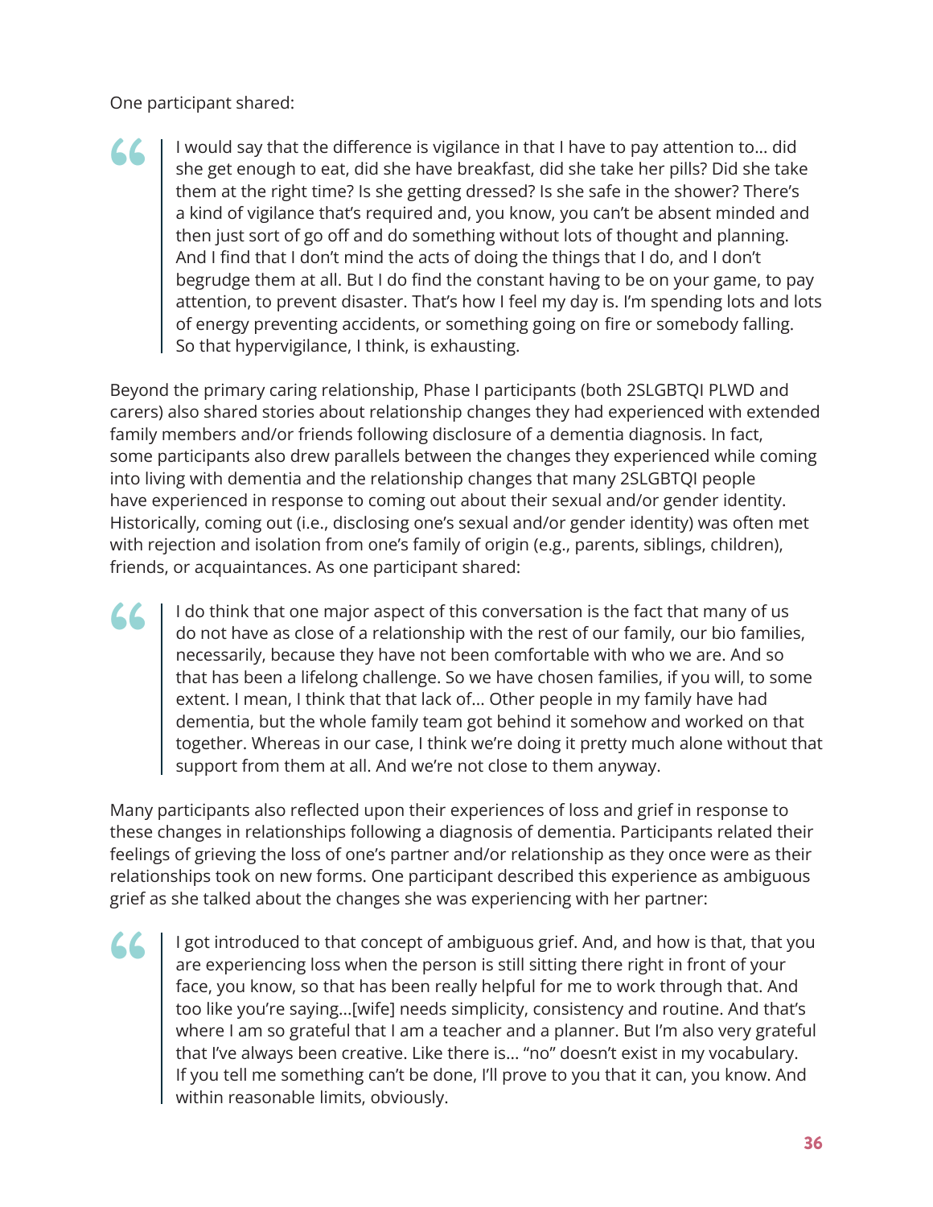One participant shared:

> I would say that the difference is vigilance in that I have to pay attention to... did she get enough to eat, did she have breakfast, did she take her pills? Did she take them at the right time? Is she getting dressed? Is she safe in the shower? There's a kind of vigilance that's required and, you know, you can't be absent minded and then just sort of go off and do something without lots of thought and planning. And I find that I don't mind the acts of doing the things that I do, and I don't begrudge them at all. But I do find the constant having to be on your game, to pay attention, to prevent disaster. That's how I feel my day is. I'm spending lots and lots of energy preventing accidents, or something going on fire or somebody falling. So that hypervigilance, I think, is exhausting.

Beyond the primary caring relationship, Phase I participants (both 2SLGBTQI PLWD and carers) also shared stories about relationship changes they had experienced with extended family members and/or friends following disclosure of a dementia diagnosis. In fact, some participants also drew parallels between the changes they experienced while coming into living with dementia and the relationship changes that many 2SLGBTQI people have experienced in response to coming out about their sexual and/or gender identity. Historically, coming out (i.e., disclosing one's sexual and/or gender identity) was often met with rejection and isolation from one's family of origin (e.g., parents, siblings, children), friends, or acquaintances. As one participant shared:

> I do think that one major aspect of this conversation is the fact that many of us do not have as close of a relationship with the rest of our family, our bio families, necessarily, because they have not been comfortable with who we are. And so that has been a lifelong challenge. So we have chosen families, if you will, to some extent. I mean, I think that that lack of... Other people in my family have had dementia, but the whole family team got behind it somehow and worked on that together. Whereas in our case, I think we're doing it pretty much alone without that support from them at all. And we're not close to them anyway.

Many participants also reflected upon their experiences of loss and grief in response to these changes in relationships following a diagnosis of dementia. Participants related their feelings of grieving the loss of one's partner and/or relationship as they once were as their relationships took on new forms. One participant described this experience as ambiguous grief as she talked about the changes she was experiencing with her partner:

> I got introduced to that concept of ambiguous grief. And, and how is that, that you are experiencing loss when the person is still sitting there right in front of your face, you know, so that has been really helpful for me to work through that. And too like you're saying...[wife] needs simplicity, consistency and routine. And that's where I am so grateful that I am a teacher and a planner. But I'm also very grateful that I've always been creative. Like there is... "no" doesn't exist in my vocabulary. If you tell me something can't be done, I'll prove to you that it can, you know. And within reasonable limits, obviously.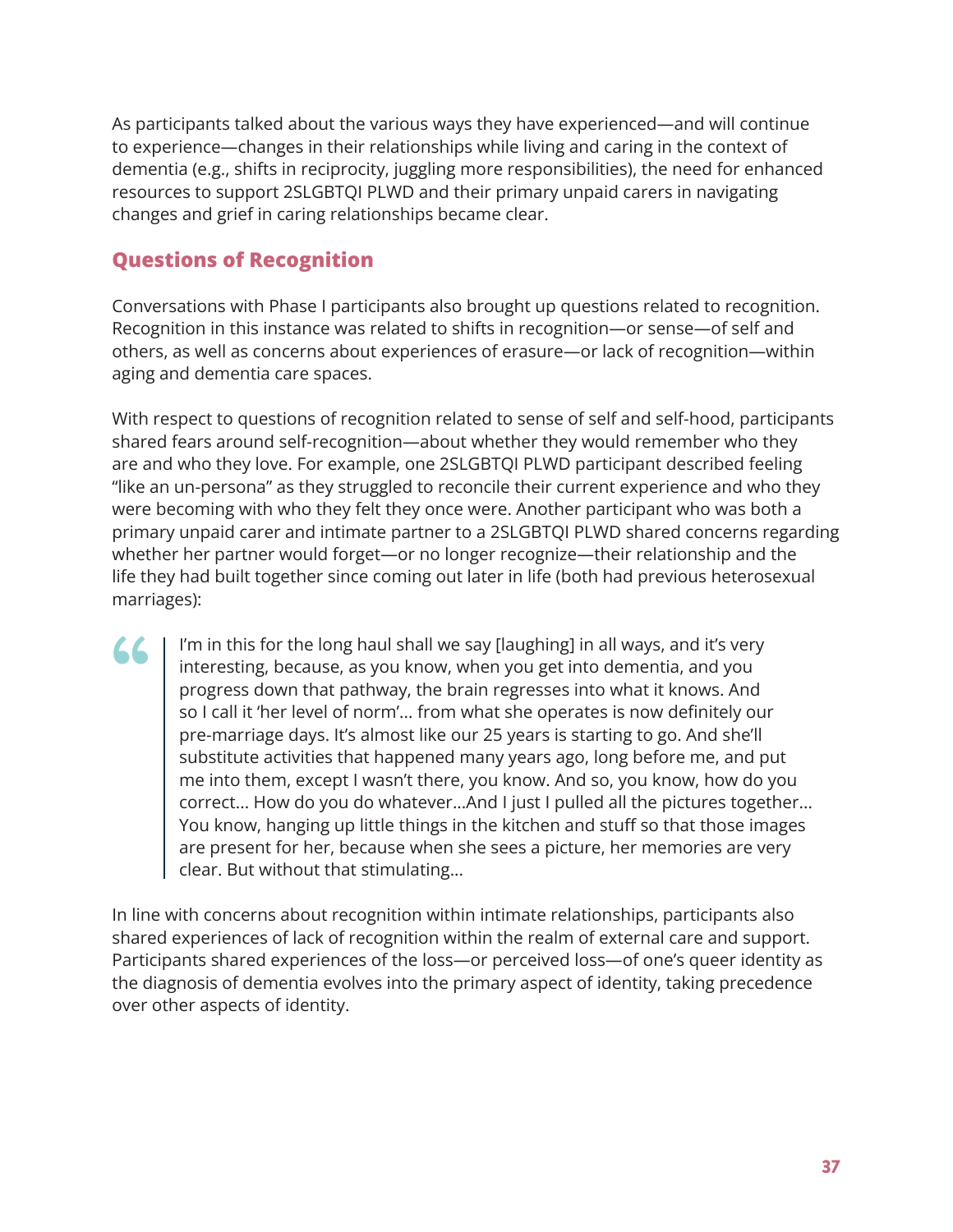As participants talked about the various ways they have experienced—and will continue to experience—changes in their relationships while living and caring in the context of dementia (e.g., shifts in reciprocity, juggling more responsibilities), the need for enhanced resources to support 2SLGBTQI PLWD and their primary unpaid carers in navigating changes and grief in caring relationships became clear.

## Questions of Recognition

Conversations with Phase I participants also brought up questions related to recognition. Recognition in this instance was related to shifts in recognition—or sense—of self and others, as well as concerns about experiences of erasure—or lack of recognition—within aging and dementia care spaces.

With respect to questions of recognition related to sense of self and self-hood, participants shared fears around self-recognition—about whether they would remember who they are and who they love. For example, one 2SLGBTQI PLWD participant described feeling "like an un-persona" as they struggled to reconcile their current experience and who they were becoming with who they felt they once were. Another participant who was both a primary unpaid carer and intimate partner to a 2SLGBTQI PLWD shared concerns regarding whether her partner would forget—or no longer recognize—their relationship and the life they had built together since coming out later in life (both had previous heterosexual marriages):

> I'm in this for the long haul shall we say [laughing] in all ways, and it's very interesting, because, as you know, when you get into dementia, and you progress down that pathway, the brain regresses into what it knows. And so I call it 'her level of norm'... from what she operates is now definitely our pre-marriage days. It's almost like our 25 years is starting to go. And she'll substitute activities that happened many years ago, long before me, and put me into them, except I wasn't there, you know. And so, you know, how do you correct... How do you do whatever...And I just I pulled all the pictures together... You know, hanging up little things in the kitchen and stuff so that those images are present for her, because when she sees a picture, her memories are very clear. But without that stimulating...

In line with concerns about recognition within intimate relationships, participants also shared experiences of lack of recognition within the realm of external care and support. Participants shared experiences of the loss—or perceived loss—of one's queer identity as the diagnosis of dementia evolves into the primary aspect of identity, taking precedence over other aspects of identity.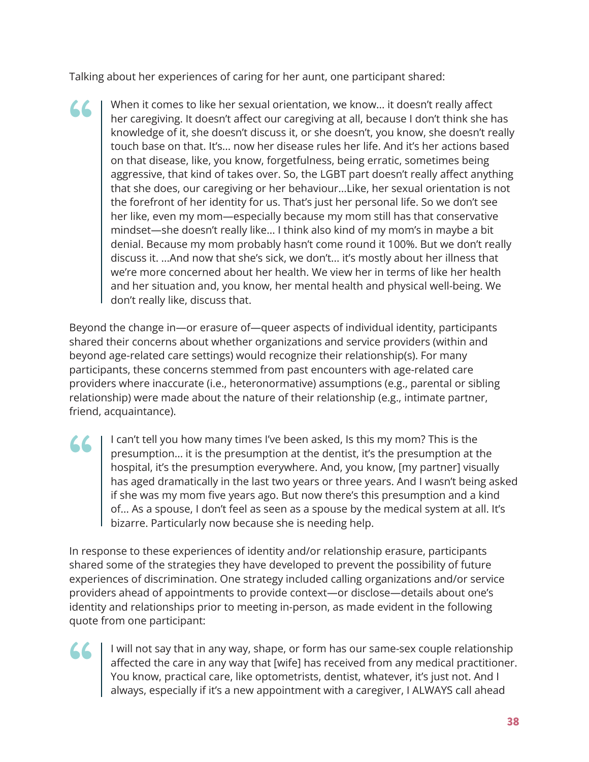Talking about her experiences of caring for her aunt, one participant shared:

> When it comes to like her sexual orientation, we know... it doesn't really affect her caregiving. It doesn't affect our caregiving at all, because I don't think she has knowledge of it, she doesn't discuss it, or she doesn't, you know, she doesn't really touch base on that. It's... now her disease rules her life. And it's her actions based on that disease, like, you know, forgetfulness, being erratic, sometimes being aggressive, that kind of takes over. So, the LGBT part doesn't really affect anything that she does, our caregiving or her behaviour...Like, her sexual orientation is not the forefront of her identity for us. That's just her personal life. So we don't see her like, even my mom—especially because my mom still has that conservative mindset—she doesn't really like... I think also kind of my mom's in maybe a bit denial. Because my mom probably hasn't come round it 100%. But we don't really discuss it. ...And now that she's sick, we don't... it's mostly about her illness that we're more concerned about her health. We view her in terms of like her health and her situation and, you know, her mental health and physical well-being. We don't really like, discuss that.

Beyond the change in—or erasure of—queer aspects of individual identity, participants shared their concerns about whether organizations and service providers (within and beyond age-related care settings) would recognize their relationship(s). For many participants, these concerns stemmed from past encounters with age-related care providers where inaccurate (i.e., heteronormative) assumptions (e.g., parental or sibling relationship) were made about the nature of their relationship (e.g., intimate partner, friend, acquaintance).

> I can't tell you how many times I've been asked, Is this my mom? This is the presumption... it is the presumption at the dentist, it's the presumption at the hospital, it's the presumption everywhere. And, you know, [my partner] visually has aged dramatically in the last two years or three years. And I wasn't being asked if she was my mom five years ago. But now there's this presumption and a kind of... As a spouse, I don't feel as seen as a spouse by the medical system at all. It's bizarre. Particularly now because she is needing help.

In response to these experiences of identity and/or relationship erasure, participants shared some of the strategies they have developed to prevent the possibility of future experiences of discrimination. One strategy included calling organizations and/or service providers ahead of appointments to provide context—or disclose—details about one's identity and relationships prior to meeting in-person, as made evident in the following quote from one participant:

> I will not say that in any way, shape, or form has our same-sex couple relationship affected the care in any way that [wife] has received from any medical practitioner. You know, practical care, like optometrists, dentist, whatever, it's just not. And I always, especially if it's a new appointment with a caregiver, I ALWAYS call ahead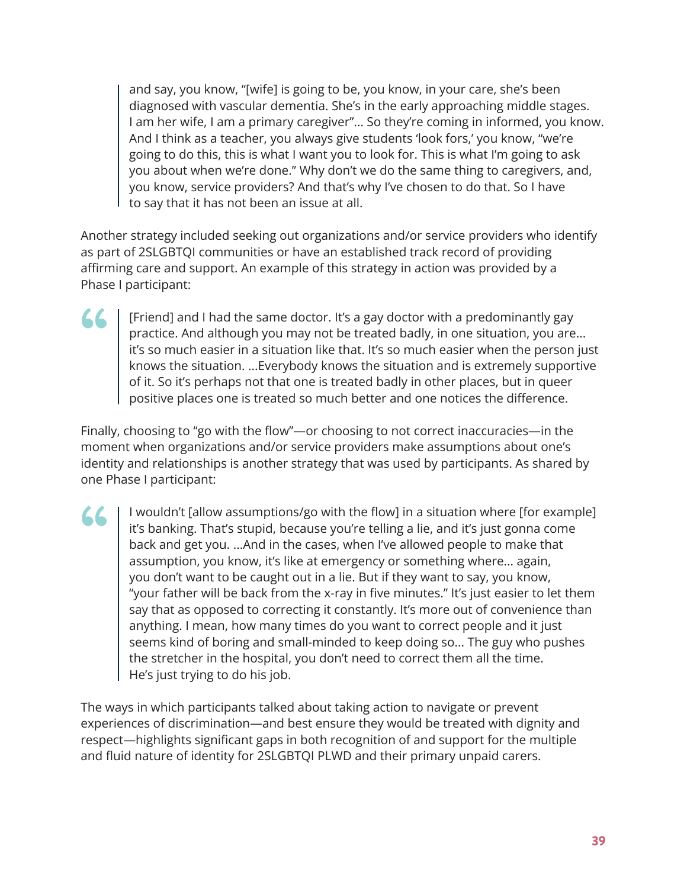> and say, you know, "[wife] is going to be, you know, in your care, she's been diagnosed with vascular dementia. She's in the early approaching middle stages. I am her wife, I am a primary caregiver"... So they're coming in informed, you know. And I think as a teacher, you always give students 'look fors,' you know, "we're going to do this, this is what I want you to look for. This is what I'm going to ask you about when we're done." Why don't we do the same thing to caregivers, and, you know, service providers? And that's why I've chosen to do that. So I have to say that it has not been an issue at all.

Another strategy included seeking out organizations and/or service providers who identify as part of 2SLGBTQI communities or have an established track record of providing affirming care and support. An example of this strategy in action was provided by a Phase I participant:

> [Friend] and I had the same doctor. It's a gay doctor with a predominantly gay practice. And although you may not be treated badly, in one situation, you are... it's so much easier in a situation like that. It's so much easier when the person just knows the situation. ...Everybody knows the situation and is extremely supportive of it. So it's perhaps not that one is treated badly in other places, but in queer positive places one is treated so much better and one notices the difference.

Finally, choosing to "go with the flow"—or choosing to not correct inaccuracies—in the moment when organizations and/or service providers make assumptions about one's identity and relationships is another strategy that was used by participants. As shared by one Phase I participant:

> I wouldn't [allow assumptions/go with the flow] in a situation where [for example] it's banking. That's stupid, because you're telling a lie, and it's just gonna come back and get you. ...And in the cases, when I've allowed people to make that assumption, you know, it's like at emergency or something where... again, you don't want to be caught out in a lie. But if they want to say, you know, "your father will be back from the x-ray in five minutes." It's just easier to let them say that as opposed to correcting it constantly. It's more out of convenience than anything. I mean, how many times do you want to correct people and it just seems kind of boring and small-minded to keep doing so... The guy who pushes the stretcher in the hospital, you don't need to correct them all the time. He's just trying to do his job.

The ways in which participants talked about taking action to navigate or prevent experiences of discrimination—and best ensure they would be treated with dignity and respect—highlights significant gaps in both recognition of and support for the multiple and fluid nature of identity for 2SLGBTQI PLWD and their primary unpaid carers.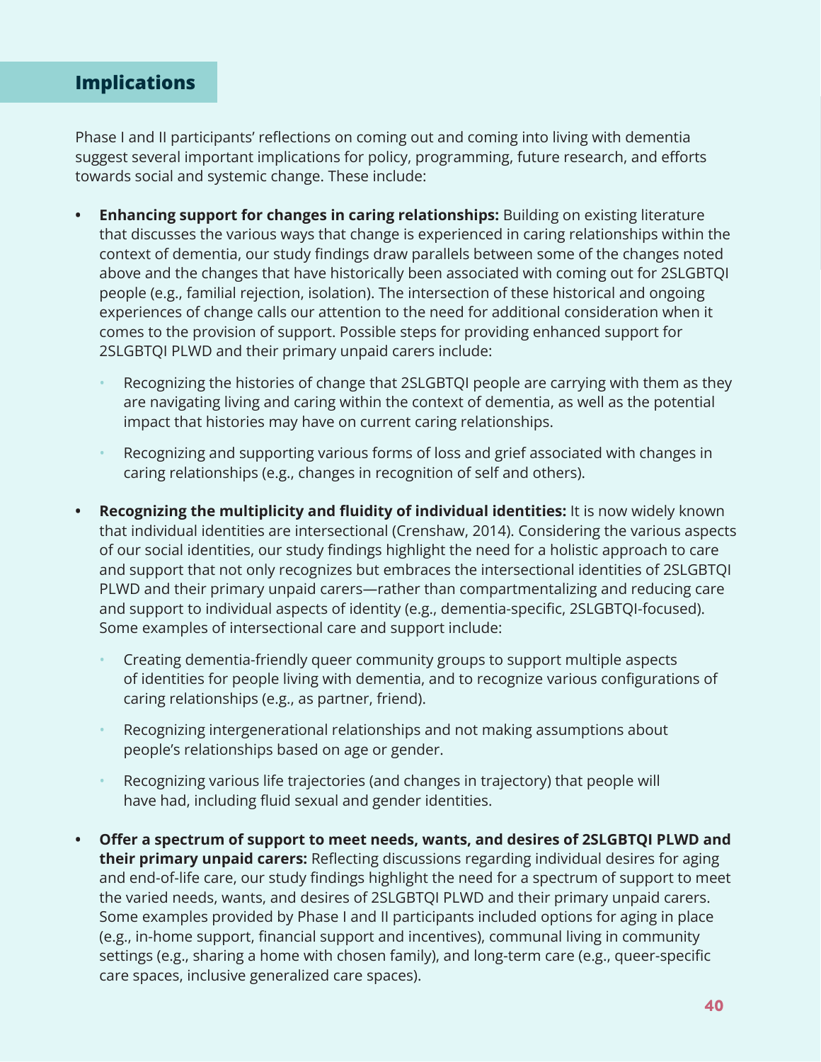## Implications

Phase I and II participants' reflections on coming out and coming into living with dementia suggest several important implications for policy, programming, future research, and efforts towards social and systemic change. These include:

- **Enhancing support for changes in caring relationships:** Building on existing literature that discusses the various ways that change is experienced in caring relationships within the context of dementia, our study findings draw parallels between some of the changes noted above and the changes that have historically been associated with coming out for 2SLGBTQI people (e.g., familial rejection, isolation). The intersection of these historical and ongoing experiences of change calls our attention to the need for additional consideration when it comes to the provision of support. Possible steps for providing enhanced support for 2SLGBTQI PLWD and their primary unpaid carers include:
  - Recognizing the histories of change that 2SLGBTQI people are carrying with them as they are navigating living and caring within the context of dementia, as well as the potential impact that histories may have on current caring relationships.
  - Recognizing and supporting various forms of loss and grief associated with changes in caring relationships (e.g., changes in recognition of self and others).
- **Recognizing the multiplicity and fluidity of individual identities:** It is now widely known that individual identities are intersectional (Crenshaw, 2014). Considering the various aspects of our social identities, our study findings highlight the need for a holistic approach to care and support that not only recognizes but embraces the intersectional identities of 2SLGBTQI PLWD and their primary unpaid carers—rather than compartmentalizing and reducing care and support to individual aspects of identity (e.g., dementia-specific, 2SLGBTQI-focused). Some examples of intersectional care and support include:
  - Creating dementia-friendly queer community groups to support multiple aspects of identities for people living with dementia, and to recognize various configurations of caring relationships (e.g., as partner, friend).
  - Recognizing intergenerational relationships and not making assumptions about people's relationships based on age or gender.
  - Recognizing various life trajectories (and changes in trajectory) that people will have had, including fluid sexual and gender identities.
- **Offer a spectrum of support to meet needs, wants, and desires of 2SLGBTQI PLWD and their primary unpaid carers:** Reflecting discussions regarding individual desires for aging and end-of-life care, our study findings highlight the need for a spectrum of support to meet the varied needs, wants, and desires of 2SLGBTQI PLWD and their primary unpaid carers. Some examples provided by Phase I and II participants included options for aging in place (e.g., in-home support, financial support and incentives), communal living in community settings (e.g., sharing a home with chosen family), and long-term care (e.g., queer-specific care spaces, inclusive generalized care spaces).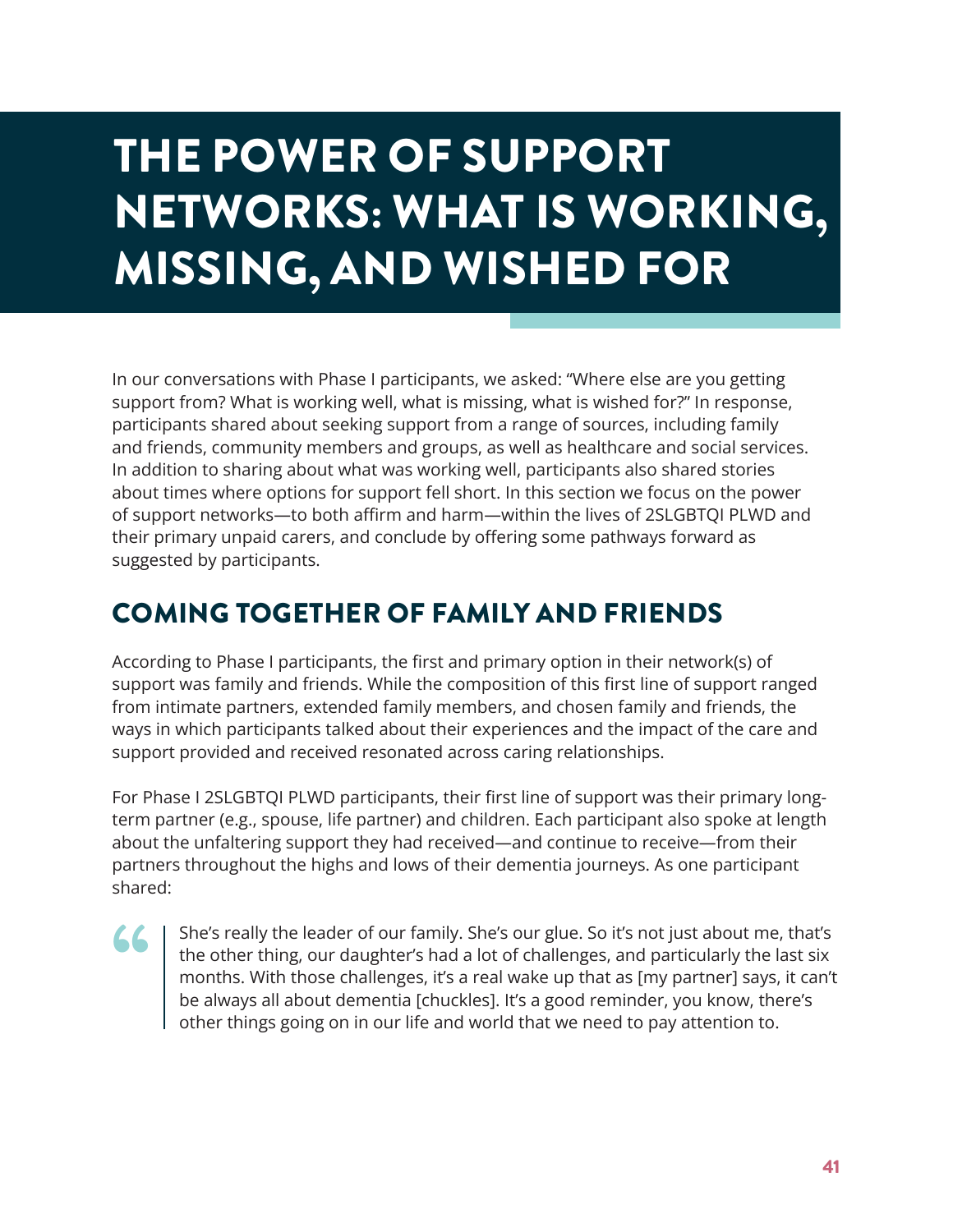# THE POWER OF SUPPORT NETWORKS: WHAT IS WORKING, MISSING, AND WISHED FOR

In our conversations with Phase I participants, we asked: "Where else are you getting support from? What is working well, what is missing, what is wished for?" In response, participants shared about seeking support from a range of sources, including family and friends, community members and groups, as well as healthcare and social services. In addition to sharing about what was working well, participants also shared stories about times where options for support fell short. In this section we focus on the power of support networks—to both affirm and harm—within the lives of 2SLGBTQI PLWD and their primary unpaid carers, and conclude by offering some pathways forward as suggested by participants.

## COMING TOGETHER OF FAMILY AND FRIENDS

According to Phase I participants, the first and primary option in their network(s) of support was family and friends. While the composition of this first line of support ranged from intimate partners, extended family members, and chosen family and friends, the ways in which participants talked about their experiences and the impact of the care and support provided and received resonated across caring relationships.

For Phase I 2SLGBTQI PLWD participants, their first line of support was their primary long-term partner (e.g., spouse, life partner) and children. Each participant also spoke at length about the unfaltering support they had received—and continue to receive—from their partners throughout the highs and lows of their dementia journeys. As one participant shared:

> She's really the leader of our family. She's our glue. So it's not just about me, that's the other thing, our daughter's had a lot of challenges, and particularly the last six months. With those challenges, it's a real wake up that as [my partner] says, it can't be always all about dementia [chuckles]. It's a good reminder, you know, there's other things going on in our life and world that we need to pay attention to.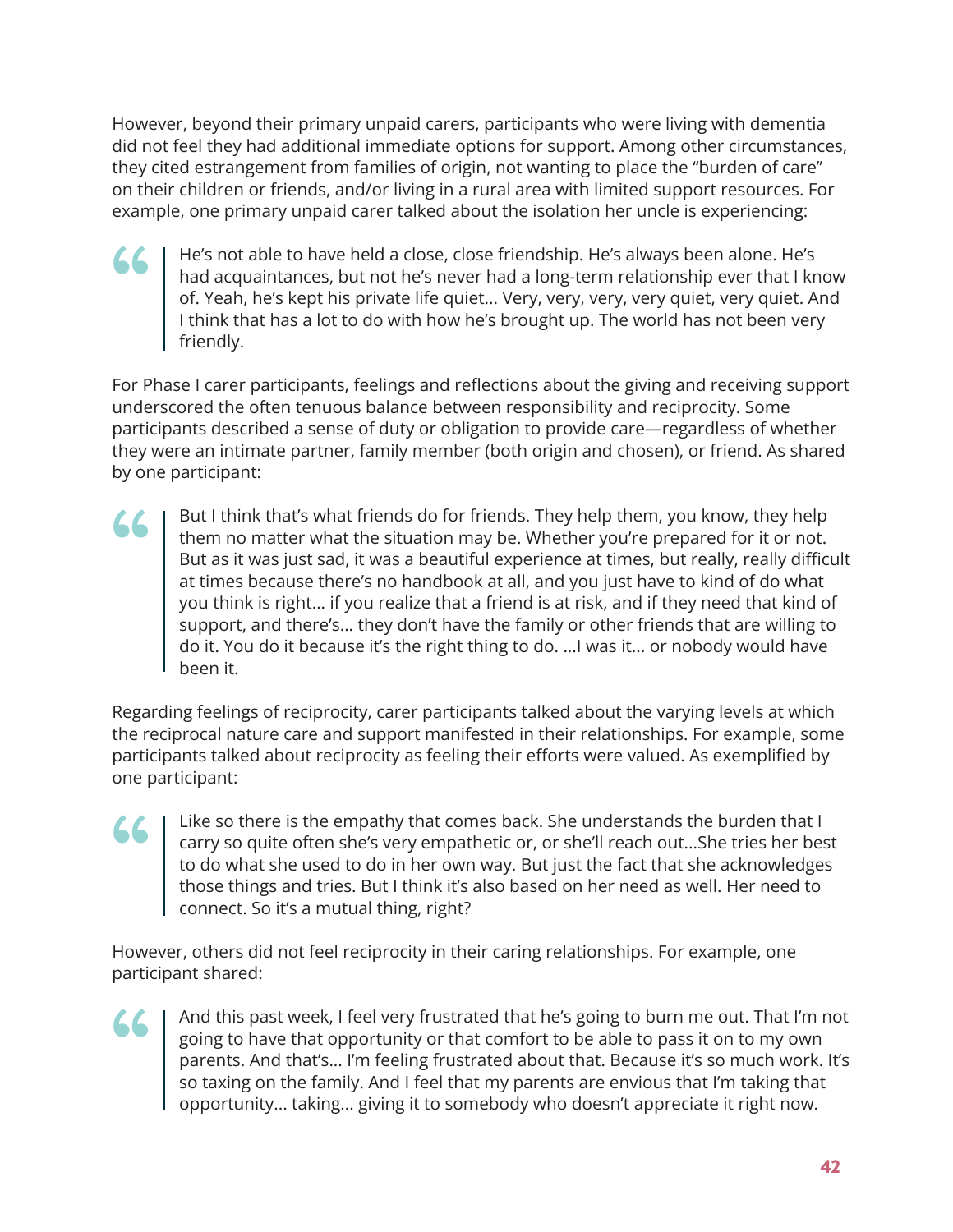However, beyond their primary unpaid carers, participants who were living with dementia did not feel they had additional immediate options for support. Among other circumstances, they cited estrangement from families of origin, not wanting to place the "burden of care" on their children or friends, and/or living in a rural area with limited support resources. For example, one primary unpaid carer talked about the isolation her uncle is experiencing:

> He's not able to have held a close, close friendship. He's always been alone. He's had acquaintances, but not he's never had a long-term relationship ever that I know of. Yeah, he's kept his private life quiet... Very, very, very, very quiet, very quiet. And I think that has a lot to do with how he's brought up. The world has not been very friendly.

For Phase I carer participants, feelings and reflections about the giving and receiving support underscored the often tenuous balance between responsibility and reciprocity. Some participants described a sense of duty or obligation to provide care—regardless of whether they were an intimate partner, family member (both origin and chosen), or friend. As shared by one participant:

> But I think that's what friends do for friends. They help them, you know, they help them no matter what the situation may be. Whether you're prepared for it or not. But as it was just sad, it was a beautiful experience at times, but really, really difficult at times because there's no handbook at all, and you just have to kind of do what you think is right... if you realize that a friend is at risk, and if they need that kind of support, and there's... they don't have the family or other friends that are willing to do it. You do it because it's the right thing to do. ...I was it... or nobody would have been it.

Regarding feelings of reciprocity, carer participants talked about the varying levels at which the reciprocal nature care and support manifested in their relationships. For example, some participants talked about reciprocity as feeling their efforts were valued. As exemplified by one participant:

> Like so there is the empathy that comes back. She understands the burden that I carry so quite often she's very empathetic or, or she'll reach out...She tries her best to do what she used to do in her own way. But just the fact that she acknowledges those things and tries. But I think it's also based on her need as well. Her need to connect. So it's a mutual thing, right?

However, others did not feel reciprocity in their caring relationships. For example, one participant shared:

> And this past week, I feel very frustrated that he's going to burn me out. That I'm not going to have that opportunity or that comfort to be able to pass it on to my own parents. And that's... I'm feeling frustrated about that. Because it's so much work. It's so taxing on the family. And I feel that my parents are envious that I'm taking that opportunity... taking... giving it to somebody who doesn't appreciate it right now.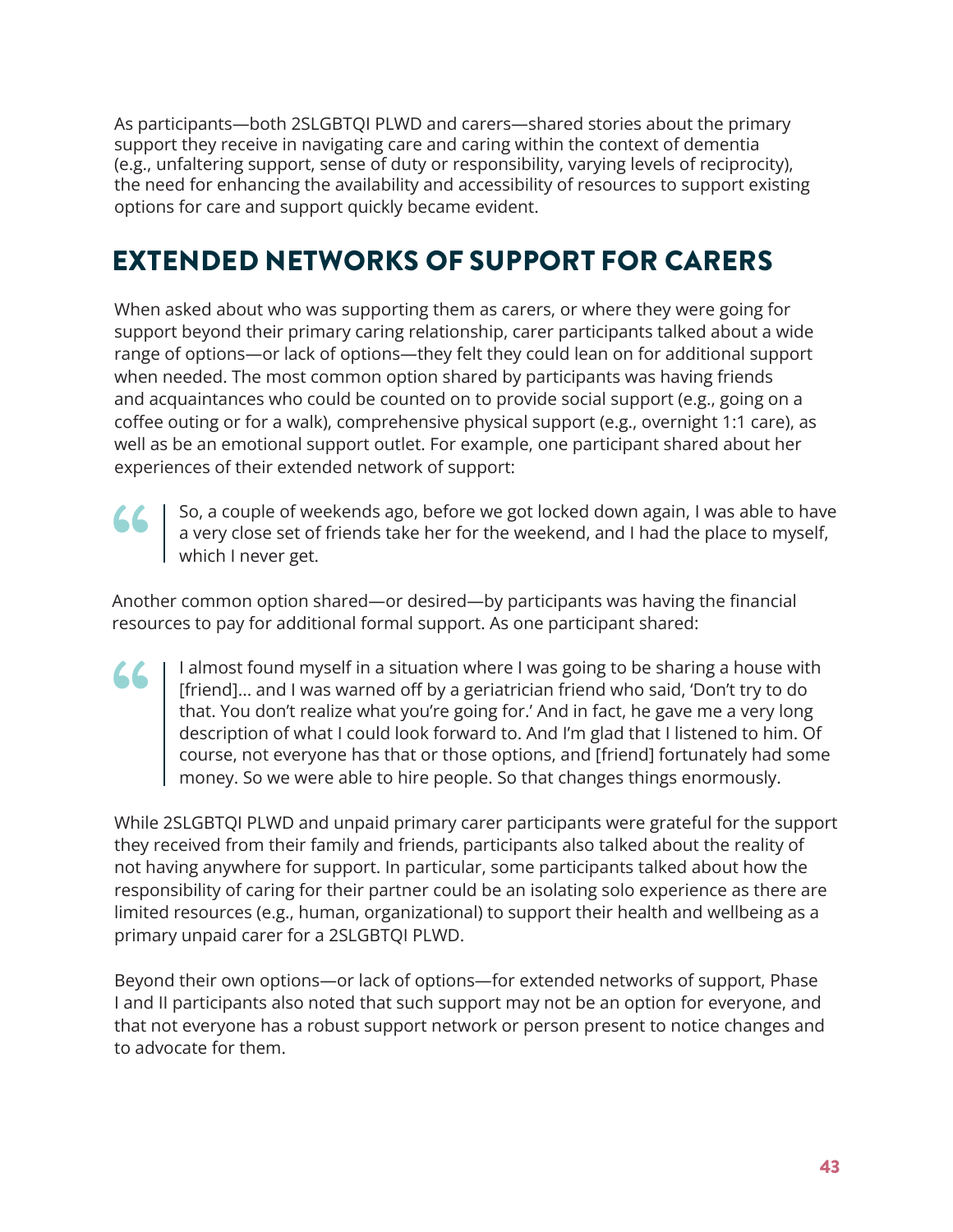As participants—both 2SLGBTQI PLWD and carers—shared stories about the primary support they receive in navigating care and caring within the context of dementia (e.g., unfaltering support, sense of duty or responsibility, varying levels of reciprocity), the need for enhancing the availability and accessibility of resources to support existing options for care and support quickly became evident.

## EXTENDED NETWORKS OF SUPPORT FOR CARERS

When asked about who was supporting them as carers, or where they were going for support beyond their primary caring relationship, carer participants talked about a wide range of options—or lack of options—they felt they could lean on for additional support when needed. The most common option shared by participants was having friends and acquaintances who could be counted on to provide social support (e.g., going on a coffee outing or for a walk), comprehensive physical support (e.g., overnight 1:1 care), as well as be an emotional support outlet. For example, one participant shared about her experiences of their extended network of support:

> So, a couple of weekends ago, before we got locked down again, I was able to have a very close set of friends take her for the weekend, and I had the place to myself, which I never get.

Another common option shared—or desired—by participants was having the financial resources to pay for additional formal support. As one participant shared:

> I almost found myself in a situation where I was going to be sharing a house with [friend]... and I was warned off by a geriatrician friend who said, 'Don't try to do that. You don't realize what you're going for.' And in fact, he gave me a very long description of what I could look forward to. And I'm glad that I listened to him. Of course, not everyone has that or those options, and [friend] fortunately had some money. So we were able to hire people. So that changes things enormously.

While 2SLGBTQI PLWD and unpaid primary carer participants were grateful for the support they received from their family and friends, participants also talked about the reality of not having anywhere for support. In particular, some participants talked about how the responsibility of caring for their partner could be an isolating solo experience as there are limited resources (e.g., human, organizational) to support their health and wellbeing as a primary unpaid carer for a 2SLGBTQI PLWD.

Beyond their own options—or lack of options—for extended networks of support, Phase I and II participants also noted that such support may not be an option for everyone, and that not everyone has a robust support network or person present to notice changes and to advocate for them.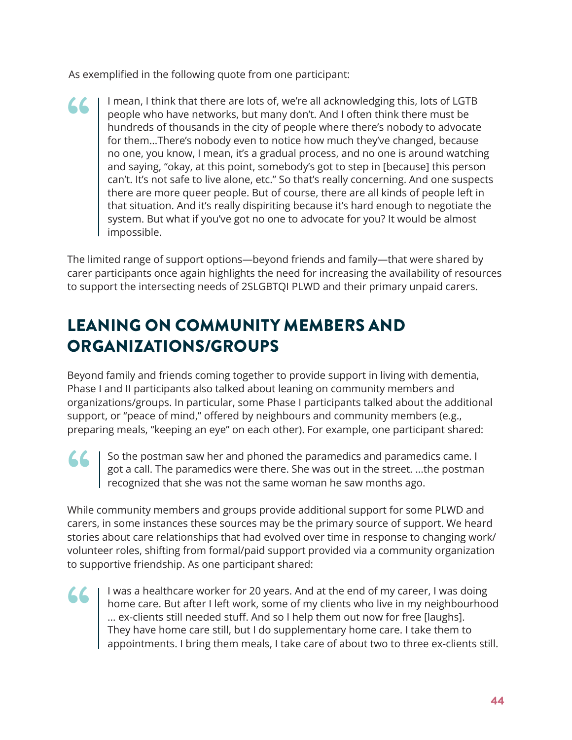As exemplified in the following quote from one participant:

> I mean, I think that there are lots of, we're all acknowledging this, lots of LGTB people who have networks, but many don't. And I often think there must be hundreds of thousands in the city of people where there's nobody to advocate for them...There's nobody even to notice how much they've changed, because no one, you know, I mean, it's a gradual process, and no one is around watching and saying, "okay, at this point, somebody's got to step in [because] this person can't. It's not safe to live alone, etc." So that's really concerning. And one suspects there are more queer people. But of course, there are all kinds of people left in that situation. And it's really dispiriting because it's hard enough to negotiate the system. But what if you've got no one to advocate for you? It would be almost impossible.

The limited range of support options—beyond friends and family—that were shared by carer participants once again highlights the need for increasing the availability of resources to support the intersecting needs of 2SLGBTQI PLWD and their primary unpaid carers.

## LEANING ON COMMUNITY MEMBERS AND ORGANIZATIONS/GROUPS

Beyond family and friends coming together to provide support in living with dementia, Phase I and II participants also talked about leaning on community members and organizations/groups. In particular, some Phase I participants talked about the additional support, or "peace of mind," offered by neighbours and community members (e.g., preparing meals, "keeping an eye" on each other). For example, one participant shared:

> So the postman saw her and phoned the paramedics and paramedics came. I got a call. The paramedics were there. She was out in the street. ...the postman recognized that she was not the same woman he saw months ago.

While community members and groups provide additional support for some PLWD and carers, in some instances these sources may be the primary source of support. We heard stories about care relationships that had evolved over time in response to changing work/volunteer roles, shifting from formal/paid support provided via a community organization to supportive friendship. As one participant shared:

> I was a healthcare worker for 20 years. And at the end of my career, I was doing home care. But after I left work, some of my clients who live in my neighbourhood ... ex-clients still needed stuff. And so I help them out now for free [laughs]. They have home care still, but I do supplementary home care. I take them to appointments. I bring them meals, I take care of about two to three ex-clients still.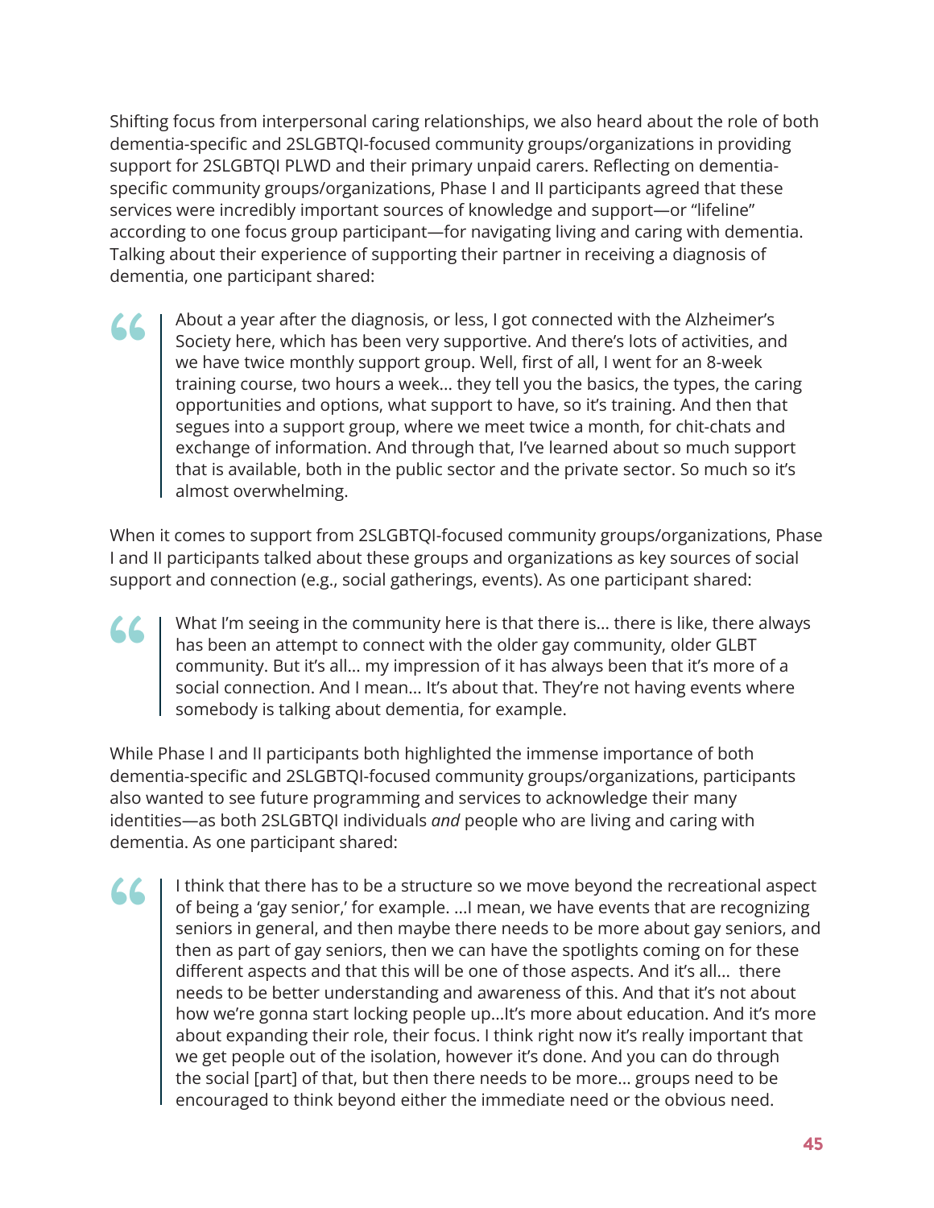Shifting focus from interpersonal caring relationships, we also heard about the role of both dementia-specific and 2SLGBTQI-focused community groups/organizations in providing support for 2SLGBTQI PLWD and their primary unpaid carers. Reflecting on dementia-specific community groups/organizations, Phase I and II participants agreed that these services were incredibly important sources of knowledge and support—or "lifeline" according to one focus group participant—for navigating living and caring with dementia. Talking about their experience of supporting their partner in receiving a diagnosis of dementia, one participant shared:

> About a year after the diagnosis, or less, I got connected with the Alzheimer's Society here, which has been very supportive. And there's lots of activities, and we have twice monthly support group. Well, first of all, I went for an 8-week training course, two hours a week… they tell you the basics, the types, the caring opportunities and options, what support to have, so it's training. And then that segues into a support group, where we meet twice a month, for chit-chats and exchange of information. And through that, I've learned about so much support that is available, both in the public sector and the private sector. So much so it's almost overwhelming.

When it comes to support from 2SLGBTQI-focused community groups/organizations, Phase I and II participants talked about these groups and organizations as key sources of social support and connection (e.g., social gatherings, events). As one participant shared:

> What I'm seeing in the community here is that there is… there is like, there always has been an attempt to connect with the older gay community, older GLBT community. But it's all… my impression of it has always been that it's more of a social connection. And I mean… It's about that. They're not having events where somebody is talking about dementia, for example.

While Phase I and II participants both highlighted the immense importance of both dementia-specific and 2SLGBTQI-focused community groups/organizations, participants also wanted to see future programming and services to acknowledge their many identities—as both 2SLGBTQI individuals *and* people who are living and caring with dementia. As one participant shared:

> I think that there has to be a structure so we move beyond the recreational aspect of being a 'gay senior,' for example. …I mean, we have events that are recognizing seniors in general, and then maybe there needs to be more about gay seniors, and then as part of gay seniors, then we can have the spotlights coming on for these different aspects and that this will be one of those aspects. And it's all… there needs to be better understanding and awareness of this. And that it's not about how we're gonna start locking people up…It's more about education. And it's more about expanding their role, their focus. I think right now it's really important that we get people out of the isolation, however it's done. And you can do through the social [part] of that, but then there needs to be more… groups need to be encouraged to think beyond either the immediate need or the obvious need.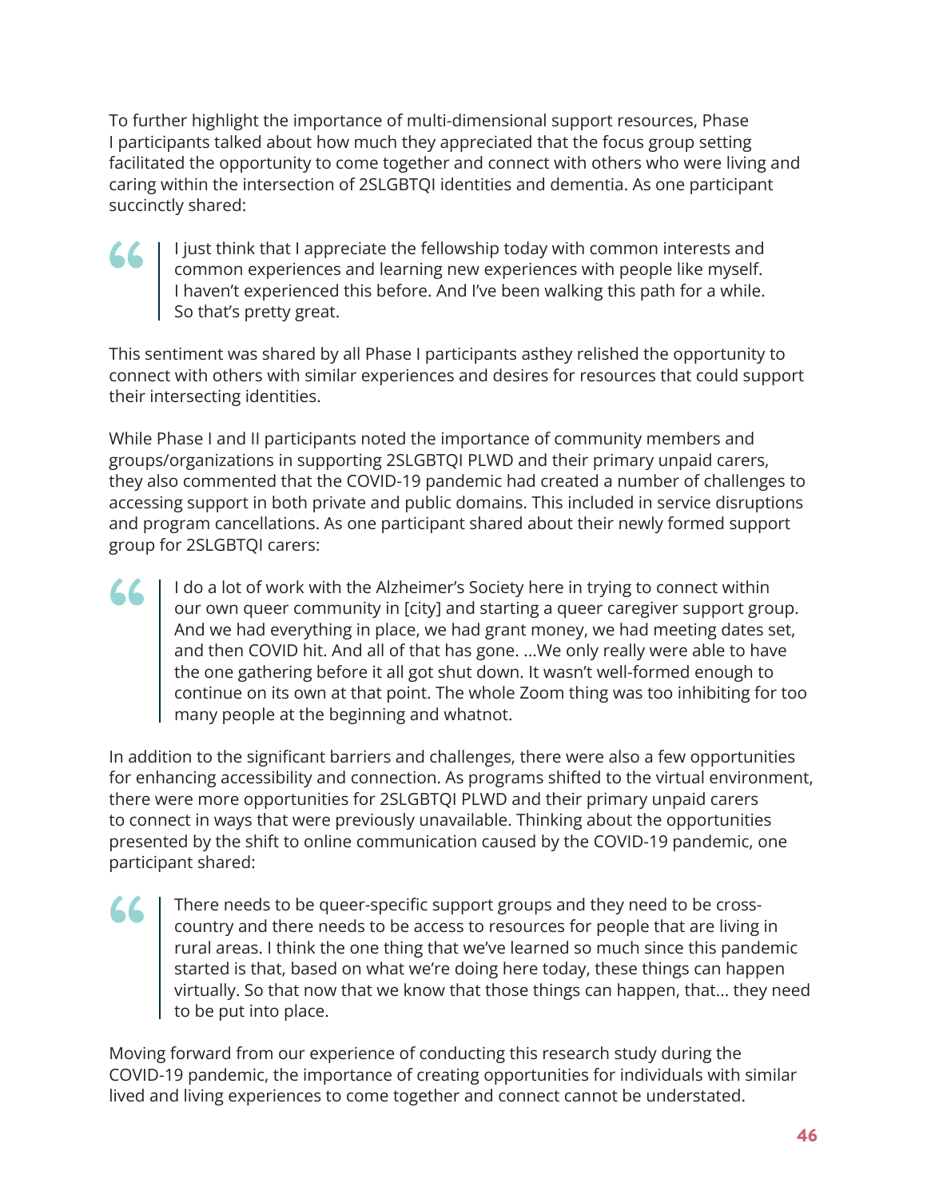To further highlight the importance of multi-dimensional support resources, Phase I participants talked about how much they appreciated that the focus group setting facilitated the opportunity to come together and connect with others who were living and caring within the intersection of 2SLGBTQI identities and dementia. As one participant succinctly shared:

> I just think that I appreciate the fellowship today with common interests and common experiences and learning new experiences with people like myself. I haven't experienced this before. And I've been walking this path for a while. So that's pretty great.

This sentiment was shared by all Phase I participants asthey relished the opportunity to connect with others with similar experiences and desires for resources that could support their intersecting identities.

While Phase I and II participants noted the importance of community members and groups/organizations in supporting 2SLGBTQI PLWD and their primary unpaid carers, they also commented that the COVID-19 pandemic had created a number of challenges to accessing support in both private and public domains. This included in service disruptions and program cancellations. As one participant shared about their newly formed support group for 2SLGBTQI carers:

> I do a lot of work with the Alzheimer's Society here in trying to connect within our own queer community in [city] and starting a queer caregiver support group. And we had everything in place, we had grant money, we had meeting dates set, and then COVID hit. And all of that has gone. ...We only really were able to have the one gathering before it all got shut down. It wasn't well-formed enough to continue on its own at that point. The whole Zoom thing was too inhibiting for too many people at the beginning and whatnot.

In addition to the significant barriers and challenges, there were also a few opportunities for enhancing accessibility and connection. As programs shifted to the virtual environment, there were more opportunities for 2SLGBTQI PLWD and their primary unpaid carers to connect in ways that were previously unavailable. Thinking about the opportunities presented by the shift to online communication caused by the COVID-19 pandemic, one participant shared:

> There needs to be queer-specific support groups and they need to be cross-country and there needs to be access to resources for people that are living in rural areas. I think the one thing that we've learned so much since this pandemic started is that, based on what we're doing here today, these things can happen virtually. So that now that we know that those things can happen, that... they need to be put into place.

Moving forward from our experience of conducting this research study during the COVID-19 pandemic, the importance of creating opportunities for individuals with similar lived and living experiences to come together and connect cannot be understated.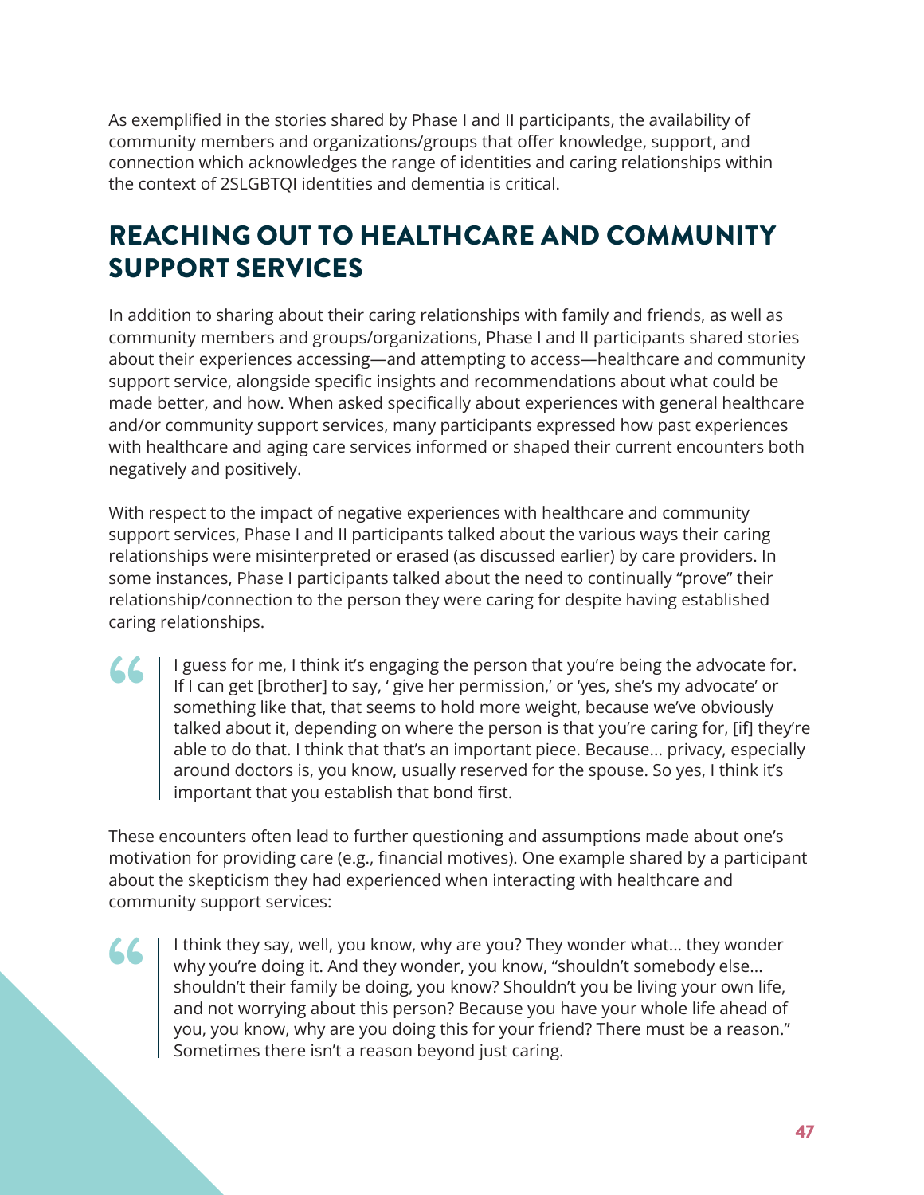As exemplified in the stories shared by Phase I and II participants, the availability of community members and organizations/groups that offer knowledge, support, and connection which acknowledges the range of identities and caring relationships within the context of 2SLGBTQI identities and dementia is critical.

## REACHING OUT TO HEALTHCARE AND COMMUNITY SUPPORT SERVICES

In addition to sharing about their caring relationships with family and friends, as well as community members and groups/organizations, Phase I and II participants shared stories about their experiences accessing—and attempting to access—healthcare and community support service, alongside specific insights and recommendations about what could be made better, and how. When asked specifically about experiences with general healthcare and/or community support services, many participants expressed how past experiences with healthcare and aging care services informed or shaped their current encounters both negatively and positively.

With respect to the impact of negative experiences with healthcare and community support services, Phase I and II participants talked about the various ways their caring relationships were misinterpreted or erased (as discussed earlier) by care providers. In some instances, Phase I participants talked about the need to continually "prove" their relationship/connection to the person they were caring for despite having established caring relationships.

> I guess for me, I think it's engaging the person that you're being the advocate for. If I can get [brother] to say, ' give her permission,' or 'yes, she's my advocate' or something like that, that seems to hold more weight, because we've obviously talked about it, depending on where the person is that you're caring for, [if] they're able to do that. I think that that's an important piece. Because... privacy, especially around doctors is, you know, usually reserved for the spouse. So yes, I think it's important that you establish that bond first.

These encounters often lead to further questioning and assumptions made about one's motivation for providing care (e.g., financial motives). One example shared by a participant about the skepticism they had experienced when interacting with healthcare and community support services:

> I think they say, well, you know, why are you? They wonder what... they wonder why you're doing it. And they wonder, you know, "shouldn't somebody else... shouldn't their family be doing, you know? Shouldn't you be living your own life, and not worrying about this person? Because you have your whole life ahead of you, you know, why are you doing this for your friend? There must be a reason." Sometimes there isn't a reason beyond just caring.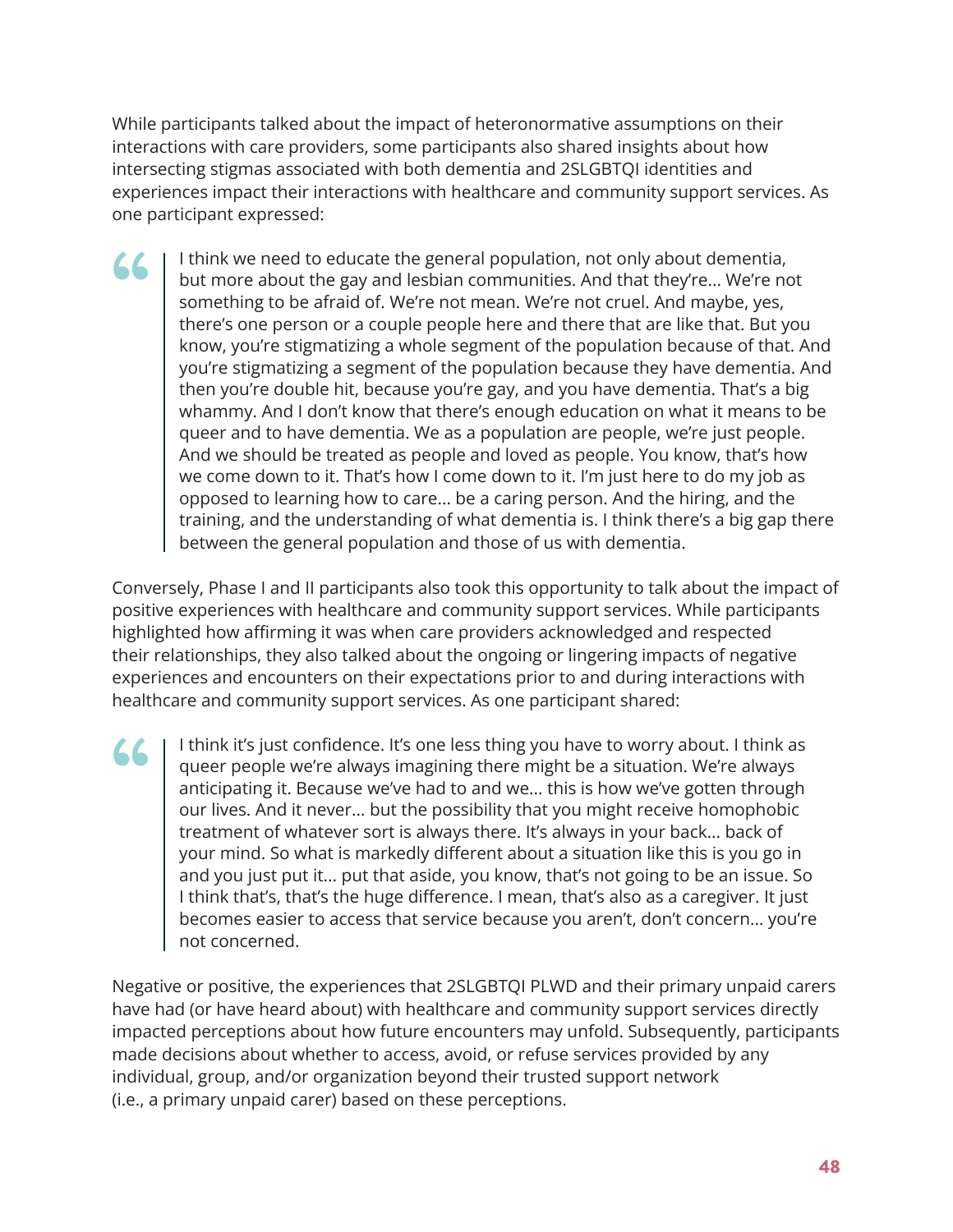While participants talked about the impact of heteronormative assumptions on their interactions with care providers, some participants also shared insights about how intersecting stigmas associated with both dementia and 2SLGBTQI identities and experiences impact their interactions with healthcare and community support services. As one participant expressed:

> I think we need to educate the general population, not only about dementia, but more about the gay and lesbian communities. And that they're… We're not something to be afraid of. We're not mean. We're not cruel. And maybe, yes, there's one person or a couple people here and there that are like that. But you know, you're stigmatizing a whole segment of the population because of that. And you're stigmatizing a segment of the population because they have dementia. And then you're double hit, because you're gay, and you have dementia. That's a big whammy. And I don't know that there's enough education on what it means to be queer and to have dementia. We as a population are people, we're just people. And we should be treated as people and loved as people. You know, that's how we come down to it. That's how I come down to it. I'm just here to do my job as opposed to learning how to care… be a caring person. And the hiring, and the training, and the understanding of what dementia is. I think there's a big gap there between the general population and those of us with dementia.

Conversely, Phase I and II participants also took this opportunity to talk about the impact of positive experiences with healthcare and community support services. While participants highlighted how affirming it was when care providers acknowledged and respected their relationships, they also talked about the ongoing or lingering impacts of negative experiences and encounters on their expectations prior to and during interactions with healthcare and community support services. As one participant shared:

> I think it's just confidence. It's one less thing you have to worry about. I think as queer people we're always imagining there might be a situation. We're always anticipating it. Because we've had to and we… this is how we've gotten through our lives. And it never… but the possibility that you might receive homophobic treatment of whatever sort is always there. It's always in your back… back of your mind. So what is markedly different about a situation like this is you go in and you just put it… put that aside, you know, that's not going to be an issue. So I think that's, that's the huge difference. I mean, that's also as a caregiver. It just becomes easier to access that service because you aren't, don't concern… you're not concerned.

Negative or positive, the experiences that 2SLGBTQI PLWD and their primary unpaid carers have had (or have heard about) with healthcare and community support services directly impacted perceptions about how future encounters may unfold. Subsequently, participants made decisions about whether to access, avoid, or refuse services provided by any individual, group, and/or organization beyond their trusted support network (i.e., a primary unpaid carer) based on these perceptions.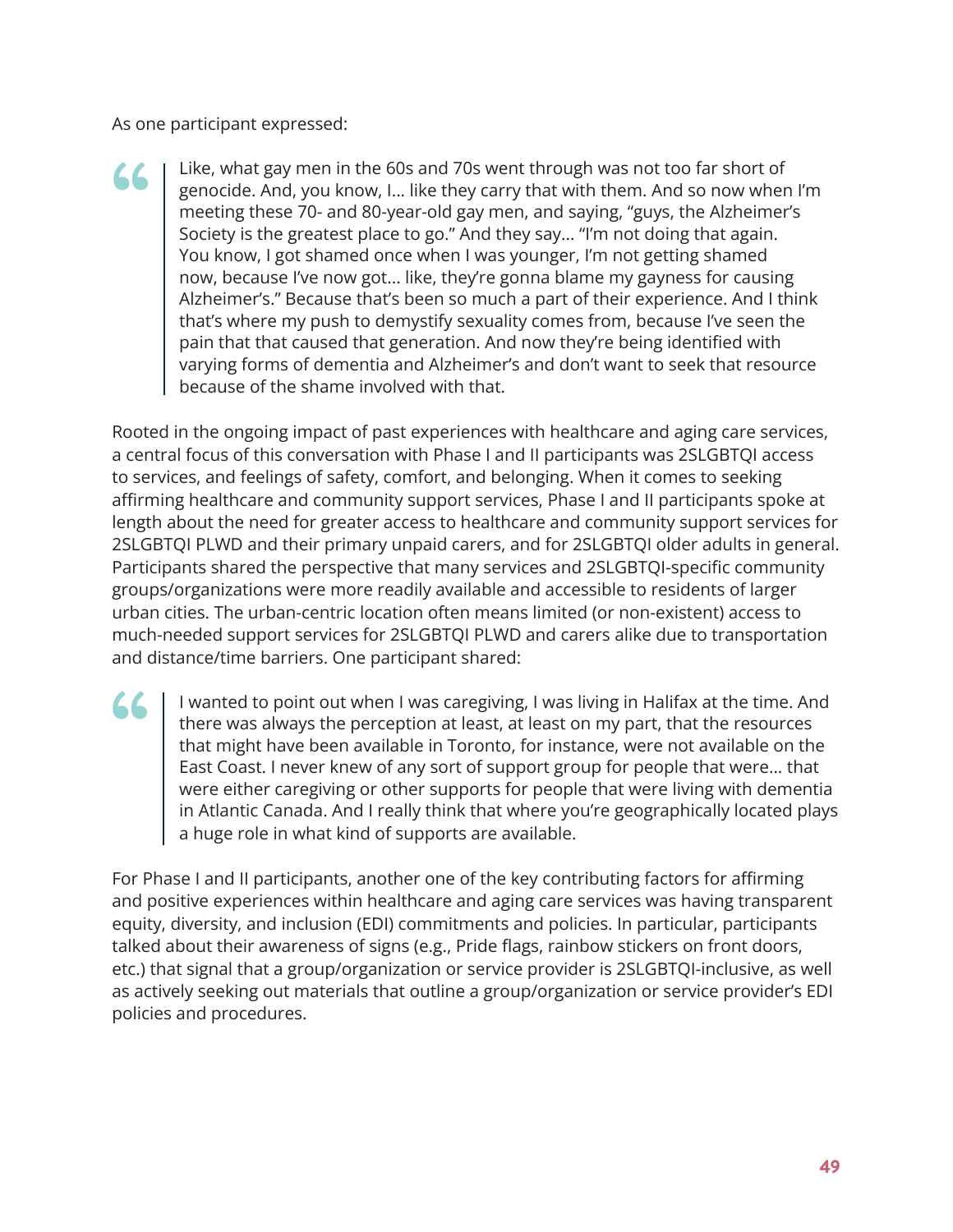As one participant expressed:

> Like, what gay men in the 60s and 70s went through was not too far short of genocide. And, you know, I… like they carry that with them. And so now when I'm meeting these 70- and 80-year-old gay men, and saying, "guys, the Alzheimer's Society is the greatest place to go." And they say… "I'm not doing that again. You know, I got shamed once when I was younger, I'm not getting shamed now, because I've now got… like, they're gonna blame my gayness for causing Alzheimer's." Because that's been so much a part of their experience. And I think that's where my push to demystify sexuality comes from, because I've seen the pain that that caused that generation. And now they're being identified with varying forms of dementia and Alzheimer's and don't want to seek that resource because of the shame involved with that.

Rooted in the ongoing impact of past experiences with healthcare and aging care services, a central focus of this conversation with Phase I and II participants was 2SLGBTQI access to services, and feelings of safety, comfort, and belonging. When it comes to seeking affirming healthcare and community support services, Phase I and II participants spoke at length about the need for greater access to healthcare and community support services for 2SLGBTQI PLWD and their primary unpaid carers, and for 2SLGBTQI older adults in general. Participants shared the perspective that many services and 2SLGBTQI-specific community groups/organizations were more readily available and accessible to residents of larger urban cities. The urban-centric location often means limited (or non-existent) access to much-needed support services for 2SLGBTQI PLWD and carers alike due to transportation and distance/time barriers. One participant shared:

> I wanted to point out when I was caregiving, I was living in Halifax at the time. And there was always the perception at least, at least on my part, that the resources that might have been available in Toronto, for instance, were not available on the East Coast. I never knew of any sort of support group for people that were… that were either caregiving or other supports for people that were living with dementia in Atlantic Canada. And I really think that where you're geographically located plays a huge role in what kind of supports are available.

For Phase I and II participants, another one of the key contributing factors for affirming and positive experiences within healthcare and aging care services was having transparent equity, diversity, and inclusion (EDI) commitments and policies. In particular, participants talked about their awareness of signs (e.g., Pride flags, rainbow stickers on front doors, etc.) that signal that a group/organization or service provider is 2SLGBTQI-inclusive, as well as actively seeking out materials that outline a group/organization or service provider's EDI policies and procedures.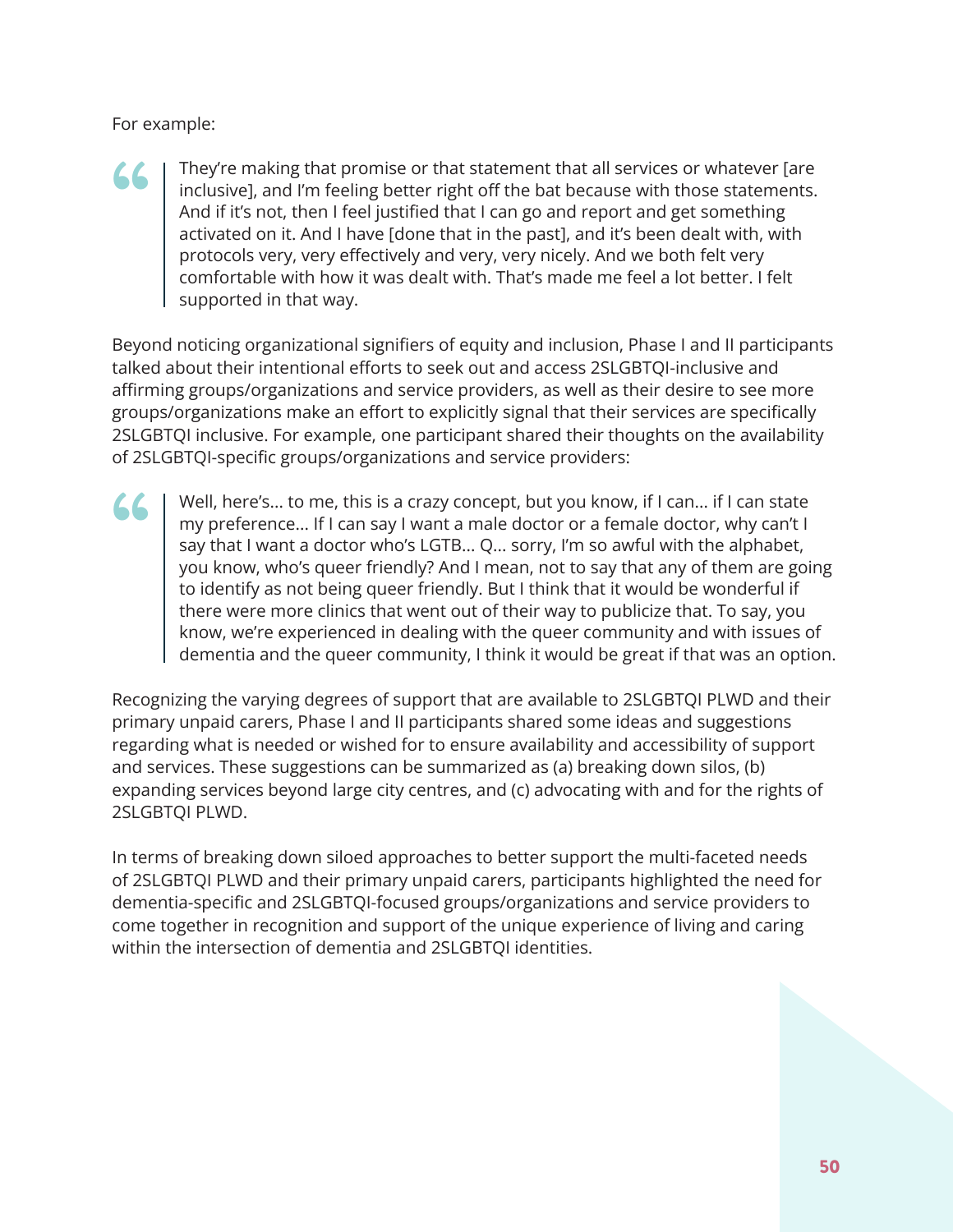For example:

> They're making that promise or that statement that all services or whatever [are inclusive], and I'm feeling better right off the bat because with those statements. And if it's not, then I feel justified that I can go and report and get something activated on it. And I have [done that in the past], and it's been dealt with, with protocols very, very effectively and very, very nicely. And we both felt very comfortable with how it was dealt with. That's made me feel a lot better. I felt supported in that way.

Beyond noticing organizational signifiers of equity and inclusion, Phase I and II participants talked about their intentional efforts to seek out and access 2SLGBTQI-inclusive and affirming groups/organizations and service providers, as well as their desire to see more groups/organizations make an effort to explicitly signal that their services are specifically 2SLGBTQI inclusive. For example, one participant shared their thoughts on the availability of 2SLGBTQI-specific groups/organizations and service providers:

> Well, here's… to me, this is a crazy concept, but you know, if I can… if I can state my preference… If I can say I want a male doctor or a female doctor, why can't I say that I want a doctor who's LGTB… Q… sorry, I'm so awful with the alphabet, you know, who's queer friendly? And I mean, not to say that any of them are going to identify as not being queer friendly. But I think that it would be wonderful if there were more clinics that went out of their way to publicize that. To say, you know, we're experienced in dealing with the queer community and with issues of dementia and the queer community, I think it would be great if that was an option.

Recognizing the varying degrees of support that are available to 2SLGBTQI PLWD and their primary unpaid carers, Phase I and II participants shared some ideas and suggestions regarding what is needed or wished for to ensure availability and accessibility of support and services. These suggestions can be summarized as (a) breaking down silos, (b) expanding services beyond large city centres, and (c) advocating with and for the rights of 2SLGBTQI PLWD.

In terms of breaking down siloed approaches to better support the multi-faceted needs of 2SLGBTQI PLWD and their primary unpaid carers, participants highlighted the need for dementia-specific and 2SLGBTQI-focused groups/organizations and service providers to come together in recognition and support of the unique experience of living and caring within the intersection of dementia and 2SLGBTQI identities.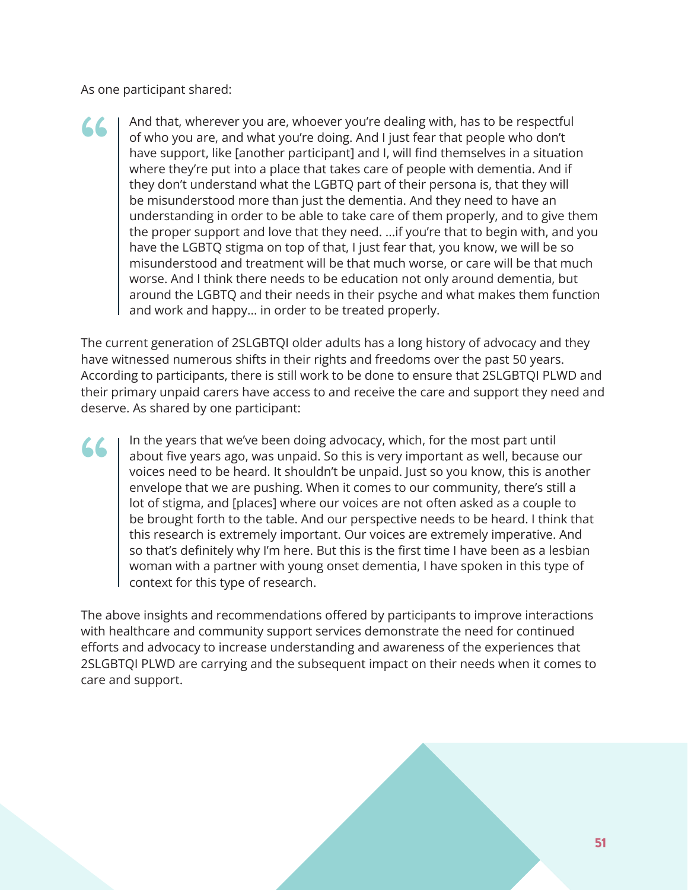As one participant shared:

> And that, wherever you are, whoever you're dealing with, has to be respectful of who you are, and what you're doing. And I just fear that people who don't have support, like [another participant] and I, will find themselves in a situation where they're put into a place that takes care of people with dementia. And if they don't understand what the LGBTQ part of their persona is, that they will be misunderstood more than just the dementia. And they need to have an understanding in order to be able to take care of them properly, and to give them the proper support and love that they need. ...if you're that to begin with, and you have the LGBTQ stigma on top of that, I just fear that, you know, we will be so misunderstood and treatment will be that much worse, or care will be that much worse. And I think there needs to be education not only around dementia, but around the LGBTQ and their needs in their psyche and what makes them function and work and happy... in order to be treated properly.

The current generation of 2SLGBTQI older adults has a long history of advocacy and they have witnessed numerous shifts in their rights and freedoms over the past 50 years. According to participants, there is still work to be done to ensure that 2SLGBTQI PLWD and their primary unpaid carers have access to and receive the care and support they need and deserve. As shared by one participant:

> In the years that we've been doing advocacy, which, for the most part until about five years ago, was unpaid. So this is very important as well, because our voices need to be heard. It shouldn't be unpaid. Just so you know, this is another envelope that we are pushing. When it comes to our community, there's still a lot of stigma, and [places] where our voices are not often asked as a couple to be brought forth to the table. And our perspective needs to be heard. I think that this research is extremely important. Our voices are extremely imperative. And so that's definitely why I'm here. But this is the first time I have been as a lesbian woman with a partner with young onset dementia, I have spoken in this type of context for this type of research.

The above insights and recommendations offered by participants to improve interactions with healthcare and community support services demonstrate the need for continued efforts and advocacy to increase understanding and awareness of the experiences that 2SLGBTQI PLWD are carrying and the subsequent impact on their needs when it comes to care and support.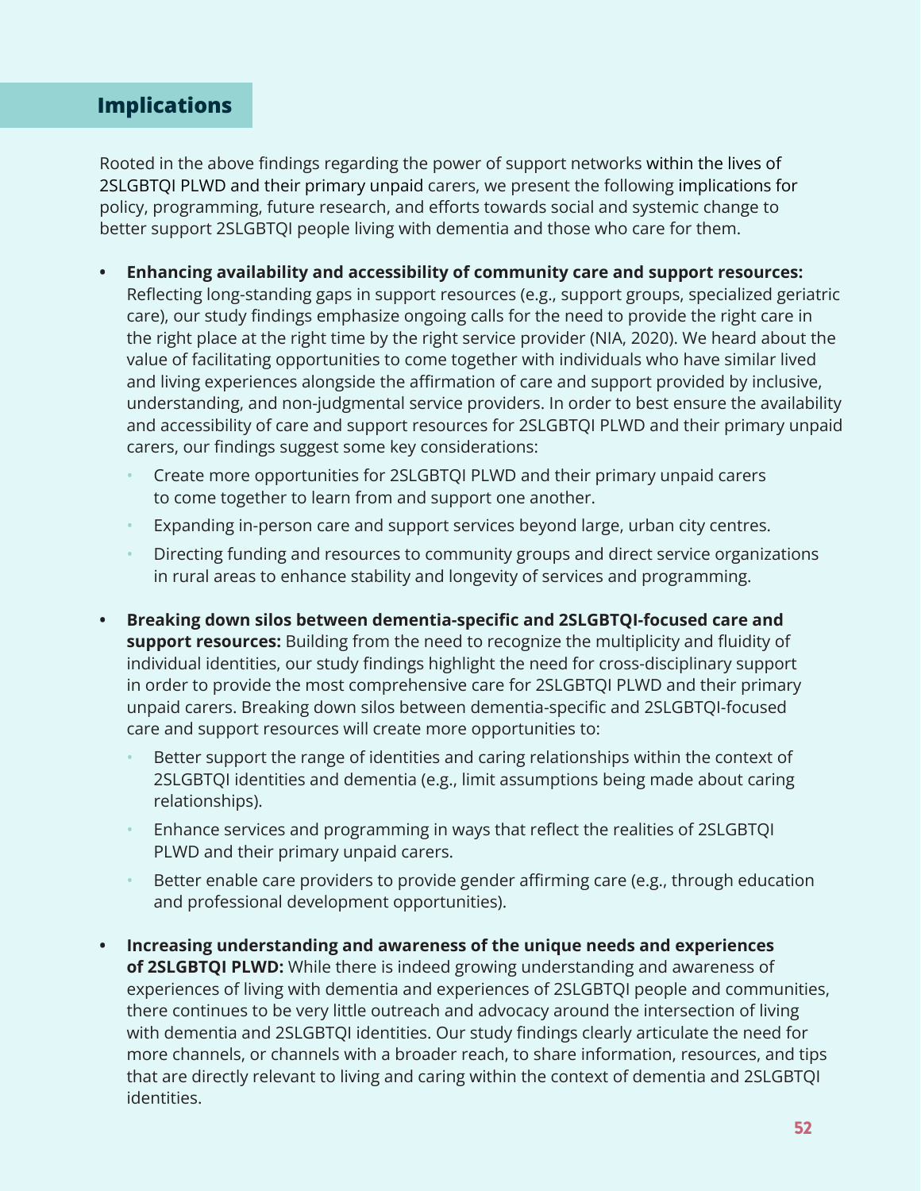## Implications

Rooted in the above findings regarding the power of support networks within the lives of 2SLGBTQI PLWD and their primary unpaid carers, we present the following implications for policy, programming, future research, and efforts towards social and systemic change to better support 2SLGBTQI people living with dementia and those who care for them.

- **Enhancing availability and accessibility of community care and support resources:** Reflecting long-standing gaps in support resources (e.g., support groups, specialized geriatric care), our study findings emphasize ongoing calls for the need to provide the right care in the right place at the right time by the right service provider (NIA, 2020). We heard about the value of facilitating opportunities to come together with individuals who have similar lived and living experiences alongside the affirmation of care and support provided by inclusive, understanding, and non-judgmental service providers. In order to best ensure the availability and accessibility of care and support resources for 2SLGBTQI PLWD and their primary unpaid carers, our findings suggest some key considerations:
  - Create more opportunities for 2SLGBTQI PLWD and their primary unpaid carers to come together to learn from and support one another.
  - Expanding in-person care and support services beyond large, urban city centres.
  - Directing funding and resources to community groups and direct service organizations in rural areas to enhance stability and longevity of services and programming.
- **Breaking down silos between dementia-specific and 2SLGBTQI-focused care and support resources:** Building from the need to recognize the multiplicity and fluidity of individual identities, our study findings highlight the need for cross-disciplinary support in order to provide the most comprehensive care for 2SLGBTQI PLWD and their primary unpaid carers. Breaking down silos between dementia-specific and 2SLGBTQI-focused care and support resources will create more opportunities to:
  - Better support the range of identities and caring relationships within the context of 2SLGBTQI identities and dementia (e.g., limit assumptions being made about caring relationships).
  - Enhance services and programming in ways that reflect the realities of 2SLGBTQI PLWD and their primary unpaid carers.
  - Better enable care providers to provide gender affirming care (e.g., through education and professional development opportunities).
- **Increasing understanding and awareness of the unique needs and experiences of 2SLGBTQI PLWD:** While there is indeed growing understanding and awareness of experiences of living with dementia and experiences of 2SLGBTQI people and communities, there continues to be very little outreach and advocacy around the intersection of living with dementia and 2SLGBTQI identities. Our study findings clearly articulate the need for more channels, or channels with a broader reach, to share information, resources, and tips that are directly relevant to living and caring within the context of dementia and 2SLGBTQI identities.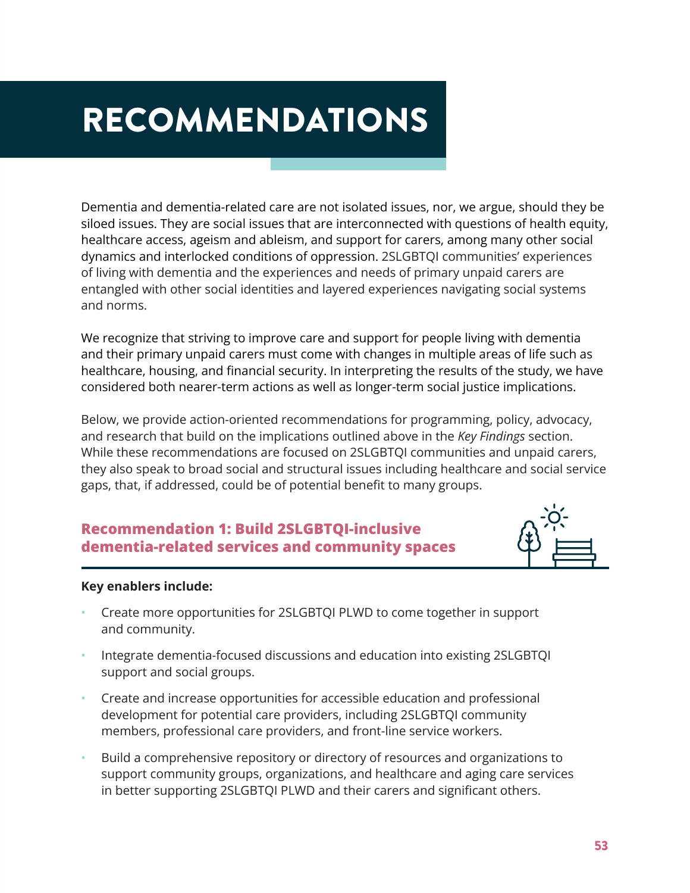# RECOMMENDATIONS

Dementia and dementia-related care are not isolated issues, nor, we argue, should they be siloed issues. They are social issues that are interconnected with questions of health equity, healthcare access, ageism and ableism, and support for carers, among many other social dynamics and interlocked conditions of oppression. 2SLGBTQI communities' experiences of living with dementia and the experiences and needs of primary unpaid carers are entangled with other social identities and layered experiences navigating social systems and norms.

We recognize that striving to improve care and support for people living with dementia and their primary unpaid carers must come with changes in multiple areas of life such as healthcare, housing, and financial security. In interpreting the results of the study, we have considered both nearer-term actions as well as longer-term social justice implications.

Below, we provide action-oriented recommendations for programming, policy, advocacy, and research that build on the implications outlined above in the *Key Findings* section. While these recommendations are focused on 2SLGBTQI communities and unpaid carers, they also speak to broad social and structural issues including healthcare and social service gaps, that, if addressed, could be of potential benefit to many groups.

## Recommendation 1: Build 2SLGBTQI-inclusive dementia-related services and community spaces

**Key enablers include:**

- Create more opportunities for 2SLGBTQI PLWD to come together in support and community.
- Integrate dementia-focused discussions and education into existing 2SLGBTQI support and social groups.
- Create and increase opportunities for accessible education and professional development for potential care providers, including 2SLGBTQI community members, professional care providers, and front-line service workers.
- Build a comprehensive repository or directory of resources and organizations to support community groups, organizations, and healthcare and aging care services in better supporting 2SLGBTQI PLWD and their carers and significant others.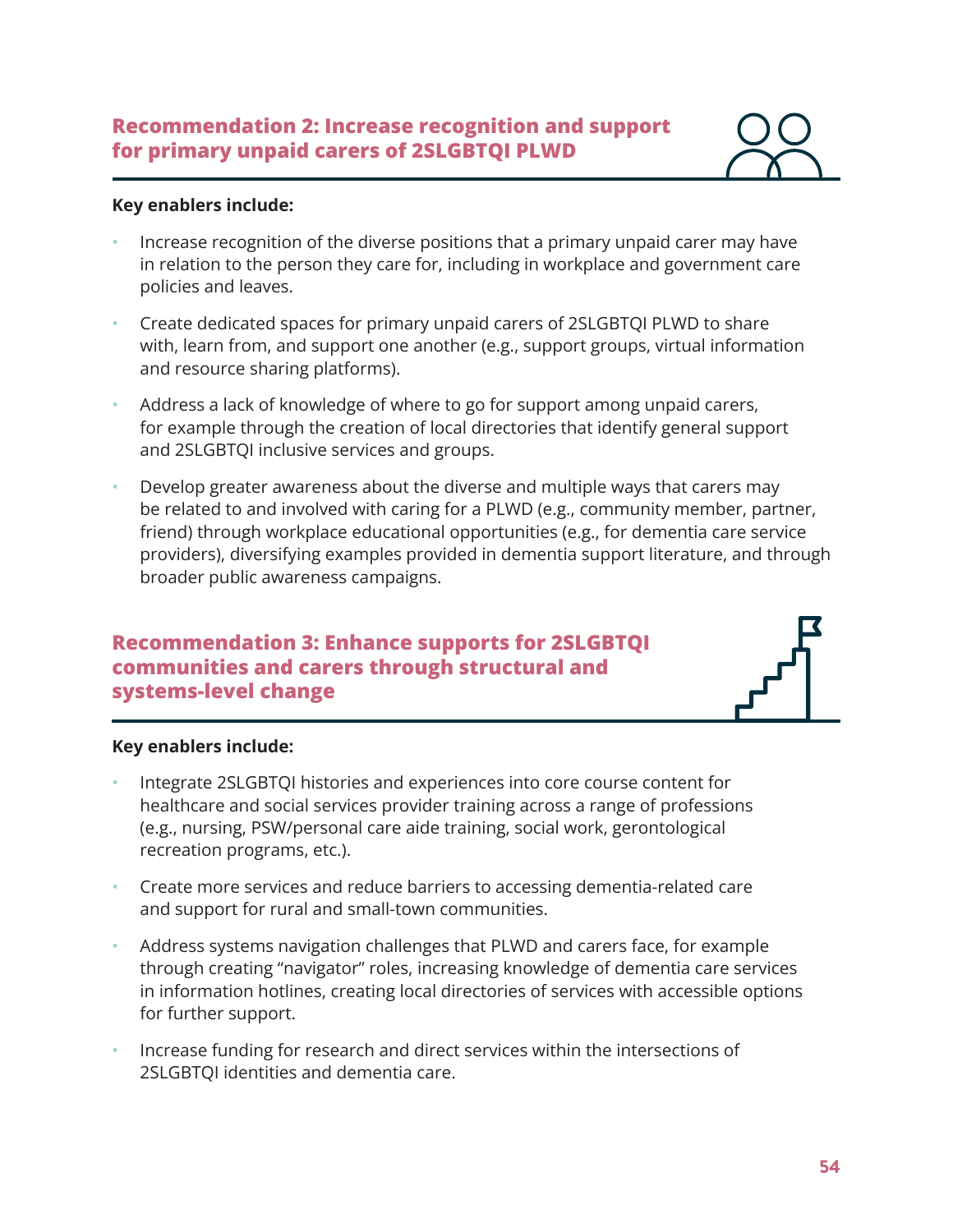## Recommendation 2: Increase recognition and support for primary unpaid carers of 2SLGBTQI PLWD

**Key enablers include:**

- Increase recognition of the diverse positions that a primary unpaid carer may have in relation to the person they care for, including in workplace and government care policies and leaves.
- Create dedicated spaces for primary unpaid carers of 2SLGBTQI PLWD to share with, learn from, and support one another (e.g., support groups, virtual information and resource sharing platforms).
- Address a lack of knowledge of where to go for support among unpaid carers, for example through the creation of local directories that identify general support and 2SLGBTQI inclusive services and groups.
- Develop greater awareness about the diverse and multiple ways that carers may be related to and involved with caring for a PLWD (e.g., community member, partner, friend) through workplace educational opportunities (e.g., for dementia care service providers), diversifying examples provided in dementia support literature, and through broader public awareness campaigns.

## Recommendation 3: Enhance supports for 2SLGBTQI communities and carers through structural and systems-level change

**Key enablers include:**

- Integrate 2SLGBTQI histories and experiences into core course content for healthcare and social services provider training across a range of professions (e.g., nursing, PSW/personal care aide training, social work, gerontological recreation programs, etc.).
- Create more services and reduce barriers to accessing dementia-related care and support for rural and small-town communities.
- Address systems navigation challenges that PLWD and carers face, for example through creating "navigator" roles, increasing knowledge of dementia care services in information hotlines, creating local directories of services with accessible options for further support.
- Increase funding for research and direct services within the intersections of 2SLGBTQI identities and dementia care.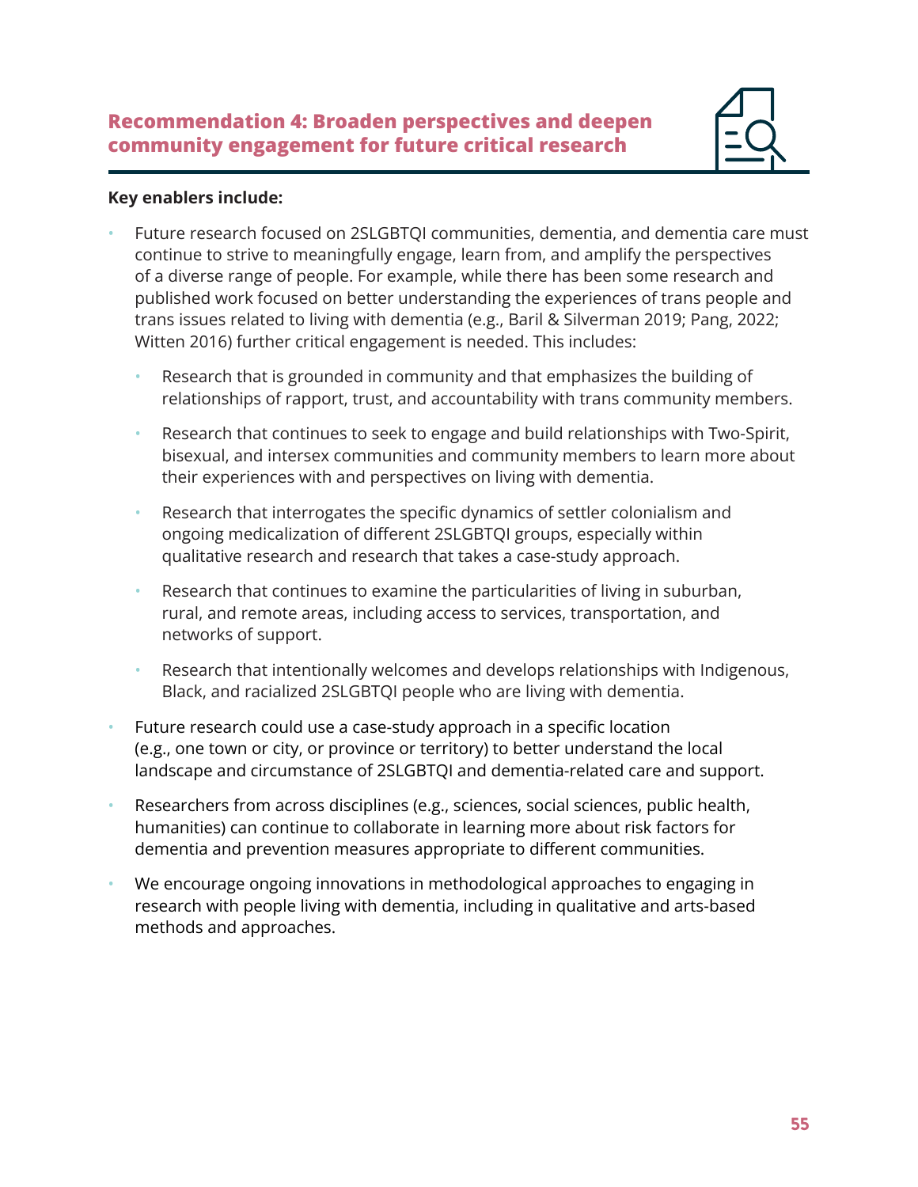## Recommendation 4: Broaden perspectives and deepen community engagement for future critical research

**Key enablers include:**

- Future research focused on 2SLGBTQI communities, dementia, and dementia care must continue to strive to meaningfully engage, learn from, and amplify the perspectives of a diverse range of people. For example, while there has been some research and published work focused on better understanding the experiences of trans people and trans issues related to living with dementia (e.g., Baril & Silverman 2019; Pang, 2022; Witten 2016) further critical engagement is needed. This includes:
  - Research that is grounded in community and that emphasizes the building of relationships of rapport, trust, and accountability with trans community members.
  - Research that continues to seek to engage and build relationships with Two-Spirit, bisexual, and intersex communities and community members to learn more about their experiences with and perspectives on living with dementia.
  - Research that interrogates the specific dynamics of settler colonialism and ongoing medicalization of different 2SLGBTQI groups, especially within qualitative research and research that takes a case-study approach.
  - Research that continues to examine the particularities of living in suburban, rural, and remote areas, including access to services, transportation, and networks of support.
  - Research that intentionally welcomes and develops relationships with Indigenous, Black, and racialized 2SLGBTQI people who are living with dementia.
- Future research could use a case-study approach in a specific location (e.g., one town or city, or province or territory) to better understand the local landscape and circumstance of 2SLGBTQI and dementia-related care and support.
- Researchers from across disciplines (e.g., sciences, social sciences, public health, humanities) can continue to collaborate in learning more about risk factors for dementia and prevention measures appropriate to different communities.
- We encourage ongoing innovations in methodological approaches to engaging in research with people living with dementia, including in qualitative and arts-based methods and approaches.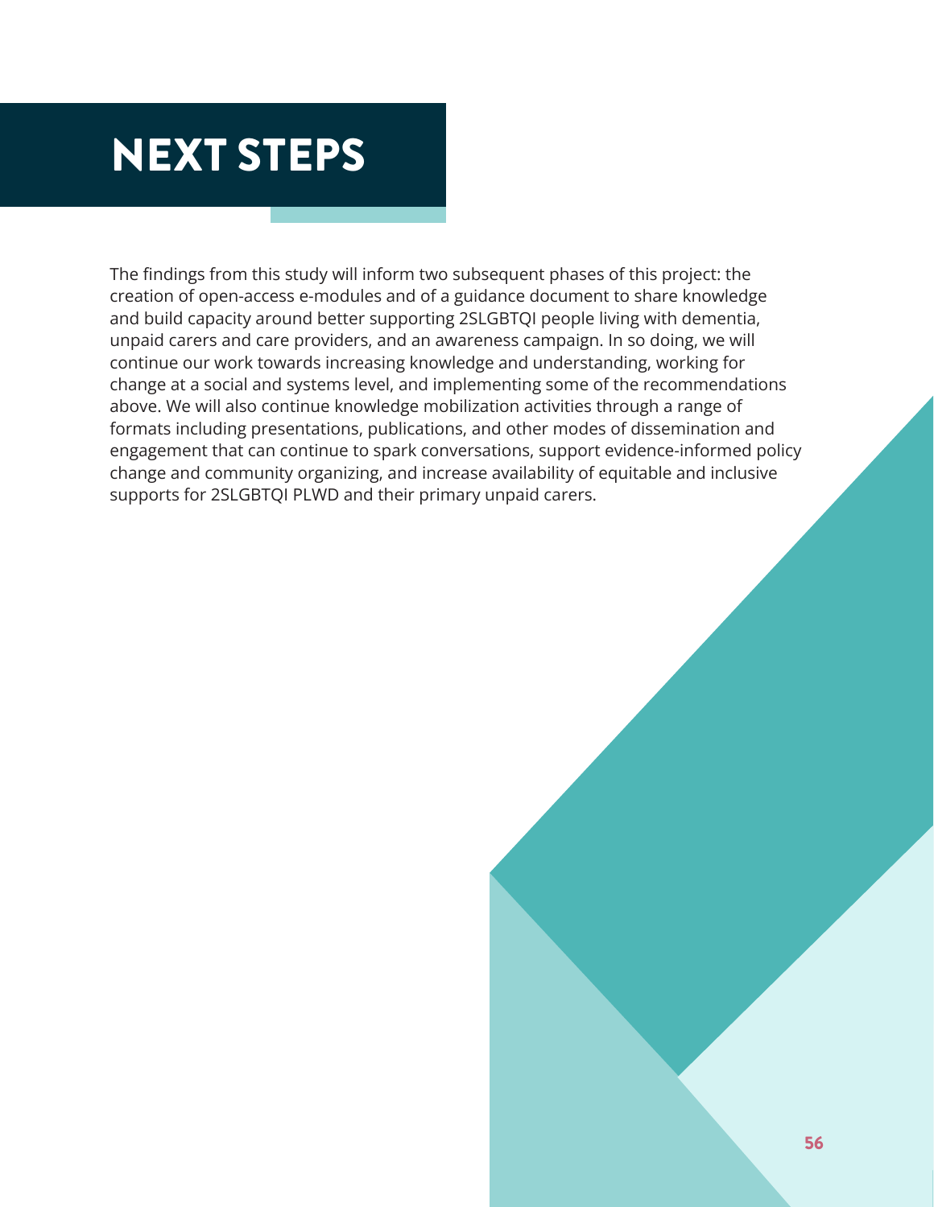# NEXT STEPS

The findings from this study will inform two subsequent phases of this project: the creation of open-access e-modules and of a guidance document to share knowledge and build capacity around better supporting 2SLGBTQI people living with dementia, unpaid carers and care providers, and an awareness campaign. In so doing, we will continue our work towards increasing knowledge and understanding, working for change at a social and systems level, and implementing some of the recommendations above. We will also continue knowledge mobilization activities through a range of formats including presentations, publications, and other modes of dissemination and engagement that can continue to spark conversations, support evidence-informed policy change and community organizing, and increase availability of equitable and inclusive supports for 2SLGBTQI PLWD and their primary unpaid carers.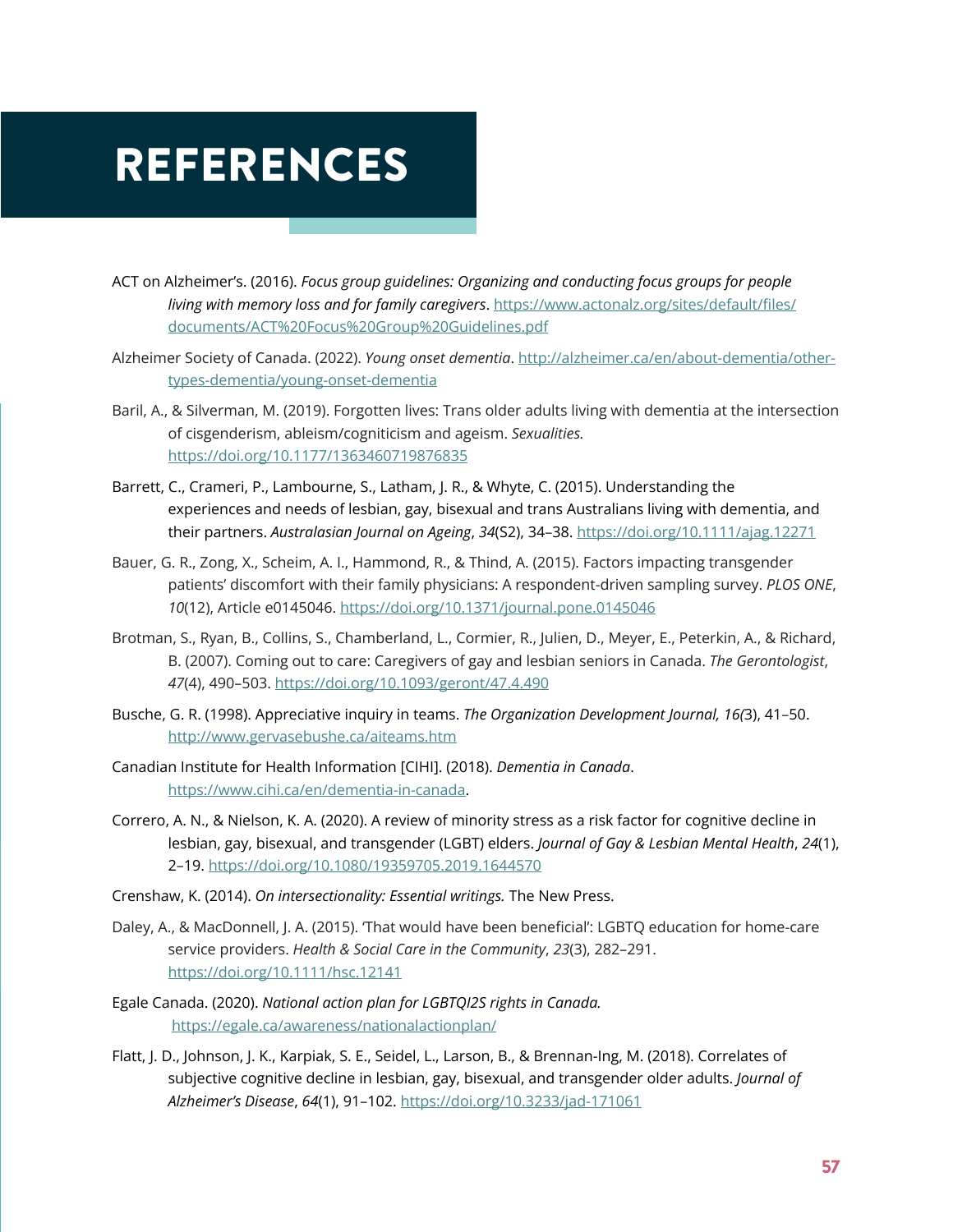# REFERENCES

ACT on Alzheimer's. (2016). *Focus group guidelines: Organizing and conducting focus groups for people living with memory loss and for family caregivers*. https://www.actonalz.org/sites/default/files/documents/ACT%20Focus%20Group%20Guidelines.pdf

Alzheimer Society of Canada. (2022). *Young onset dementia*. http://alzheimer.ca/en/about-dementia/other-types-dementia/young-onset-dementia

Baril, A., & Silverman, M. (2019). Forgotten lives: Trans older adults living with dementia at the intersection of cisgenderism, ableism/cogniticism and ageism. *Sexualities.* https://doi.org/10.1177/1363460719876835

Barrett, C., Crameri, P., Lambourne, S., Latham, J. R., & Whyte, C. (2015). Understanding the experiences and needs of lesbian, gay, bisexual and trans Australians living with dementia, and their partners. *Australasian Journal on Ageing*, *34*(S2), 34–38. https://doi.org/10.1111/ajag.12271

Bauer, G. R., Zong, X., Scheim, A. I., Hammond, R., & Thind, A. (2015). Factors impacting transgender patients' discomfort with their family physicians: A respondent-driven sampling survey. *PLOS ONE*, *10*(12), Article e0145046. https://doi.org/10.1371/journal.pone.0145046

Brotman, S., Ryan, B., Collins, S., Chamberland, L., Cormier, R., Julien, D., Meyer, E., Peterkin, A., & Richard, B. (2007). Coming out to care: Caregivers of gay and lesbian seniors in Canada. *The Gerontologist*, *47*(4), 490–503. https://doi.org/10.1093/geront/47.4.490

Busche, G. R. (1998). Appreciative inquiry in teams. *The Organization Development Journal, 16(*3), 41–50. http://www.gervasebushe.ca/aiteams.htm

Canadian Institute for Health Information [CIHI]. (2018). *Dementia in Canada*. https://www.cihi.ca/en/dementia-in-canada.

Correro, A. N., & Nielson, K. A. (2020). A review of minority stress as a risk factor for cognitive decline in lesbian, gay, bisexual, and transgender (LGBT) elders. *Journal of Gay & Lesbian Mental Health*, *24*(1), 2–19. https://doi.org/10.1080/19359705.2019.1644570

Crenshaw, K. (2014). *On intersectionality: Essential writings.* The New Press.

Daley, A., & MacDonnell, J. A. (2015). 'That would have been beneficial': LGBTQ education for home-care service providers. *Health & Social Care in the Community*, *23*(3), 282–291. https://doi.org/10.1111/hsc.12141

Egale Canada. (2020). *National action plan for LGBTQI2S rights in Canada.* https://egale.ca/awareness/nationalactionplan/

Flatt, J. D., Johnson, J. K., Karpiak, S. E., Seidel, L., Larson, B., & Brennan-Ing, M. (2018). Correlates of subjective cognitive decline in lesbian, gay, bisexual, and transgender older adults. *Journal of Alzheimer's Disease*, *64*(1), 91–102. https://doi.org/10.3233/jad-171061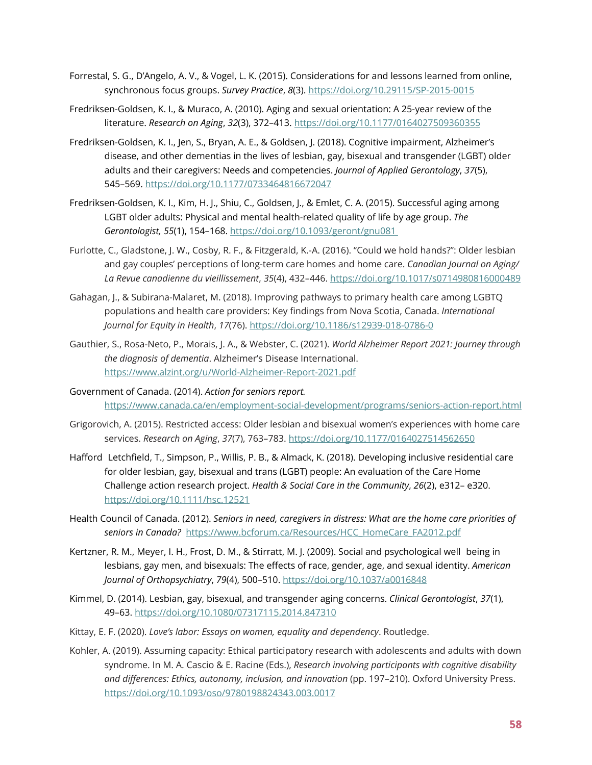Forrestal, S. G., D'Angelo, A. V., & Vogel, L. K. (2015). Considerations for and lessons learned from online, synchronous focus groups. *Survey Practice*, *8*(3). https://doi.org/10.29115/SP-2015-0015

Fredriksen-Goldsen, K. I., & Muraco, A. (2010). Aging and sexual orientation: A 25-year review of the literature. *Research on Aging*, *32*(3), 372–413. https://doi.org/10.1177/0164027509360355

Fredriksen-Goldsen, K. I., Jen, S., Bryan, A. E., & Goldsen, J. (2018). Cognitive impairment, Alzheimer's disease, and other dementias in the lives of lesbian, gay, bisexual and transgender (LGBT) older adults and their caregivers: Needs and competencies. *Journal of Applied Gerontology*, *37*(5), 545–569. https://doi.org/10.1177/0733464816672047

Fredriksen-Goldsen, K. I., Kim, H. J., Shiu, C., Goldsen, J., & Emlet, C. A. (2015). Successful aging among LGBT older adults: Physical and mental health-related quality of life by age group. *The Gerontologist, 55*(1), 154–168. https://doi.org/10.1093/geront/gnu081

Furlotte, C., Gladstone, J. W., Cosby, R. F., & Fitzgerald, K.-A. (2016). "Could we hold hands?": Older lesbian and gay couples' perceptions of long-term care homes and home care. *Canadian Journal on Aging/ La Revue canadienne du vieillissement*, *35*(4), 432–446. https://doi.org/10.1017/s0714980816000489

Gahagan, J., & Subirana-Malaret, M. (2018). Improving pathways to primary health care among LGBTQ populations and health care providers: Key findings from Nova Scotia, Canada. *International Journal for Equity in Health*, *17*(76). https://doi.org/10.1186/s12939-018-0786-0

Gauthier, S., Rosa-Neto, P., Morais, J. A., & Webster, C. (2021). *World Alzheimer Report 2021: Journey through the diagnosis of dementia*. Alzheimer's Disease International. https://www.alzint.org/u/World-Alzheimer-Report-2021.pdf

Government of Canada. (2014). *Action for seniors report.* https://www.canada.ca/en/employment-social-development/programs/seniors-action-report.html

Grigorovich, A. (2015). Restricted access: Older lesbian and bisexual women's experiences with home care services. *Research on Aging*, *37*(7), 763–783. https://doi.org/10.1177/0164027514562650

Hafford Letchfield, T., Simpson, P., Willis, P. B., & Almack, K. (2018). Developing inclusive residential care for older lesbian, gay, bisexual and trans (LGBT) people: An evaluation of the Care Home Challenge action research project. *Health & Social Care in the Community*, *26*(2), e312– e320. https://doi.org/10.1111/hsc.12521

Health Council of Canada. (2012). *Seniors in need, caregivers in distress: What are the home care priorities of seniors in Canada?* https://www.bcforum.ca/Resources/HCC_HomeCare_FA2012.pdf

Kertzner, R. M., Meyer, I. H., Frost, D. M., & Stirratt, M. J. (2009). Social and psychological well being in lesbians, gay men, and bisexuals: The effects of race, gender, age, and sexual identity. *American Journal of Orthopsychiatry*, *79*(4), 500–510. https://doi.org/10.1037/a0016848

Kimmel, D. (2014). Lesbian, gay, bisexual, and transgender aging concerns. *Clinical Gerontologist*, *37*(1), 49–63. https://doi.org/10.1080/07317115.2014.847310

Kittay, E. F. (2020). *Love's labor: Essays on women, equality and dependency*. Routledge.

Kohler, A. (2019). Assuming capacity: Ethical participatory research with adolescents and adults with down syndrome. In M. A. Cascio & E. Racine (Eds.), *Research involving participants with cognitive disability and differences: Ethics, autonomy, inclusion, and innovation* (pp. 197–210). Oxford University Press. https://doi.org/10.1093/oso/9780198824343.003.0017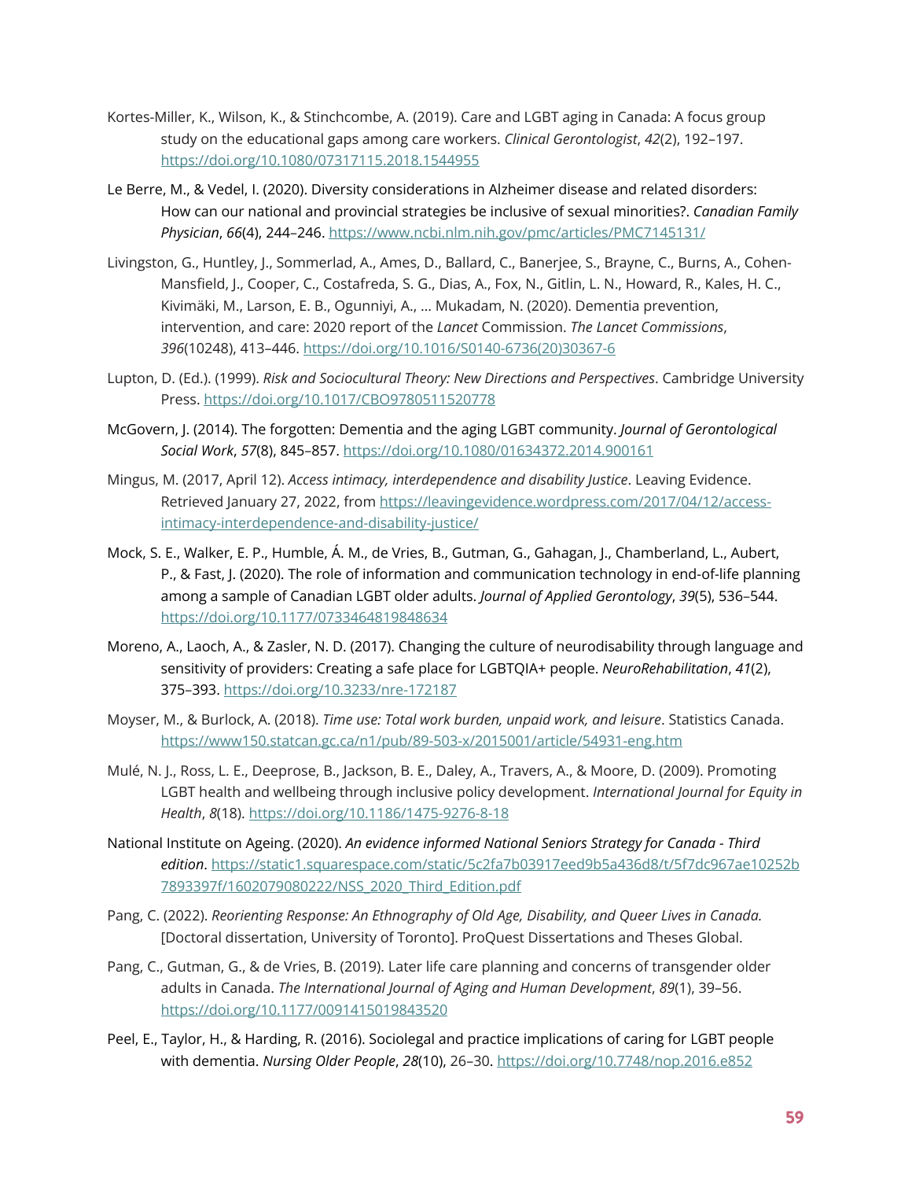Kortes-Miller, K., Wilson, K., & Stinchcombe, A. (2019). Care and LGBT aging in Canada: A focus group study on the educational gaps among care workers. *Clinical Gerontologist*, *42*(2), 192–197. https://doi.org/10.1080/07317115.2018.1544955

Le Berre, M., & Vedel, I. (2020). Diversity considerations in Alzheimer disease and related disorders: How can our national and provincial strategies be inclusive of sexual minorities?. *Canadian Family Physician*, *66*(4), 244–246. https://www.ncbi.nlm.nih.gov/pmc/articles/PMC7145131/

Livingston, G., Huntley, J., Sommerlad, A., Ames, D., Ballard, C., Banerjee, S., Brayne, C., Burns, A., Cohen-Mansfield, J., Cooper, C., Costafreda, S. G., Dias, A., Fox, N., Gitlin, L. N., Howard, R., Kales, H. C., Kivimäki, M., Larson, E. B., Ogunniyi, A., … Mukadam, N. (2020). Dementia prevention, intervention, and care: 2020 report of the *Lancet* Commission. *The Lancet Commissions*, *396*(10248), 413–446. https://doi.org/10.1016/S0140-6736(20)30367-6

Lupton, D. (Ed.). (1999). *Risk and Sociocultural Theory: New Directions and Perspectives*. Cambridge University Press. https://doi.org/10.1017/CBO9780511520778

McGovern, J. (2014). The forgotten: Dementia and the aging LGBT community. *Journal of Gerontological Social Work*, *57*(8), 845–857. https://doi.org/10.1080/01634372.2014.900161

Mingus, M. (2017, April 12). *Access intimacy, interdependence and disability Justice*. Leaving Evidence. Retrieved January 27, 2022, from https://leavingevidence.wordpress.com/2017/04/12/access-intimacy-interdependence-and-disability-justice/

Mock, S. E., Walker, E. P., Humble, Á. M., de Vries, B., Gutman, G., Gahagan, J., Chamberland, L., Aubert, P., & Fast, J. (2020). The role of information and communication technology in end-of-life planning among a sample of Canadian LGBT older adults. *Journal of Applied Gerontology*, *39*(5), 536–544. https://doi.org/10.1177/0733464819848634

Moreno, A., Laoch, A., & Zasler, N. D. (2017). Changing the culture of neurodisability through language and sensitivity of providers: Creating a safe place for LGBTQIA+ people. *NeuroRehabilitation*, *41*(2), 375–393. https://doi.org/10.3233/nre-172187

Moyser, M., & Burlock, A. (2018). *Time use: Total work burden, unpaid work, and leisure*. Statistics Canada. https://www150.statcan.gc.ca/n1/pub/89-503-x/2015001/article/54931-eng.htm

Mulé, N. J., Ross, L. E., Deeprose, B., Jackson, B. E., Daley, A., Travers, A., & Moore, D. (2009). Promoting LGBT health and wellbeing through inclusive policy development. *International Journal for Equity in Health*, *8*(18). https://doi.org/10.1186/1475-9276-8-18

National Institute on Ageing. (2020). *An evidence informed National Seniors Strategy for Canada - Third edition*. https://static1.squarespace.com/static/5c2fa7b03917eed9b5a436d8/t/5f7dc967ae10252b7893397f/1602079080222/NSS_2020_Third_Edition.pdf

Pang, C. (2022). *Reorienting Response: An Ethnography of Old Age, Disability, and Queer Lives in Canada.* [Doctoral dissertation, University of Toronto]. ProQuest Dissertations and Theses Global.

Pang, C., Gutman, G., & de Vries, B. (2019). Later life care planning and concerns of transgender older adults in Canada. *The International Journal of Aging and Human Development*, *89*(1), 39–56. https://doi.org/10.1177/0091415019843520

Peel, E., Taylor, H., & Harding, R. (2016). Sociolegal and practice implications of caring for LGBT people with dementia. *Nursing Older People*, *28*(10), 26–30. https://doi.org/10.7748/nop.2016.e852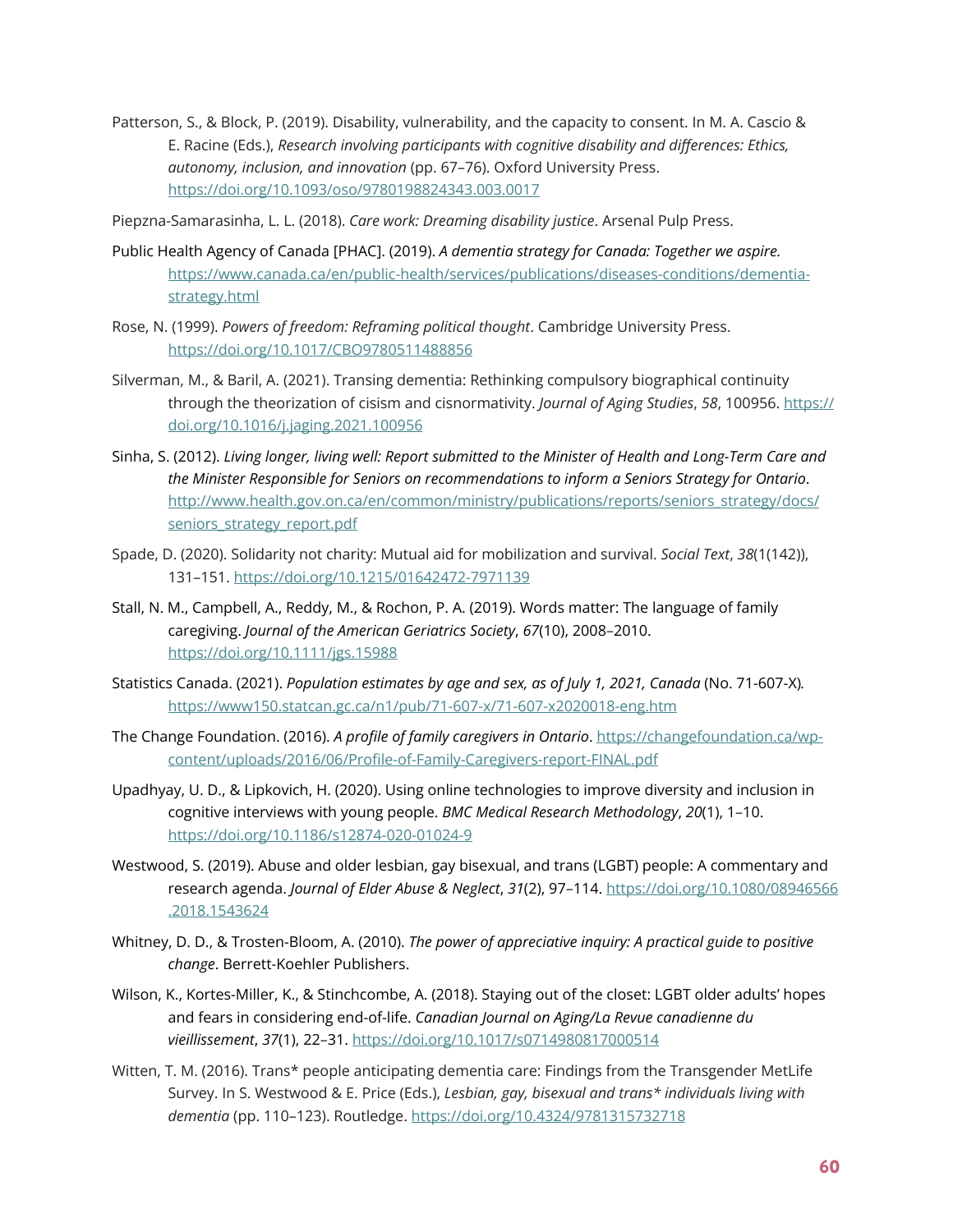Patterson, S., & Block, P. (2019). Disability, vulnerability, and the capacity to consent. In M. A. Cascio & E. Racine (Eds.), *Research involving participants with cognitive disability and differences: Ethics, autonomy, inclusion, and innovation* (pp. 67–76). Oxford University Press. https://doi.org/10.1093/oso/9780198824343.003.0017

Piepzna-Samarasinha, L. L. (2018). *Care work: Dreaming disability justice*. Arsenal Pulp Press.

Public Health Agency of Canada [PHAC]. (2019). *A dementia strategy for Canada: Together we aspire.* https://www.canada.ca/en/public-health/services/publications/diseases-conditions/dementia-strategy.html

Rose, N. (1999). *Powers of freedom: Reframing political thought*. Cambridge University Press. https://doi.org/10.1017/CBO9780511488856

Silverman, M., & Baril, A. (2021). Transing dementia: Rethinking compulsory biographical continuity through the theorization of cisism and cisnormativity. *Journal of Aging Studies*, *58*, 100956. https://doi.org/10.1016/j.jaging.2021.100956

Sinha, S. (2012). *Living longer, living well: Report submitted to the Minister of Health and Long-Term Care and the Minister Responsible for Seniors on recommendations to inform a Seniors Strategy for Ontario*. http://www.health.gov.on.ca/en/common/ministry/publications/reports/seniors_strategy/docs/seniors_strategy_report.pdf

Spade, D. (2020). Solidarity not charity: Mutual aid for mobilization and survival. *Social Text*, *38*(1(142)), 131–151. https://doi.org/10.1215/01642472-7971139

Stall, N. M., Campbell, A., Reddy, M., & Rochon, P. A. (2019). Words matter: The language of family caregiving. *Journal of the American Geriatrics Society*, *67*(10), 2008–2010. https://doi.org/10.1111/jgs.15988

Statistics Canada. (2021). *Population estimates by age and sex, as of July 1, 2021, Canada* (No. 71-607-X). https://www150.statcan.gc.ca/n1/pub/71-607-x/71-607-x2020018-eng.htm

The Change Foundation. (2016). *A profile of family caregivers in Ontario*. https://changefoundation.ca/wp-content/uploads/2016/06/Profile-of-Family-Caregivers-report-FINAL.pdf

Upadhyay, U. D., & Lipkovich, H. (2020). Using online technologies to improve diversity and inclusion in cognitive interviews with young people. *BMC Medical Research Methodology*, *20*(1), 1–10. https://doi.org/10.1186/s12874-020-01024-9

Westwood, S. (2019). Abuse and older lesbian, gay bisexual, and trans (LGBT) people: A commentary and research agenda. *Journal of Elder Abuse & Neglect*, *31*(2), 97–114. https://doi.org/10.1080/08946566.2018.1543624

Whitney, D. D., & Trosten-Bloom, A. (2010). *The power of appreciative inquiry: A practical guide to positive change*. Berrett-Koehler Publishers.

Wilson, K., Kortes-Miller, K., & Stinchcombe, A. (2018). Staying out of the closet: LGBT older adults' hopes and fears in considering end-of-life. *Canadian Journal on Aging/La Revue canadienne du vieillissement*, *37*(1), 22–31. https://doi.org/10.1017/s0714980817000514

Witten, T. M. (2016). Trans* people anticipating dementia care: Findings from the Transgender MetLife Survey. In S. Westwood & E. Price (Eds.), *Lesbian, gay, bisexual and trans* individuals living with dementia* (pp. 110–123). Routledge. https://doi.org/10.4324/9781315732718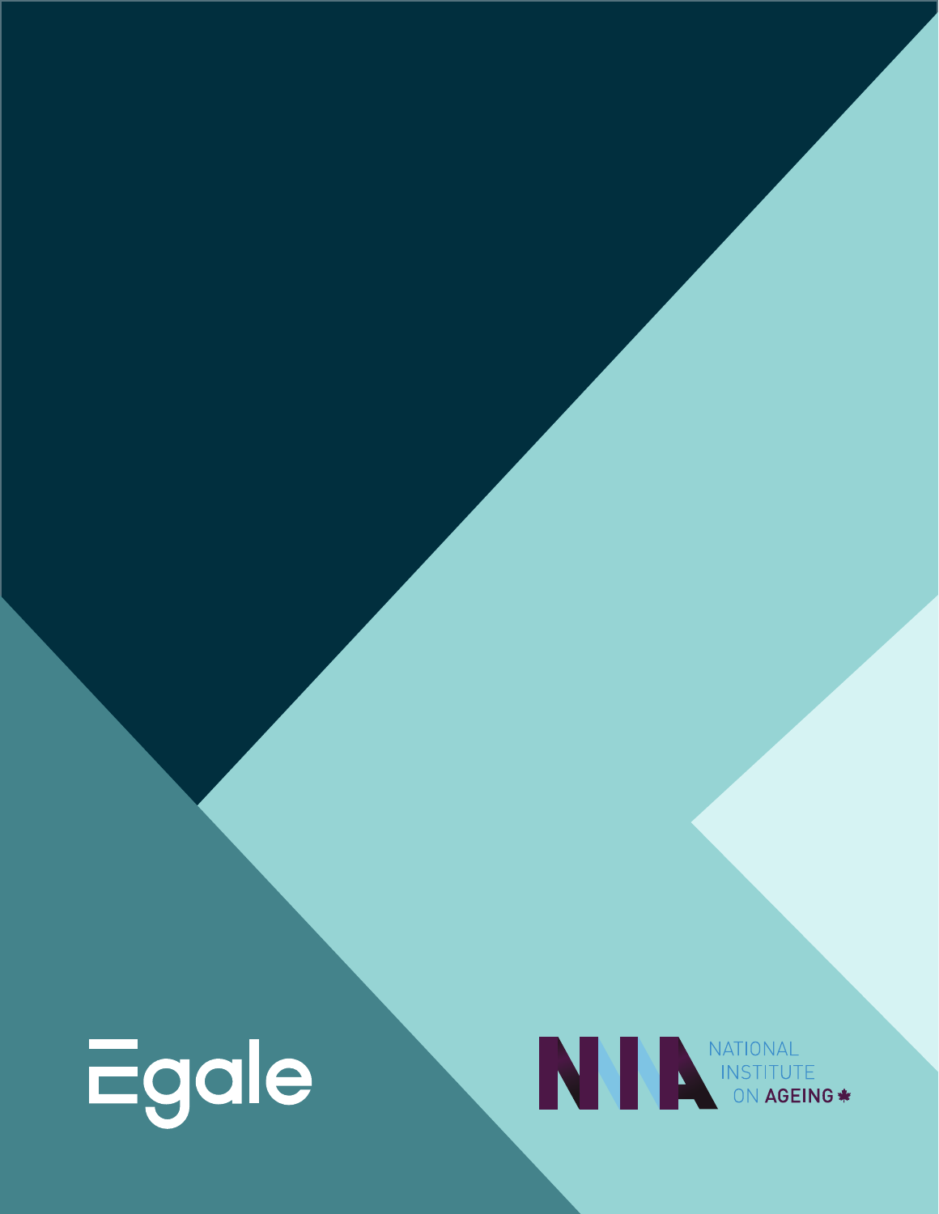Egale

NATIONAL INSTITUTE ON AGEING